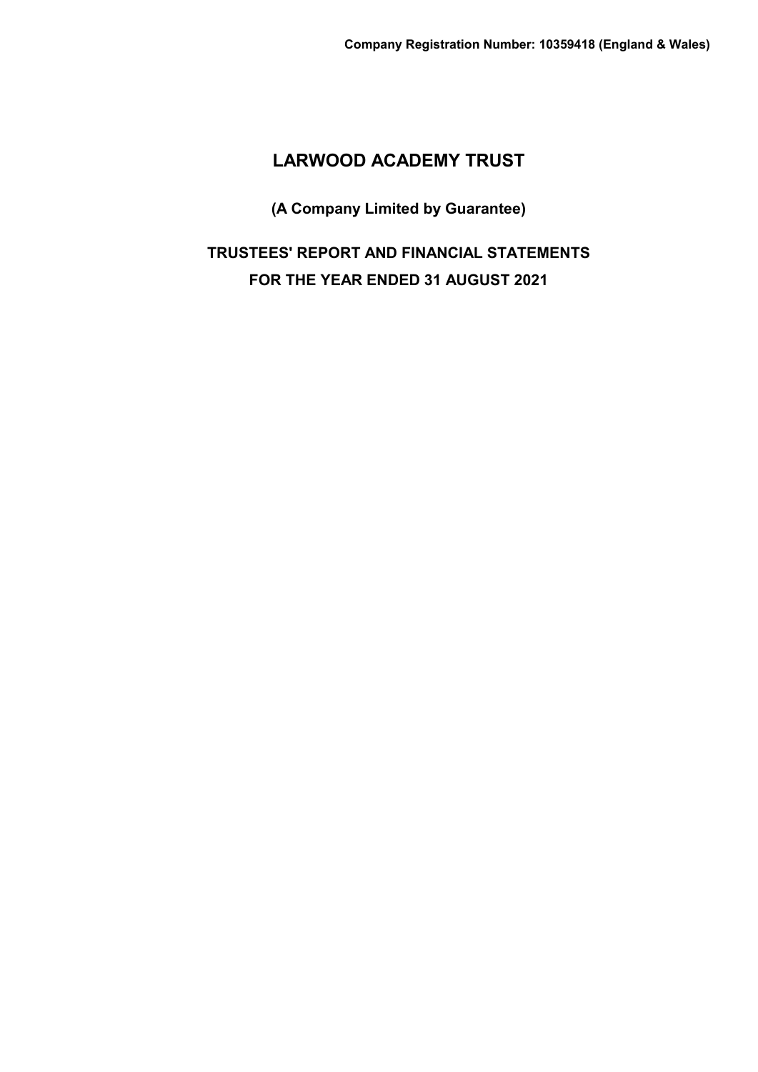**Company Registration Number: 10359418 (England & Wales)**

# LARWOOD ACADEMY TRUST

## (A Company Limited by Guarantee)

## TRUSTEES' REPORT AND FINANCIAL STATEMENTS
## FOR THE YEAR ENDED 31 AUGUST 2021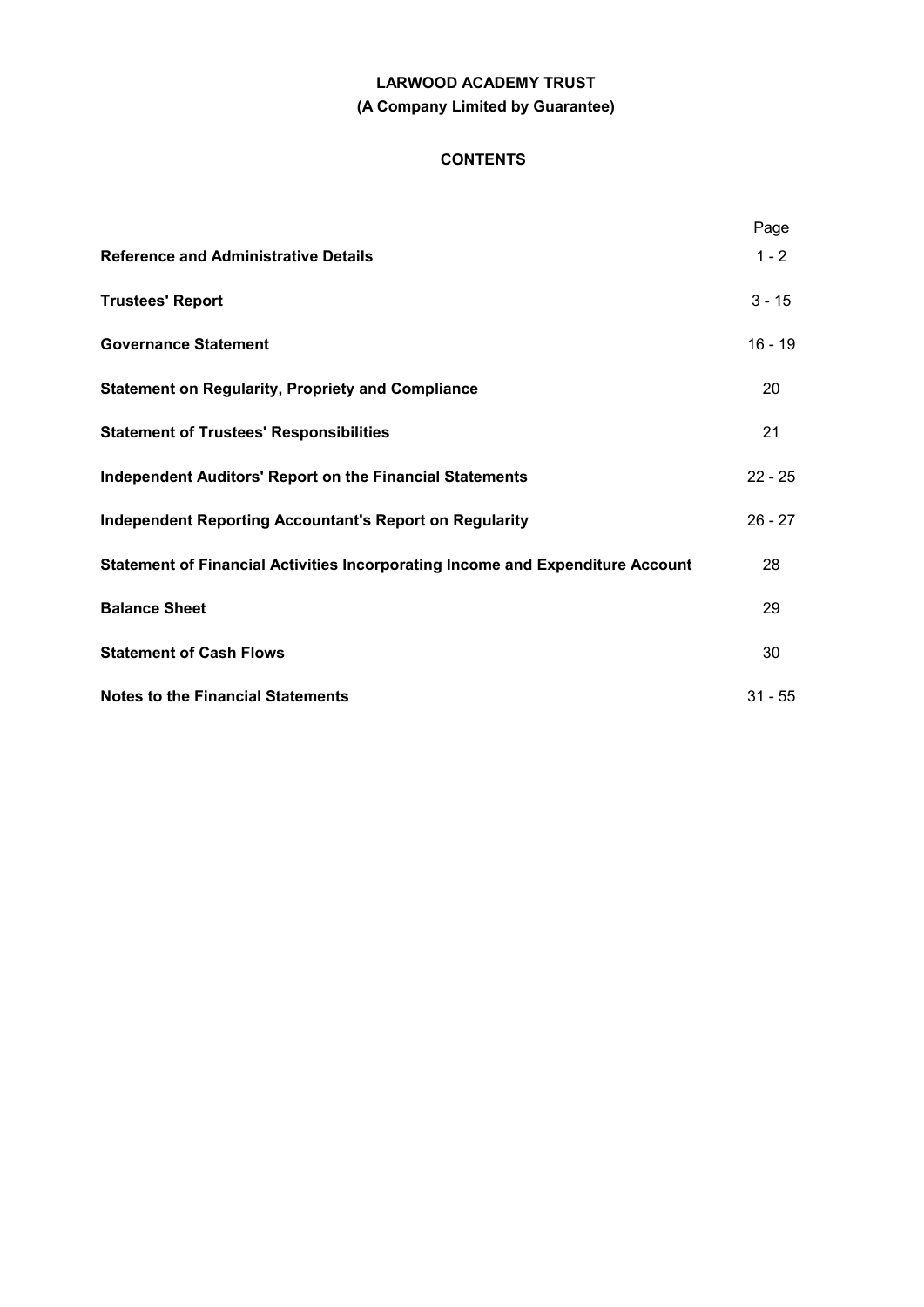**LARWOOD ACADEMY TRUST**
**(A Company Limited by Guarantee)**

## CONTENTS

| | Page |
|---|---|
| **Reference and Administrative Details** | 1 - 2 |
| **Trustees' Report** | 3 - 15 |
| **Governance Statement** | 16 - 19 |
| **Statement on Regularity, Propriety and Compliance** | 20 |
| **Statement of Trustees' Responsibilities** | 21 |
| **Independent Auditors' Report on the Financial Statements** | 22 - 25 |
| **Independent Reporting Accountant's Report on Regularity** | 26 - 27 |
| **Statement of Financial Activities Incorporating Income and Expenditure Account** | 28 |
| **Balance Sheet** | 29 |
| **Statement of Cash Flows** | 30 |
| **Notes to the Financial Statements** | 31 - 55 |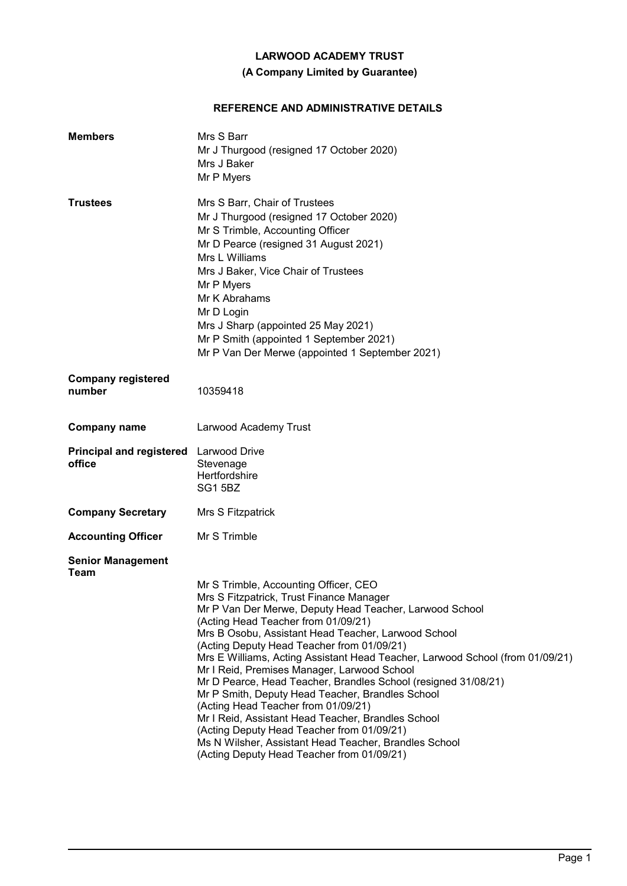# LARWOOD ACADEMY TRUST

## (A Company Limited by Guarantee)

### REFERENCE AND ADMINISTRATIVE DETAILS

| | |
|---|---|
| **Members** | Mrs S Barr<br>Mr J Thurgood (resigned 17 October 2020)<br>Mrs J Baker<br>Mr P Myers |
| **Trustees** | Mrs S Barr, Chair of Trustees<br>Mr J Thurgood (resigned 17 October 2020)<br>Mr S Trimble, Accounting Officer<br>Mr D Pearce (resigned 31 August 2021)<br>Mrs L Williams<br>Mrs J Baker, Vice Chair of Trustees<br>Mr P Myers<br>Mr K Abrahams<br>Mr D Login<br>Mrs J Sharp (appointed 25 May 2021)<br>Mr P Smith (appointed 1 September 2021)<br>Mr P Van Der Merwe (appointed 1 September 2021) |
| **Company registered number** | 10359418 |
| **Company name** | Larwood Academy Trust |
| **Principal and registered office** | Larwood Drive<br>Stevenage<br>Hertfordshire<br>SG1 5BZ |
| **Company Secretary** | Mrs S Fitzpatrick |
| **Accounting Officer** | Mr S Trimble |
| **Senior Management Team** | Mr S Trimble, Accounting Officer, CEO<br>Mrs S Fitzpatrick, Trust Finance Manager<br>Mr P Van Der Merwe, Deputy Head Teacher, Larwood School<br>(Acting Head Teacher from 01/09/21)<br>Mrs B Osobu, Assistant Head Teacher, Larwood School<br>(Acting Deputy Head Teacher from 01/09/21)<br>Mrs E Williams, Acting Assistant Head Teacher, Larwood School (from 01/09/21)<br>Mr I Reid, Premises Manager, Larwood School<br>Mr D Pearce, Head Teacher, Brandles School (resigned 31/08/21)<br>Mr P Smith, Deputy Head Teacher, Brandles School<br>(Acting Head Teacher from 01/09/21)<br>Mr I Reid, Assistant Head Teacher, Brandles School<br>(Acting Deputy Head Teacher from 01/09/21)<br>Ms N Wilsher, Assistant Head Teacher, Brandles School<br>(Acting Deputy Head Teacher from 01/09/21) |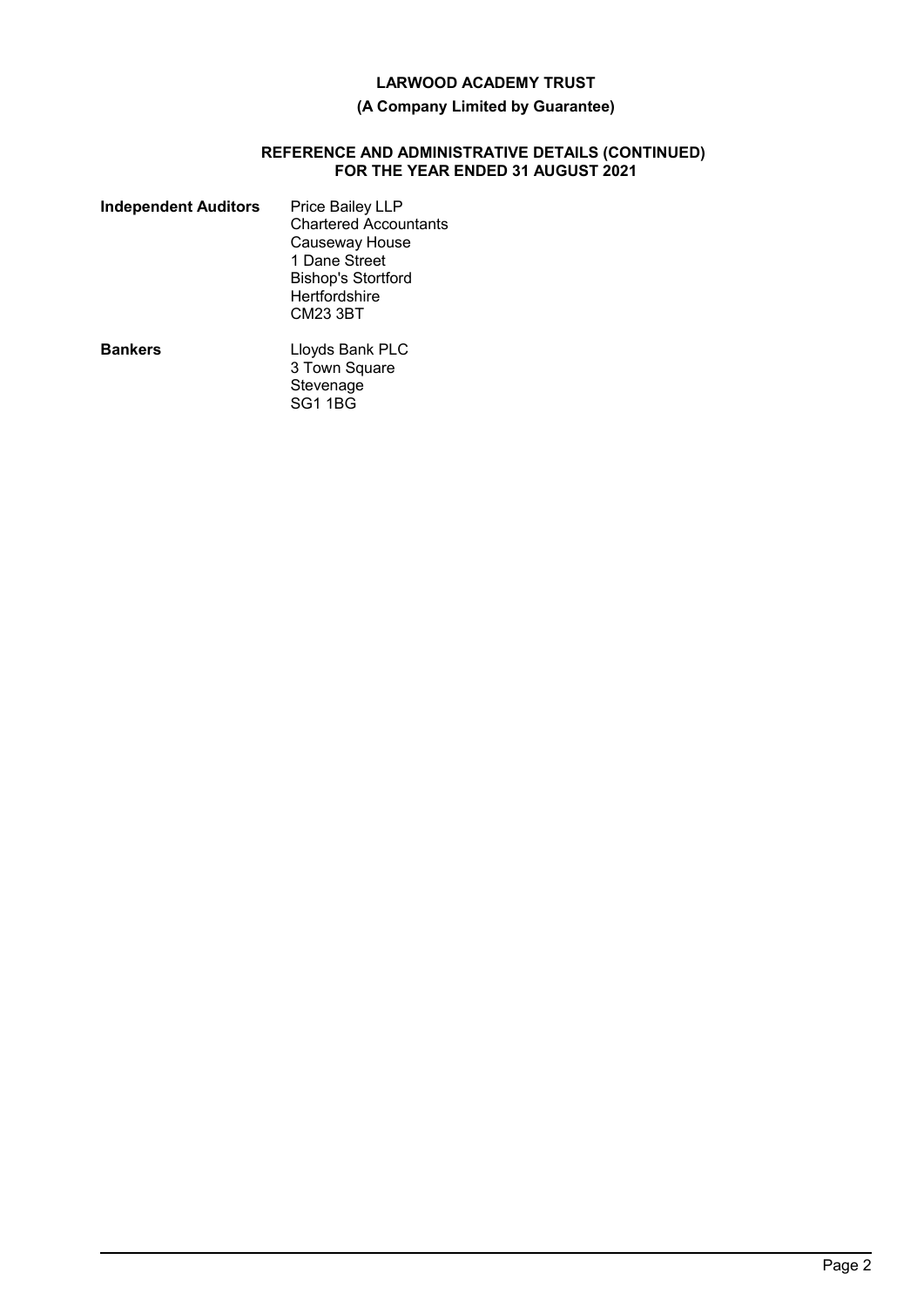**LARWOOD ACADEMY TRUST**

**(A Company Limited by Guarantee)**

**REFERENCE AND ADMINISTRATIVE DETAILS (CONTINUED)**
**FOR THE YEAR ENDED 31 AUGUST 2021**

| | |
|---|---|
| **Independent Auditors** | Price Bailey LLP<br>Chartered Accountants<br>Causeway House<br>1 Dane Street<br>Bishop's Stortford<br>Hertfordshire<br>CM23 3BT |
| **Bankers** | Lloyds Bank PLC<br>3 Town Square<br>Stevenage<br>SG1 1BG |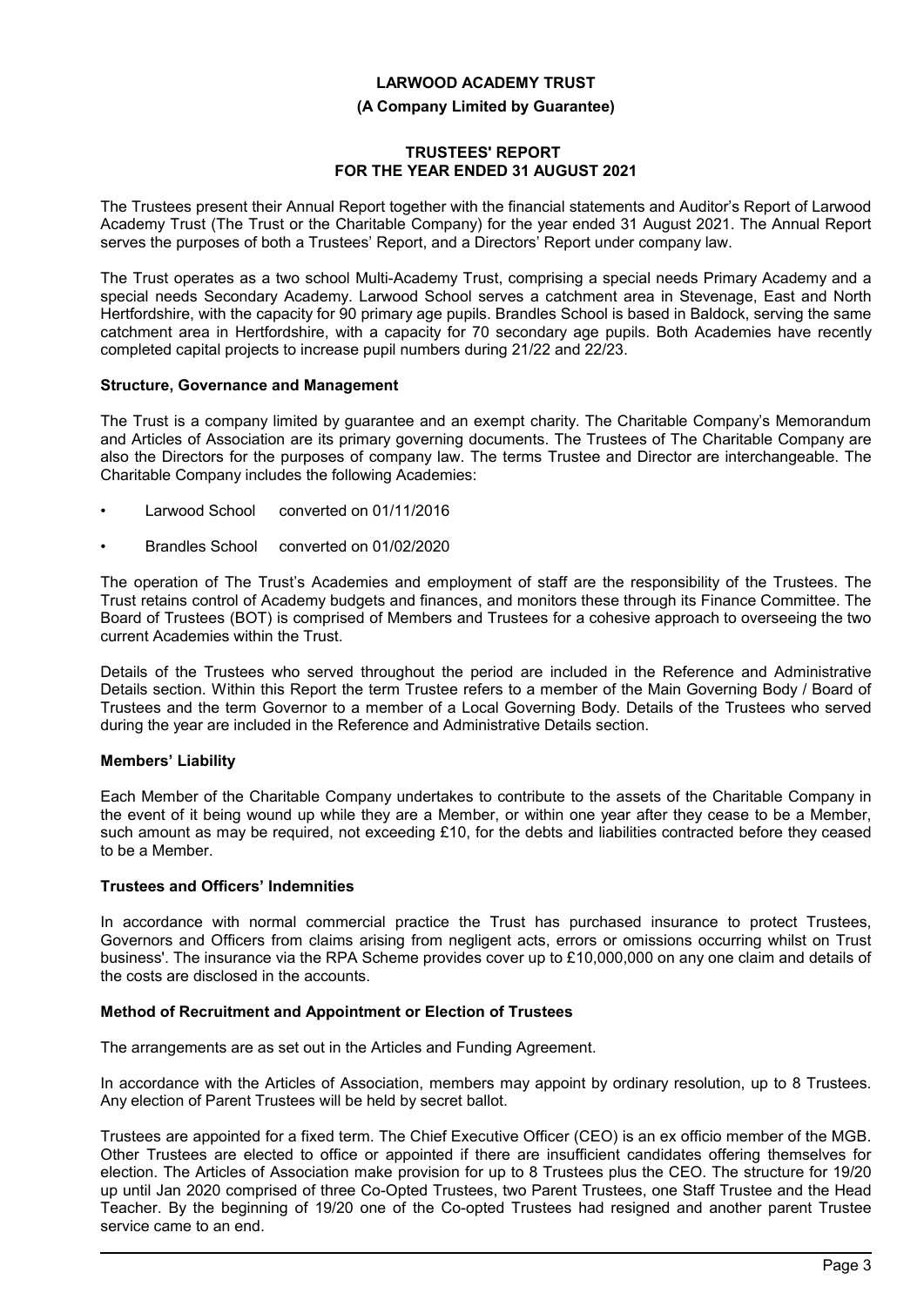# LARWOOD ACADEMY TRUST

**(A Company Limited by Guarantee)**

## TRUSTEES' REPORT
## FOR THE YEAR ENDED 31 AUGUST 2021

The Trustees present their Annual Report together with the financial statements and Auditor's Report of Larwood Academy Trust (The Trust or the Charitable Company) for the year ended 31 August 2021. The Annual Report serves the purposes of both a Trustees' Report, and a Directors' Report under company law.

The Trust operates as a two school Multi-Academy Trust, comprising a special needs Primary Academy and a special needs Secondary Academy. Larwood School serves a catchment area in Stevenage, East and North Hertfordshire, with the capacity for 90 primary age pupils. Brandles School is based in Baldock, serving the same catchment area in Hertfordshire, with a capacity for 70 secondary age pupils. Both Academies have recently completed capital projects to increase pupil numbers during 21/22 and 22/23.

### Structure, Governance and Management

The Trust is a company limited by guarantee and an exempt charity. The Charitable Company's Memorandum and Articles of Association are its primary governing documents. The Trustees of The Charitable Company are also the Directors for the purposes of company law. The terms Trustee and Director are interchangeable. The Charitable Company includes the following Academies:

- Larwood School converted on 01/11/2016
- Brandles School converted on 01/02/2020

The operation of The Trust's Academies and employment of staff are the responsibility of the Trustees. The Trust retains control of Academy budgets and finances, and monitors these through its Finance Committee. The Board of Trustees (BOT) is comprised of Members and Trustees for a cohesive approach to overseeing the two current Academies within the Trust.

Details of the Trustees who served throughout the period are included in the Reference and Administrative Details section. Within this Report the term Trustee refers to a member of the Main Governing Body / Board of Trustees and the term Governor to a member of a Local Governing Body. Details of the Trustees who served during the year are included in the Reference and Administrative Details section.

### Members' Liability

Each Member of the Charitable Company undertakes to contribute to the assets of the Charitable Company in the event of it being wound up while they are a Member, or within one year after they cease to be a Member, such amount as may be required, not exceeding £10, for the debts and liabilities contracted before they ceased to be a Member.

### Trustees and Officers' Indemnities

In accordance with normal commercial practice the Trust has purchased insurance to protect Trustees, Governors and Officers from claims arising from negligent acts, errors or omissions occurring whilst on Trust business'. The insurance via the RPA Scheme provides cover up to £10,000,000 on any one claim and details of the costs are disclosed in the accounts.

### Method of Recruitment and Appointment or Election of Trustees

The arrangements are as set out in the Articles and Funding Agreement.

In accordance with the Articles of Association, members may appoint by ordinary resolution, up to 8 Trustees. Any election of Parent Trustees will be held by secret ballot.

Trustees are appointed for a fixed term. The Chief Executive Officer (CEO) is an ex officio member of the MGB. Other Trustees are elected to office or appointed if there are insufficient candidates offering themselves for election. The Articles of Association make provision for up to 8 Trustees plus the CEO. The structure for 19/20 up until Jan 2020 comprised of three Co-Opted Trustees, two Parent Trustees, one Staff Trustee and the Head Teacher. By the beginning of 19/20 one of the Co-opted Trustees had resigned and another parent Trustee service came to an end.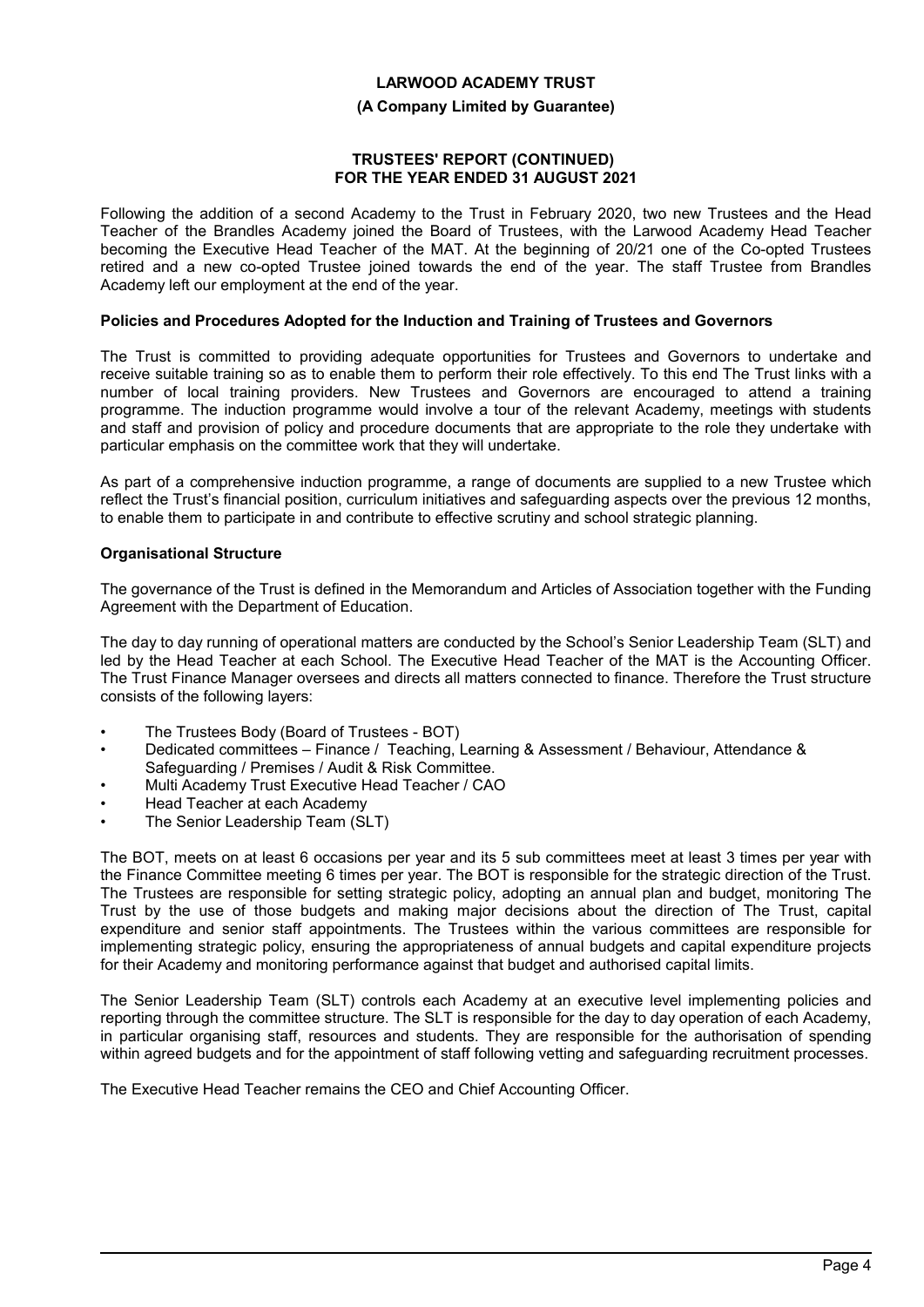Following the addition of a second Academy to the Trust in February 2020, two new Trustees and the Head Teacher of the Brandles Academy joined the Board of Trustees, with the Larwood Academy Head Teacher becoming the Executive Head Teacher of the MAT. At the beginning of 20/21 one of the Co-opted Trustees retired and a new co-opted Trustee joined towards the end of the year. The staff Trustee from Brandles Academy left our employment at the end of the year.

**Policies and Procedures Adopted for the Induction and Training of Trustees and Governors**

The Trust is committed to providing adequate opportunities for Trustees and Governors to undertake and receive suitable training so as to enable them to perform their role effectively. To this end The Trust links with a number of local training providers. New Trustees and Governors are encouraged to attend a training programme. The induction programme would involve a tour of the relevant Academy, meetings with students and staff and provision of policy and procedure documents that are appropriate to the role they undertake with particular emphasis on the committee work that they will undertake.

As part of a comprehensive induction programme, a range of documents are supplied to a new Trustee which reflect the Trust's financial position, curriculum initiatives and safeguarding aspects over the previous 12 months, to enable them to participate in and contribute to effective scrutiny and school strategic planning.

**Organisational Structure**

The governance of the Trust is defined in the Memorandum and Articles of Association together with the Funding Agreement with the Department of Education.

The day to day running of operational matters are conducted by the School's Senior Leadership Team (SLT) and led by the Head Teacher at each School. The Executive Head Teacher of the MAT is the Accounting Officer. The Trust Finance Manager oversees and directs all matters connected to finance. Therefore the Trust structure consists of the following layers:

- The Trustees Body (Board of Trustees - BOT)
- Dedicated committees – Finance / Teaching, Learning & Assessment / Behaviour, Attendance & Safeguarding / Premises / Audit & Risk Committee.
- Multi Academy Trust Executive Head Teacher / CAO
- Head Teacher at each Academy
- The Senior Leadership Team (SLT)

The BOT, meets on at least 6 occasions per year and its 5 sub committees meet at least 3 times per year with the Finance Committee meeting 6 times per year. The BOT is responsible for the strategic direction of the Trust. The Trustees are responsible for setting strategic policy, adopting an annual plan and budget, monitoring The Trust by the use of those budgets and making major decisions about the direction of The Trust, capital expenditure and senior staff appointments. The Trustees within the various committees are responsible for implementing strategic policy, ensuring the appropriateness of annual budgets and capital expenditure projects for their Academy and monitoring performance against that budget and authorised capital limits.

The Senior Leadership Team (SLT) controls each Academy at an executive level implementing policies and reporting through the committee structure. The SLT is responsible for the day to day operation of each Academy, in particular organising staff, resources and students. They are responsible for the authorisation of spending within agreed budgets and for the appointment of staff following vetting and safeguarding recruitment processes.

The Executive Head Teacher remains the CEO and Chief Accounting Officer.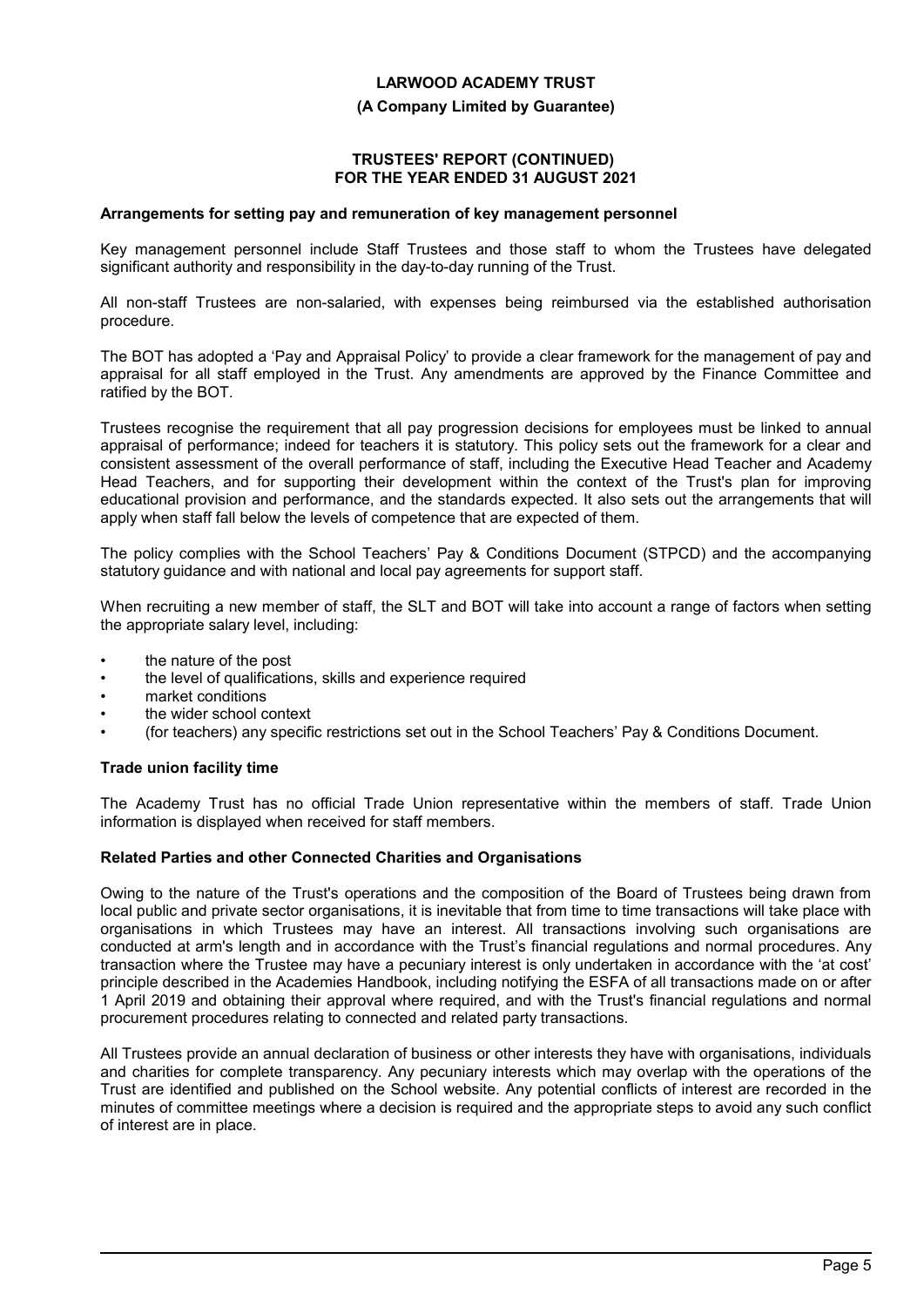### Arrangements for setting pay and remuneration of key management personnel

Key management personnel include Staff Trustees and those staff to whom the Trustees have delegated significant authority and responsibility in the day-to-day running of the Trust.

All non-staff Trustees are non-salaried, with expenses being reimbursed via the established authorisation procedure.

The BOT has adopted a 'Pay and Appraisal Policy' to provide a clear framework for the management of pay and appraisal for all staff employed in the Trust. Any amendments are approved by the Finance Committee and ratified by the BOT.

Trustees recognise the requirement that all pay progression decisions for employees must be linked to annual appraisal of performance; indeed for teachers it is statutory. This policy sets out the framework for a clear and consistent assessment of the overall performance of staff, including the Executive Head Teacher and Academy Head Teachers, and for supporting their development within the context of the Trust's plan for improving educational provision and performance, and the standards expected. It also sets out the arrangements that will apply when staff fall below the levels of competence that are expected of them.

The policy complies with the School Teachers' Pay & Conditions Document (STPCD) and the accompanying statutory guidance and with national and local pay agreements for support staff.

When recruiting a new member of staff, the SLT and BOT will take into account a range of factors when setting the appropriate salary level, including:

- the nature of the post
- the level of qualifications, skills and experience required
- market conditions
- the wider school context
- (for teachers) any specific restrictions set out in the School Teachers' Pay & Conditions Document.

### Trade union facility time

The Academy Trust has no official Trade Union representative within the members of staff. Trade Union information is displayed when received for staff members.

### Related Parties and other Connected Charities and Organisations

Owing to the nature of the Trust's operations and the composition of the Board of Trustees being drawn from local public and private sector organisations, it is inevitable that from time to time transactions will take place with organisations in which Trustees may have an interest. All transactions involving such organisations are conducted at arm's length and in accordance with the Trust's financial regulations and normal procedures. Any transaction where the Trustee may have a pecuniary interest is only undertaken in accordance with the 'at cost' principle described in the Academies Handbook, including notifying the ESFA of all transactions made on or after 1 April 2019 and obtaining their approval where required, and with the Trust's financial regulations and normal procurement procedures relating to connected and related party transactions.

All Trustees provide an annual declaration of business or other interests they have with organisations, individuals and charities for complete transparency. Any pecuniary interests which may overlap with the operations of the Trust are identified and published on the School website. Any potential conflicts of interest are recorded in the minutes of committee meetings where a decision is required and the appropriate steps to avoid any such conflict of interest are in place.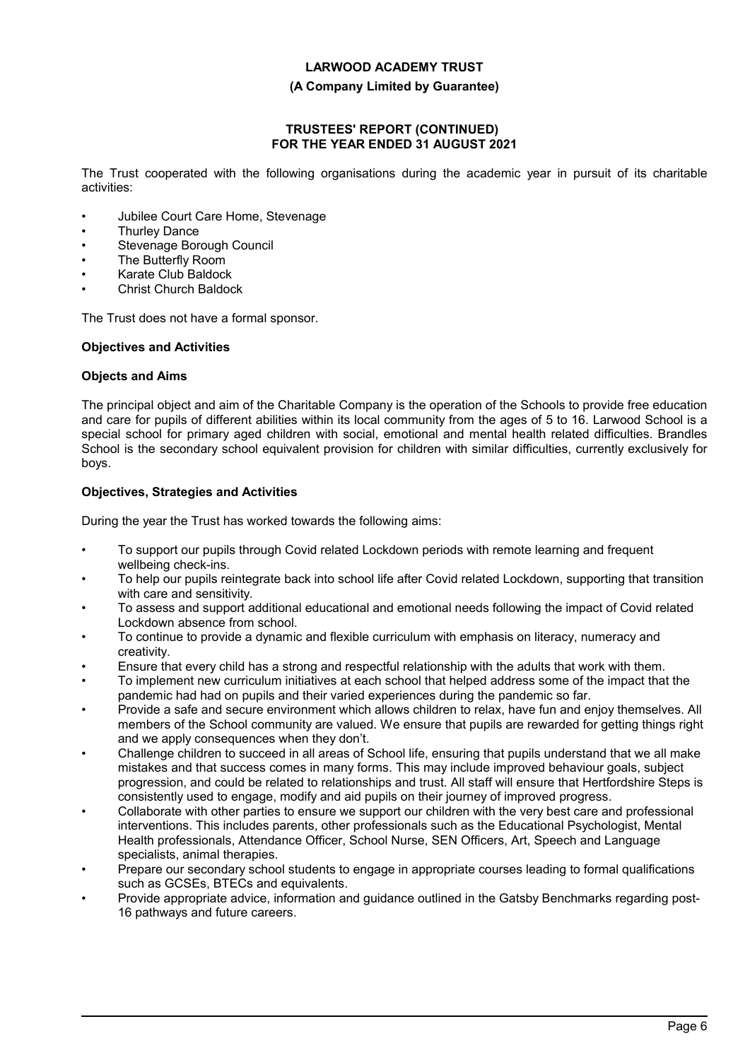The Trust cooperated with the following organisations during the academic year in pursuit of its charitable activities:

- Jubilee Court Care Home, Stevenage
- Thurley Dance
- Stevenage Borough Council
- The Butterfly Room
- Karate Club Baldock
- Christ Church Baldock

The Trust does not have a formal sponsor.

**Objectives and Activities**

**Objects and Aims**

The principal object and aim of the Charitable Company is the operation of the Schools to provide free education and care for pupils of different abilities within its local community from the ages of 5 to 16. Larwood School is a special school for primary aged children with social, emotional and mental health related difficulties. Brandles School is the secondary school equivalent provision for children with similar difficulties, currently exclusively for boys.

**Objectives, Strategies and Activities**

During the year the Trust has worked towards the following aims:

- To support our pupils through Covid related Lockdown periods with remote learning and frequent wellbeing check-ins.
- To help our pupils reintegrate back into school life after Covid related Lockdown, supporting that transition with care and sensitivity.
- To assess and support additional educational and emotional needs following the impact of Covid related Lockdown absence from school.
- To continue to provide a dynamic and flexible curriculum with emphasis on literacy, numeracy and creativity.
- Ensure that every child has a strong and respectful relationship with the adults that work with them.
- To implement new curriculum initiatives at each school that helped address some of the impact that the pandemic had had on pupils and their varied experiences during the pandemic so far.
- Provide a safe and secure environment which allows children to relax, have fun and enjoy themselves. All members of the School community are valued. We ensure that pupils are rewarded for getting things right and we apply consequences when they don't.
- Challenge children to succeed in all areas of School life, ensuring that pupils understand that we all make mistakes and that success comes in many forms. This may include improved behaviour goals, subject progression, and could be related to relationships and trust. All staff will ensure that Hertfordshire Steps is consistently used to engage, modify and aid pupils on their journey of improved progress.
- Collaborate with other parties to ensure we support our children with the very best care and professional interventions. This includes parents, other professionals such as the Educational Psychologist, Mental Health professionals, Attendance Officer, School Nurse, SEN Officers, Art, Speech and Language specialists, animal therapies.
- Prepare our secondary school students to engage in appropriate courses leading to formal qualifications such as GCSEs, BTECs and equivalents.
- Provide appropriate advice, information and guidance outlined in the Gatsby Benchmarks regarding post-16 pathways and future careers.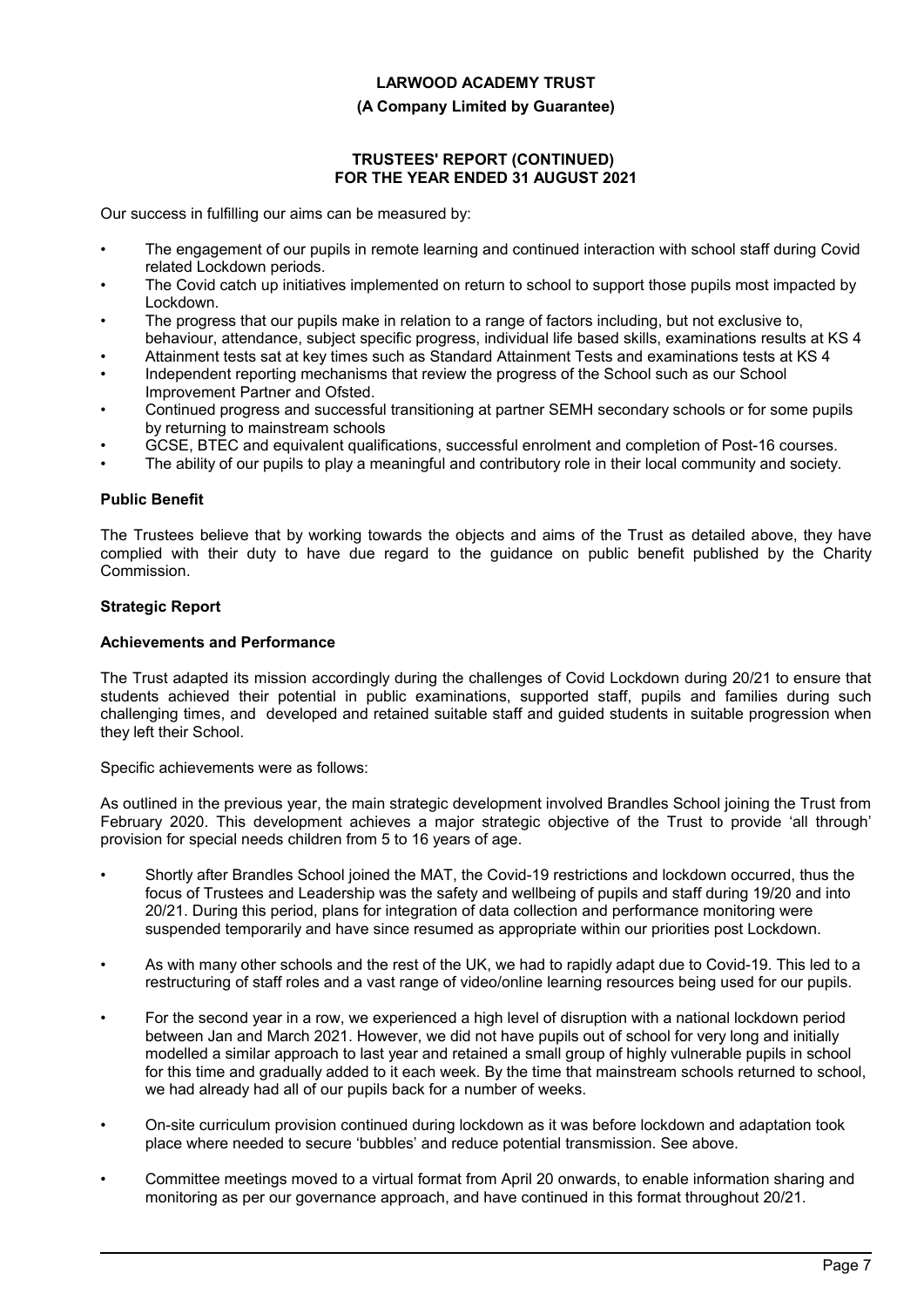Our success in fulfilling our aims can be measured by:

- The engagement of our pupils in remote learning and continued interaction with school staff during Covid related Lockdown periods.
- The Covid catch up initiatives implemented on return to school to support those pupils most impacted by Lockdown.
- The progress that our pupils make in relation to a range of factors including, but not exclusive to, behaviour, attendance, subject specific progress, individual life based skills, examinations results at KS 4
- Attainment tests sat at key times such as Standard Attainment Tests and examinations tests at KS 4
- Independent reporting mechanisms that review the progress of the School such as our School Improvement Partner and Ofsted.
- Continued progress and successful transitioning at partner SEMH secondary schools or for some pupils by returning to mainstream schools
- GCSE, BTEC and equivalent qualifications, successful enrolment and completion of Post-16 courses.
- The ability of our pupils to play a meaningful and contributory role in their local community and society.

### Public Benefit

The Trustees believe that by working towards the objects and aims of the Trust as detailed above, they have complied with their duty to have due regard to the guidance on public benefit published by the Charity Commission.

### Strategic Report

### Achievements and Performance

The Trust adapted its mission accordingly during the challenges of Covid Lockdown during 20/21 to ensure that students achieved their potential in public examinations, supported staff, pupils and families during such challenging times, and developed and retained suitable staff and guided students in suitable progression when they left their School.

Specific achievements were as follows:

As outlined in the previous year, the main strategic development involved Brandles School joining the Trust from February 2020. This development achieves a major strategic objective of the Trust to provide 'all through' provision for special needs children from 5 to 16 years of age.

- Shortly after Brandles School joined the MAT, the Covid-19 restrictions and lockdown occurred, thus the focus of Trustees and Leadership was the safety and wellbeing of pupils and staff during 19/20 and into 20/21. During this period, plans for integration of data collection and performance monitoring were suspended temporarily and have since resumed as appropriate within our priorities post Lockdown.

- As with many other schools and the rest of the UK, we had to rapidly adapt due to Covid-19. This led to a restructuring of staff roles and a vast range of video/online learning resources being used for our pupils.

- For the second year in a row, we experienced a high level of disruption with a national lockdown period between Jan and March 2021. However, we did not have pupils out of school for very long and initially modelled a similar approach to last year and retained a small group of highly vulnerable pupils in school for this time and gradually added to it each week. By the time that mainstream schools returned to school, we had already had all of our pupils back for a number of weeks.

- On-site curriculum provision continued during lockdown as it was before lockdown and adaptation took place where needed to secure 'bubbles' and reduce potential transmission. See above.

- Committee meetings moved to a virtual format from April 20 onwards, to enable information sharing and monitoring as per our governance approach, and have continued in this format throughout 20/21.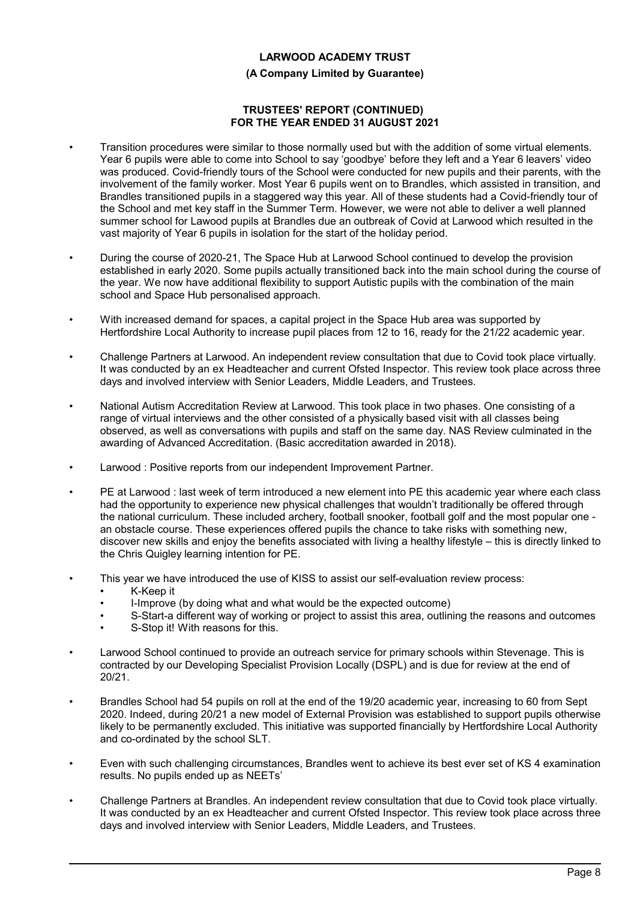- Transition procedures were similar to those normally used but with the addition of some virtual elements. Year 6 pupils were able to come into School to say 'goodbye' before they left and a Year 6 leavers' video was produced. Covid-friendly tours of the School were conducted for new pupils and their parents, with the involvement of the family worker. Most Year 6 pupils went on to Brandles, which assisted in transition, and Brandles transitioned pupils in a staggered way this year. All of these students had a Covid-friendly tour of the School and met key staff in the Summer Term. However, we were not able to deliver a well planned summer school for Lawood pupils at Brandles due an outbreak of Covid at Larwood which resulted in the vast majority of Year 6 pupils in isolation for the start of the holiday period.

- During the course of 2020-21, The Space Hub at Larwood School continued to develop the provision established in early 2020. Some pupils actually transitioned back into the main school during the course of the year. We now have additional flexibility to support Autistic pupils with the combination of the main school and Space Hub personalised approach.

- With increased demand for spaces, a capital project in the Space Hub area was supported by Hertfordshire Local Authority to increase pupil places from 12 to 16, ready for the 21/22 academic year.

- Challenge Partners at Larwood. An independent review consultation that due to Covid took place virtually. It was conducted by an ex Headteacher and current Ofsted Inspector. This review took place across three days and involved interview with Senior Leaders, Middle Leaders, and Trustees.

- National Autism Accreditation Review at Larwood. This took place in two phases. One consisting of a range of virtual interviews and the other consisted of a physically based visit with all classes being observed, as well as conversations with pupils and staff on the same day. NAS Review culminated in the awarding of Advanced Accreditation. (Basic accreditation awarded in 2018).

- Larwood : Positive reports from our independent Improvement Partner.

- PE at Larwood : last week of term introduced a new element into PE this academic year where each class had the opportunity to experience new physical challenges that wouldn't traditionally be offered through the national curriculum. These included archery, football snooker, football golf and the most popular one - an obstacle course. These experiences offered pupils the chance to take risks with something new, discover new skills and enjoy the benefits associated with living a healthy lifestyle – this is directly linked to the Chris Quigley learning intention for PE.

- This year we have introduced the use of KISS to assist our self-evaluation review process:
  - K-Keep it
  - I-Improve (by doing what and what would be the expected outcome)
  - S-Start-a different way of working or project to assist this area, outlining the reasons and outcomes
  - S-Stop it! With reasons for this.

- Larwood School continued to provide an outreach service for primary schools within Stevenage. This is contracted by our Developing Specialist Provision Locally (DSPL) and is due for review at the end of 20/21.

- Brandles School had 54 pupils on roll at the end of the 19/20 academic year, increasing to 60 from Sept 2020. Indeed, during 20/21 a new model of External Provision was established to support pupils otherwise likely to be permanently excluded. This initiative was supported financially by Hertfordshire Local Authority and co-ordinated by the school SLT.

- Even with such challenging circumstances, Brandles went to achieve its best ever set of KS 4 examination results. No pupils ended up as NEETs'

- Challenge Partners at Brandles. An independent review consultation that due to Covid took place virtually. It was conducted by an ex Headteacher and current Ofsted Inspector. This review took place across three days and involved interview with Senior Leaders, Middle Leaders, and Trustees.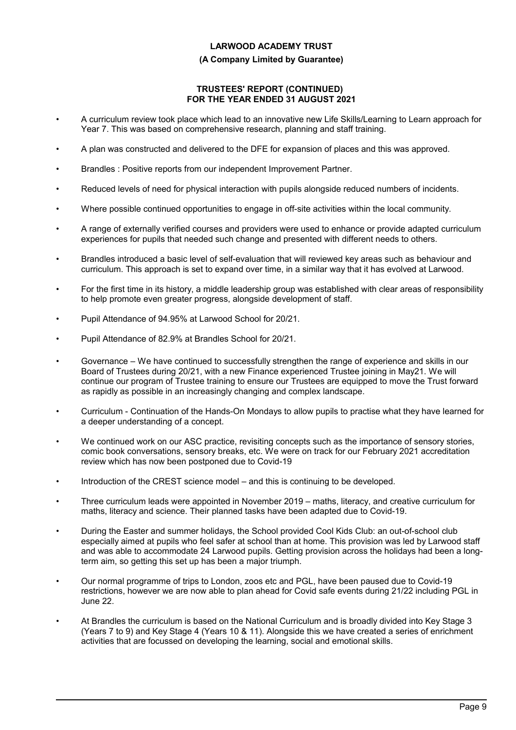- A curriculum review took place which lead to an innovative new Life Skills/Learning to Learn approach for Year 7. This was based on comprehensive research, planning and staff training.
- A plan was constructed and delivered to the DFE for expansion of places and this was approved.
- Brandles : Positive reports from our independent Improvement Partner.
- Reduced levels of need for physical interaction with pupils alongside reduced numbers of incidents.
- Where possible continued opportunities to engage in off-site activities within the local community.
- A range of externally verified courses and providers were used to enhance or provide adapted curriculum experiences for pupils that needed such change and presented with different needs to others.
- Brandles introduced a basic level of self-evaluation that will reviewed key areas such as behaviour and curriculum. This approach is set to expand over time, in a similar way that it has evolved at Larwood.
- For the first time in its history, a middle leadership group was established with clear areas of responsibility to help promote even greater progress, alongside development of staff.
- Pupil Attendance of 94.95% at Larwood School for 20/21.
- Pupil Attendance of 82.9% at Brandles School for 20/21.
- Governance – We have continued to successfully strengthen the range of experience and skills in our Board of Trustees during 20/21, with a new Finance experienced Trustee joining in May21. We will continue our program of Trustee training to ensure our Trustees are equipped to move the Trust forward as rapidly as possible in an increasingly changing and complex landscape.
- Curriculum - Continuation of the Hands-On Mondays to allow pupils to practise what they have learned for a deeper understanding of a concept.
- We continued work on our ASC practice, revisiting concepts such as the importance of sensory stories, comic book conversations, sensory breaks, etc. We were on track for our February 2021 accreditation review which has now been postponed due to Covid-19
- Introduction of the CREST science model – and this is continuing to be developed.
- Three curriculum leads were appointed in November 2019 – maths, literacy, and creative curriculum for maths, literacy and science. Their planned tasks have been adapted due to Covid-19.
- During the Easter and summer holidays, the School provided Cool Kids Club: an out-of-school club especially aimed at pupils who feel safer at school than at home. This provision was led by Larwood staff and was able to accommodate 24 Larwood pupils. Getting provision across the holidays had been a long-term aim, so getting this set up has been a major triumph.
- Our normal programme of trips to London, zoos etc and PGL, have been paused due to Covid-19 restrictions, however we are now able to plan ahead for Covid safe events during 21/22 including PGL in June 22.
- At Brandles the curriculum is based on the National Curriculum and is broadly divided into Key Stage 3 (Years 7 to 9) and Key Stage 4 (Years 10 & 11). Alongside this we have created a series of enrichment activities that are focussed on developing the learning, social and emotional skills.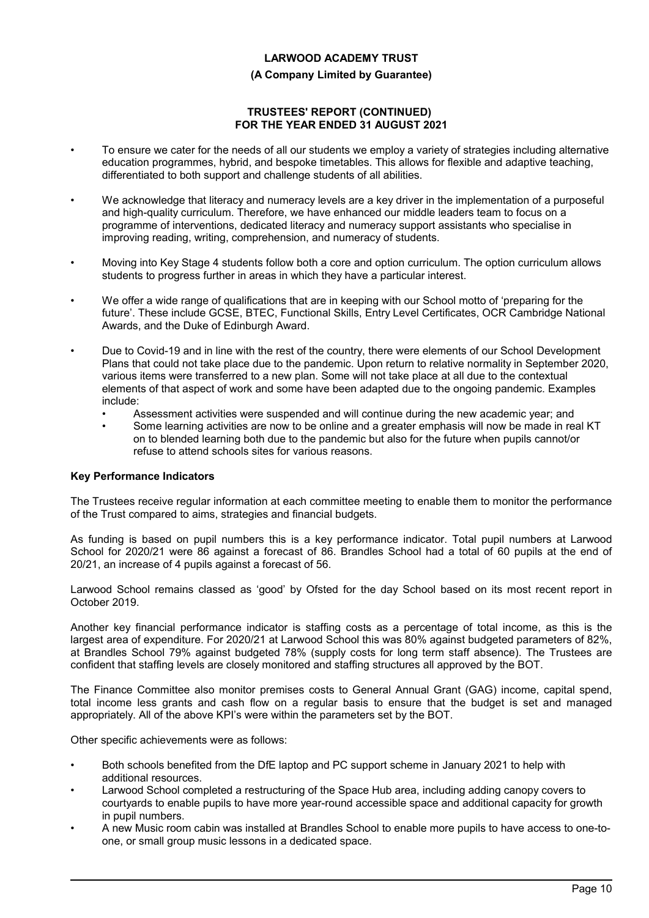- To ensure we cater for the needs of all our students we employ a variety of strategies including alternative education programmes, hybrid, and bespoke timetables. This allows for flexible and adaptive teaching, differentiated to both support and challenge students of all abilities.
- We acknowledge that literacy and numeracy levels are a key driver in the implementation of a purposeful and high-quality curriculum. Therefore, we have enhanced our middle leaders team to focus on a programme of interventions, dedicated literacy and numeracy support assistants who specialise in improving reading, writing, comprehension, and numeracy of students.
- Moving into Key Stage 4 students follow both a core and option curriculum. The option curriculum allows students to progress further in areas in which they have a particular interest.
- We offer a wide range of qualifications that are in keeping with our School motto of 'preparing for the future'. These include GCSE, BTEC, Functional Skills, Entry Level Certificates, OCR Cambridge National Awards, and the Duke of Edinburgh Award.
- Due to Covid-19 and in line with the rest of the country, there were elements of our School Development Plans that could not take place due to the pandemic. Upon return to relative normality in September 2020, various items were transferred to a new plan. Some will not take place at all due to the contextual elements of that aspect of work and some have been adapted due to the ongoing pandemic. Examples include:
  - Assessment activities were suspended and will continue during the new academic year; and
  - Some learning activities are now to be online and a greater emphasis will now be made in real KT on to blended learning both due to the pandemic but also for the future when pupils cannot/or refuse to attend schools sites for various reasons.

**Key Performance Indicators**

The Trustees receive regular information at each committee meeting to enable them to monitor the performance of the Trust compared to aims, strategies and financial budgets.

As funding is based on pupil numbers this is a key performance indicator. Total pupil numbers at Larwood School for 2020/21 were 86 against a forecast of 86. Brandles School had a total of 60 pupils at the end of 20/21, an increase of 4 pupils against a forecast of 56.

Larwood School remains classed as 'good' by Ofsted for the day School based on its most recent report in October 2019.

Another key financial performance indicator is staffing costs as a percentage of total income, as this is the largest area of expenditure. For 2020/21 at Larwood School this was 80% against budgeted parameters of 82%, at Brandles School 79% against budgeted 78% (supply costs for long term staff absence). The Trustees are confident that staffing levels are closely monitored and staffing structures all approved by the BOT.

The Finance Committee also monitor premises costs to General Annual Grant (GAG) income, capital spend, total income less grants and cash flow on a regular basis to ensure that the budget is set and managed appropriately. All of the above KPI's were within the parameters set by the BOT.

Other specific achievements were as follows:

- Both schools benefited from the DfE laptop and PC support scheme in January 2021 to help with additional resources.
- Larwood School completed a restructuring of the Space Hub area, including adding canopy covers to courtyards to enable pupils to have more year-round accessible space and additional capacity for growth in pupil numbers.
- A new Music room cabin was installed at Brandles School to enable more pupils to have access to one-to-one, or small group music lessons in a dedicated space.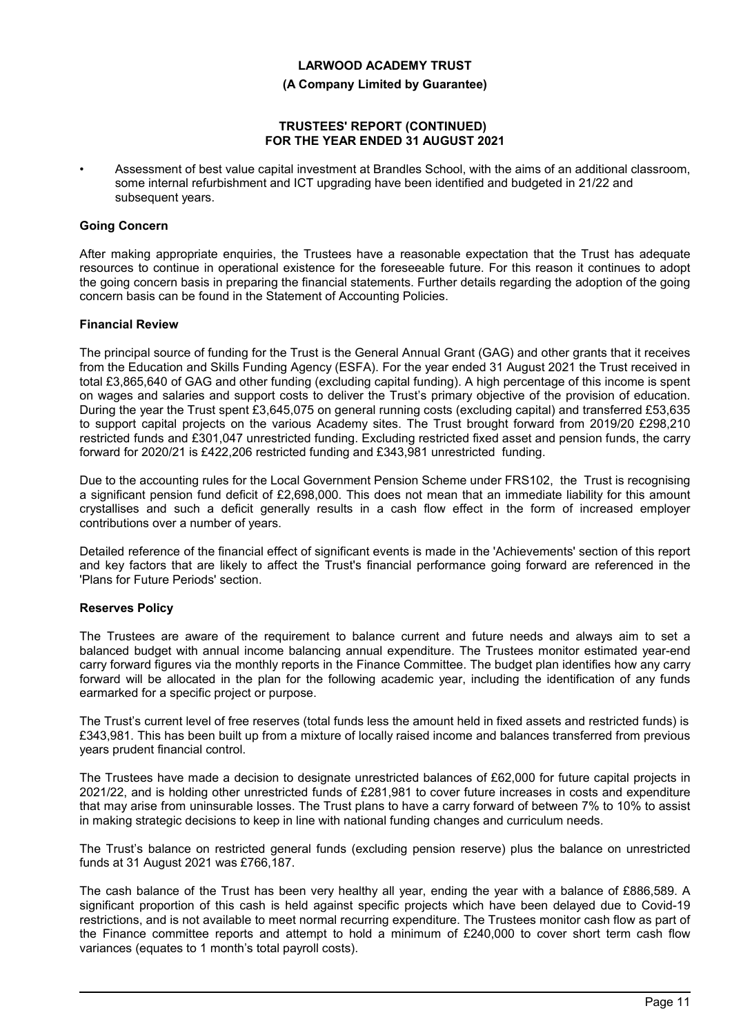- Assessment of best value capital investment at Brandles School, with the aims of an additional classroom, some internal refurbishment and ICT upgrading have been identified and budgeted in 21/22 and subsequent years.

## Going Concern

After making appropriate enquiries, the Trustees have a reasonable expectation that the Trust has adequate resources to continue in operational existence for the foreseeable future. For this reason it continues to adopt the going concern basis in preparing the financial statements. Further details regarding the adoption of the going concern basis can be found in the Statement of Accounting Policies.

## Financial Review

The principal source of funding for the Trust is the General Annual Grant (GAG) and other grants that it receives from the Education and Skills Funding Agency (ESFA). For the year ended 31 August 2021 the Trust received in total £3,865,640 of GAG and other funding (excluding capital funding). A high percentage of this income is spent on wages and salaries and support costs to deliver the Trust's primary objective of the provision of education. During the year the Trust spent £3,645,075 on general running costs (excluding capital) and transferred £53,635 to support capital projects on the various Academy sites. The Trust brought forward from 2019/20 £298,210 restricted funds and £301,047 unrestricted funding. Excluding restricted fixed asset and pension funds, the carry forward for 2020/21 is £422,206 restricted funding and £343,981 unrestricted funding.

Due to the accounting rules for the Local Government Pension Scheme under FRS102, the Trust is recognising a significant pension fund deficit of £2,698,000. This does not mean that an immediate liability for this amount crystallises and such a deficit generally results in a cash flow effect in the form of increased employer contributions over a number of years.

Detailed reference of the financial effect of significant events is made in the 'Achievements' section of this report and key factors that are likely to affect the Trust's financial performance going forward are referenced in the 'Plans for Future Periods' section.

## Reserves Policy

The Trustees are aware of the requirement to balance current and future needs and always aim to set a balanced budget with annual income balancing annual expenditure. The Trustees monitor estimated year-end carry forward figures via the monthly reports in the Finance Committee. The budget plan identifies how any carry forward will be allocated in the plan for the following academic year, including the identification of any funds earmarked for a specific project or purpose.

The Trust's current level of free reserves (total funds less the amount held in fixed assets and restricted funds) is £343,981. This has been built up from a mixture of locally raised income and balances transferred from previous years prudent financial control.

The Trustees have made a decision to designate unrestricted balances of £62,000 for future capital projects in 2021/22, and is holding other unrestricted funds of £281,981 to cover future increases in costs and expenditure that may arise from uninsurable losses. The Trust plans to have a carry forward of between 7% to 10% to assist in making strategic decisions to keep in line with national funding changes and curriculum needs.

The Trust's balance on restricted general funds (excluding pension reserve) plus the balance on unrestricted funds at 31 August 2021 was £766,187.

The cash balance of the Trust has been very healthy all year, ending the year with a balance of £886,589. A significant proportion of this cash is held against specific projects which have been delayed due to Covid-19 restrictions, and is not available to meet normal recurring expenditure. The Trustees monitor cash flow as part of the Finance committee reports and attempt to hold a minimum of £240,000 to cover short term cash flow variances (equates to 1 month's total payroll costs).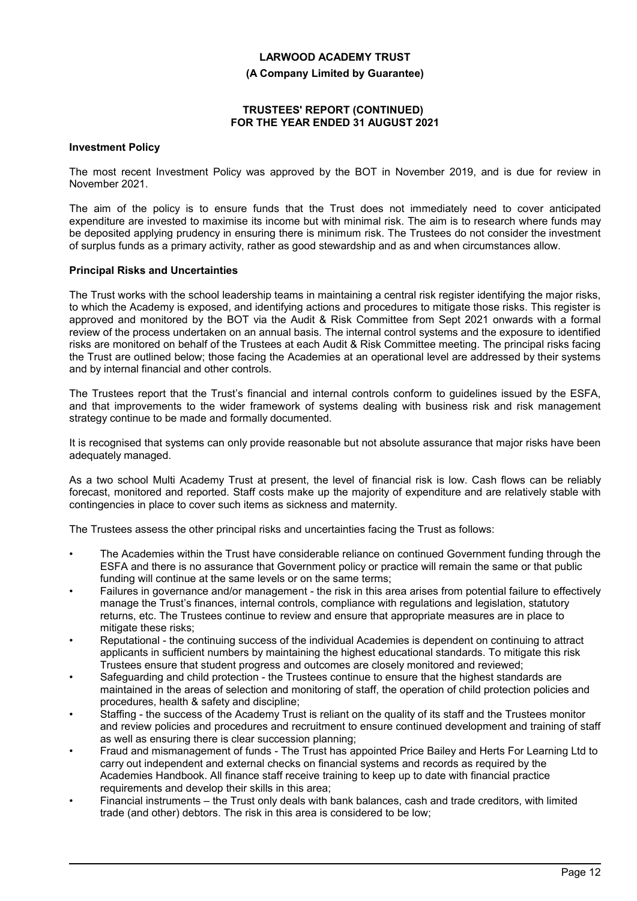## Investment Policy

The most recent Investment Policy was approved by the BOT in November 2019, and is due for review in November 2021.

The aim of the policy is to ensure funds that the Trust does not immediately need to cover anticipated expenditure are invested to maximise its income but with minimal risk. The aim is to research where funds may be deposited applying prudency in ensuring there is minimum risk. The Trustees do not consider the investment of surplus funds as a primary activity, rather as good stewardship and as and when circumstances allow.

## Principal Risks and Uncertainties

The Trust works with the school leadership teams in maintaining a central risk register identifying the major risks, to which the Academy is exposed, and identifying actions and procedures to mitigate those risks. This register is approved and monitored by the BOT via the Audit & Risk Committee from Sept 2021 onwards with a formal review of the process undertaken on an annual basis. The internal control systems and the exposure to identified risks are monitored on behalf of the Trustees at each Audit & Risk Committee meeting. The principal risks facing the Trust are outlined below; those facing the Academies at an operational level are addressed by their systems and by internal financial and other controls.

The Trustees report that the Trust's financial and internal controls conform to guidelines issued by the ESFA, and that improvements to the wider framework of systems dealing with business risk and risk management strategy continue to be made and formally documented.

It is recognised that systems can only provide reasonable but not absolute assurance that major risks have been adequately managed.

As a two school Multi Academy Trust at present, the level of financial risk is low. Cash flows can be reliably forecast, monitored and reported. Staff costs make up the majority of expenditure and are relatively stable with contingencies in place to cover such items as sickness and maternity.

The Trustees assess the other principal risks and uncertainties facing the Trust as follows:

- The Academies within the Trust have considerable reliance on continued Government funding through the ESFA and there is no assurance that Government policy or practice will remain the same or that public funding will continue at the same levels or on the same terms;
- Failures in governance and/or management - the risk in this area arises from potential failure to effectively manage the Trust's finances, internal controls, compliance with regulations and legislation, statutory returns, etc. The Trustees continue to review and ensure that appropriate measures are in place to mitigate these risks;
- Reputational - the continuing success of the individual Academies is dependent on continuing to attract applicants in sufficient numbers by maintaining the highest educational standards. To mitigate this risk Trustees ensure that student progress and outcomes are closely monitored and reviewed;
- Safeguarding and child protection - the Trustees continue to ensure that the highest standards are maintained in the areas of selection and monitoring of staff, the operation of child protection policies and procedures, health & safety and discipline;
- Staffing - the success of the Academy Trust is reliant on the quality of its staff and the Trustees monitor and review policies and procedures and recruitment to ensure continued development and training of staff as well as ensuring there is clear succession planning;
- Fraud and mismanagement of funds - The Trust has appointed Price Bailey and Herts For Learning Ltd to carry out independent and external checks on financial systems and records as required by the Academies Handbook. All finance staff receive training to keep up to date with financial practice requirements and develop their skills in this area;
- Financial instruments – the Trust only deals with bank balances, cash and trade creditors, with limited trade (and other) debtors. The risk in this area is considered to be low;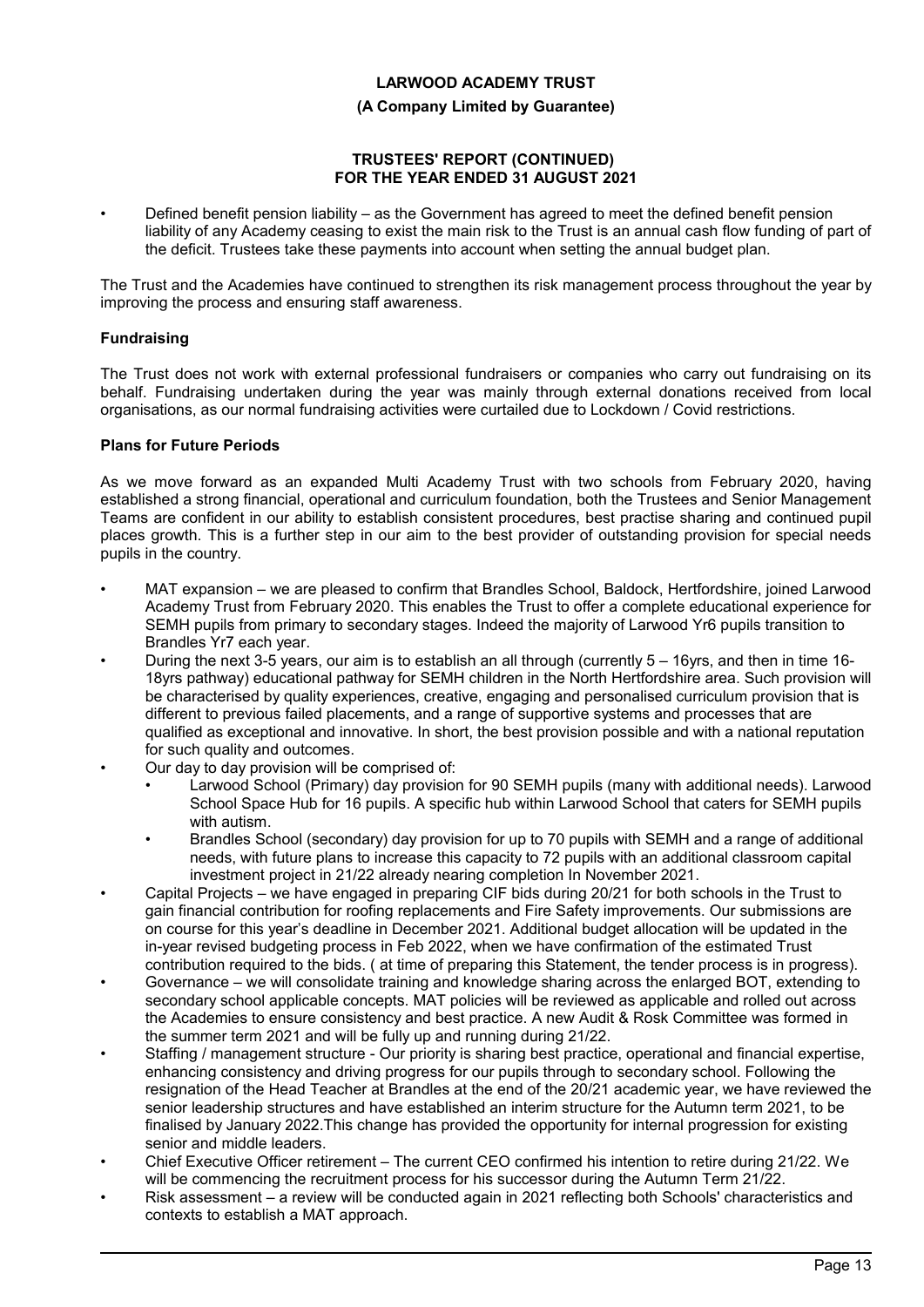- Defined benefit pension liability – as the Government has agreed to meet the defined benefit pension liability of any Academy ceasing to exist the main risk to the Trust is an annual cash flow funding of part of the deficit. Trustees take these payments into account when setting the annual budget plan.

The Trust and the Academies have continued to strengthen its risk management process throughout the year by improving the process and ensuring staff awareness.

### Fundraising

The Trust does not work with external professional fundraisers or companies who carry out fundraising on its behalf. Fundraising undertaken during the year was mainly through external donations received from local organisations, as our normal fundraising activities were curtailed due to Lockdown / Covid restrictions.

### Plans for Future Periods

As we move forward as an expanded Multi Academy Trust with two schools from February 2020, having established a strong financial, operational and curriculum foundation, both the Trustees and Senior Management Teams are confident in our ability to establish consistent procedures, best practise sharing and continued pupil places growth. This is a further step in our aim to the best provider of outstanding provision for special needs pupils in the country.

- MAT expansion – we are pleased to confirm that Brandles School, Baldock, Hertfordshire, joined Larwood Academy Trust from February 2020. This enables the Trust to offer a complete educational experience for SEMH pupils from primary to secondary stages. Indeed the majority of Larwood Yr6 pupils transition to Brandles Yr7 each year.
- During the next 3-5 years, our aim is to establish an all through (currently 5 – 16yrs, and then in time 16-18yrs pathway) educational pathway for SEMH children in the North Hertfordshire area. Such provision will be characterised by quality experiences, creative, engaging and personalised curriculum provision that is different to previous failed placements, and a range of supportive systems and processes that are qualified as exceptional and innovative. In short, the best provision possible and with a national reputation for such quality and outcomes.
- Our day to day provision will be comprised of:
  - Larwood School (Primary) day provision for 90 SEMH pupils (many with additional needs). Larwood School Space Hub for 16 pupils. A specific hub within Larwood School that caters for SEMH pupils with autism.
  - Brandles School (secondary) day provision for up to 70 pupils with SEMH and a range of additional needs, with future plans to increase this capacity to 72 pupils with an additional classroom capital investment project in 21/22 already nearing completion In November 2021.
- Capital Projects – we have engaged in preparing CIF bids during 20/21 for both schools in the Trust to gain financial contribution for roofing replacements and Fire Safety improvements. Our submissions are on course for this year's deadline in December 2021. Additional budget allocation will be updated in the in-year revised budgeting process in Feb 2022, when we have confirmation of the estimated Trust contribution required to the bids. ( at time of preparing this Statement, the tender process is in progress).
- Governance – we will consolidate training and knowledge sharing across the enlarged BOT, extending to secondary school applicable concepts. MAT policies will be reviewed as applicable and rolled out across the Academies to ensure consistency and best practice. A new Audit & Rosk Committee was formed in the summer term 2021 and will be fully up and running during 21/22.
- Staffing / management structure - Our priority is sharing best practice, operational and financial expertise, enhancing consistency and driving progress for our pupils through to secondary school. Following the resignation of the Head Teacher at Brandles at the end of the 20/21 academic year, we have reviewed the senior leadership structures and have established an interim structure for the Autumn term 2021, to be finalised by January 2022.This change has provided the opportunity for internal progression for existing senior and middle leaders.
- Chief Executive Officer retirement – The current CEO confirmed his intention to retire during 21/22. We will be commencing the recruitment process for his successor during the Autumn Term 21/22.
- Risk assessment – a review will be conducted again in 2021 reflecting both Schools' characteristics and contexts to establish a MAT approach.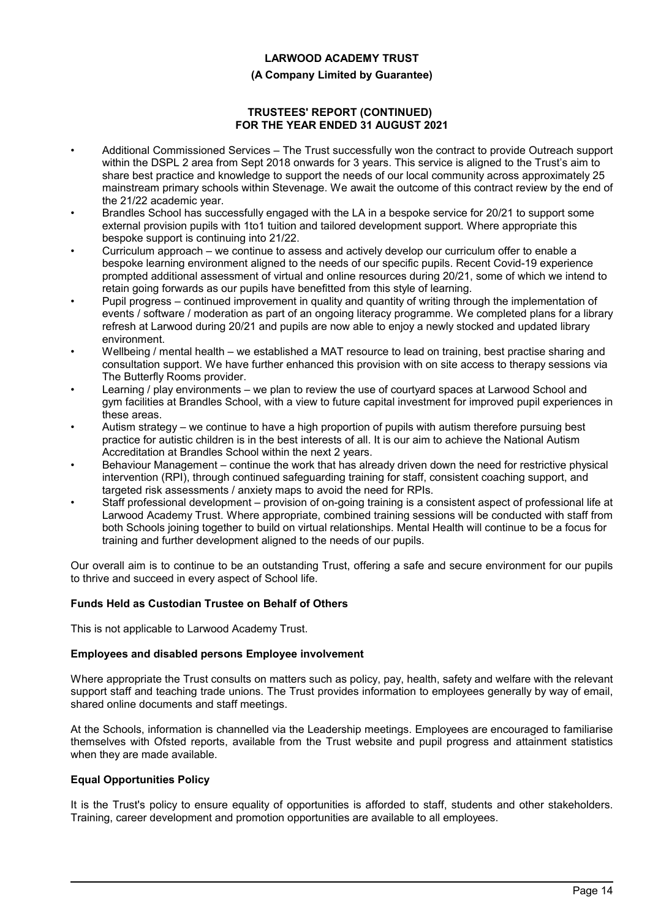- Additional Commissioned Services – The Trust successfully won the contract to provide Outreach support within the DSPL 2 area from Sept 2018 onwards for 3 years. This service is aligned to the Trust's aim to share best practice and knowledge to support the needs of our local community across approximately 25 mainstream primary schools within Stevenage. We await the outcome of this contract review by the end of the 21/22 academic year.
- Brandles School has successfully engaged with the LA in a bespoke service for 20/21 to support some external provision pupils with 1to1 tuition and tailored development support. Where appropriate this bespoke support is continuing into 21/22.
- Curriculum approach – we continue to assess and actively develop our curriculum offer to enable a bespoke learning environment aligned to the needs of our specific pupils. Recent Covid-19 experience prompted additional assessment of virtual and online resources during 20/21, some of which we intend to retain going forwards as our pupils have benefitted from this style of learning.
- Pupil progress – continued improvement in quality and quantity of writing through the implementation of events / software / moderation as part of an ongoing literacy programme. We completed plans for a library refresh at Larwood during 20/21 and pupils are now able to enjoy a newly stocked and updated library environment.
- Wellbeing / mental health – we established a MAT resource to lead on training, best practise sharing and consultation support. We have further enhanced this provision with on site access to therapy sessions via The Butterfly Rooms provider.
- Learning / play environments – we plan to review the use of courtyard spaces at Larwood School and gym facilities at Brandles School, with a view to future capital investment for improved pupil experiences in these areas.
- Autism strategy – we continue to have a high proportion of pupils with autism therefore pursuing best practice for autistic children is in the best interests of all. It is our aim to achieve the National Autism Accreditation at Brandles School within the next 2 years.
- Behaviour Management – continue the work that has already driven down the need for restrictive physical intervention (RPI), through continued safeguarding training for staff, consistent coaching support, and targeted risk assessments / anxiety maps to avoid the need for RPIs.
- Staff professional development – provision of on-going training is a consistent aspect of professional life at Larwood Academy Trust. Where appropriate, combined training sessions will be conducted with staff from both Schools joining together to build on virtual relationships. Mental Health will continue to be a focus for training and further development aligned to the needs of our pupils.

Our overall aim is to continue to be an outstanding Trust, offering a safe and secure environment for our pupils to thrive and succeed in every aspect of School life.

**Funds Held as Custodian Trustee on Behalf of Others**

This is not applicable to Larwood Academy Trust.

**Employees and disabled persons Employee involvement**

Where appropriate the Trust consults on matters such as policy, pay, health, safety and welfare with the relevant support staff and teaching trade unions. The Trust provides information to employees generally by way of email, shared online documents and staff meetings.

At the Schools, information is channelled via the Leadership meetings. Employees are encouraged to familiarise themselves with Ofsted reports, available from the Trust website and pupil progress and attainment statistics when they are made available.

**Equal Opportunities Policy**

It is the Trust's policy to ensure equality of opportunities is afforded to staff, students and other stakeholders. Training, career development and promotion opportunities are available to all employees.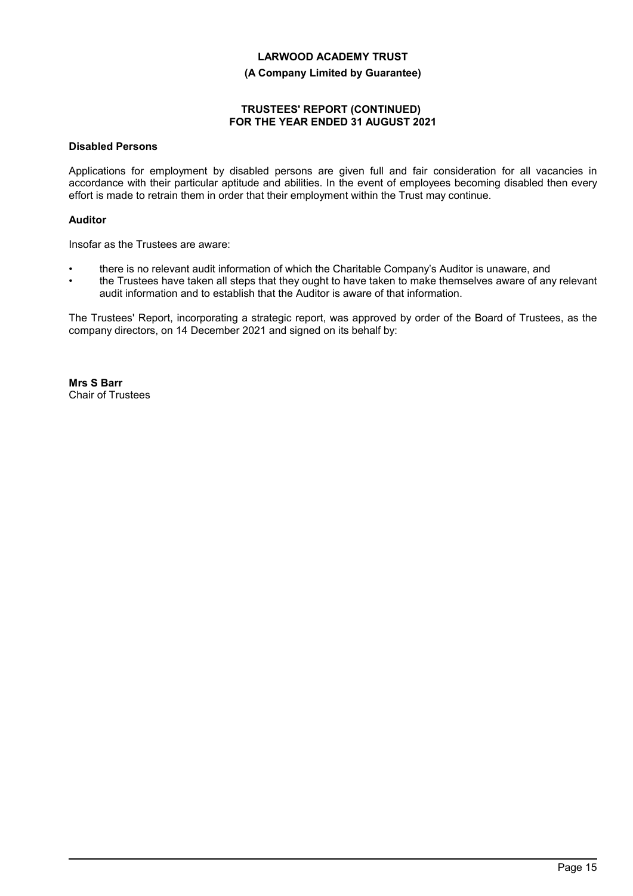**LARWOOD ACADEMY TRUST**

**(A Company Limited by Guarantee)**

**TRUSTEES' REPORT (CONTINUED)**
**FOR THE YEAR ENDED 31 AUGUST 2021**

### Disabled Persons

Applications for employment by disabled persons are given full and fair consideration for all vacancies in accordance with their particular aptitude and abilities. In the event of employees becoming disabled then every effort is made to retrain them in order that their employment within the Trust may continue.

### Auditor

Insofar as the Trustees are aware:

- there is no relevant audit information of which the Charitable Company's Auditor is unaware, and
- the Trustees have taken all steps that they ought to have taken to make themselves aware of any relevant audit information and to establish that the Auditor is aware of that information.

The Trustees' Report, incorporating a strategic report, was approved by order of the Board of Trustees, as the company directors, on 14 December 2021 and signed on its behalf by:

**Mrs S Barr**
Chair of Trustees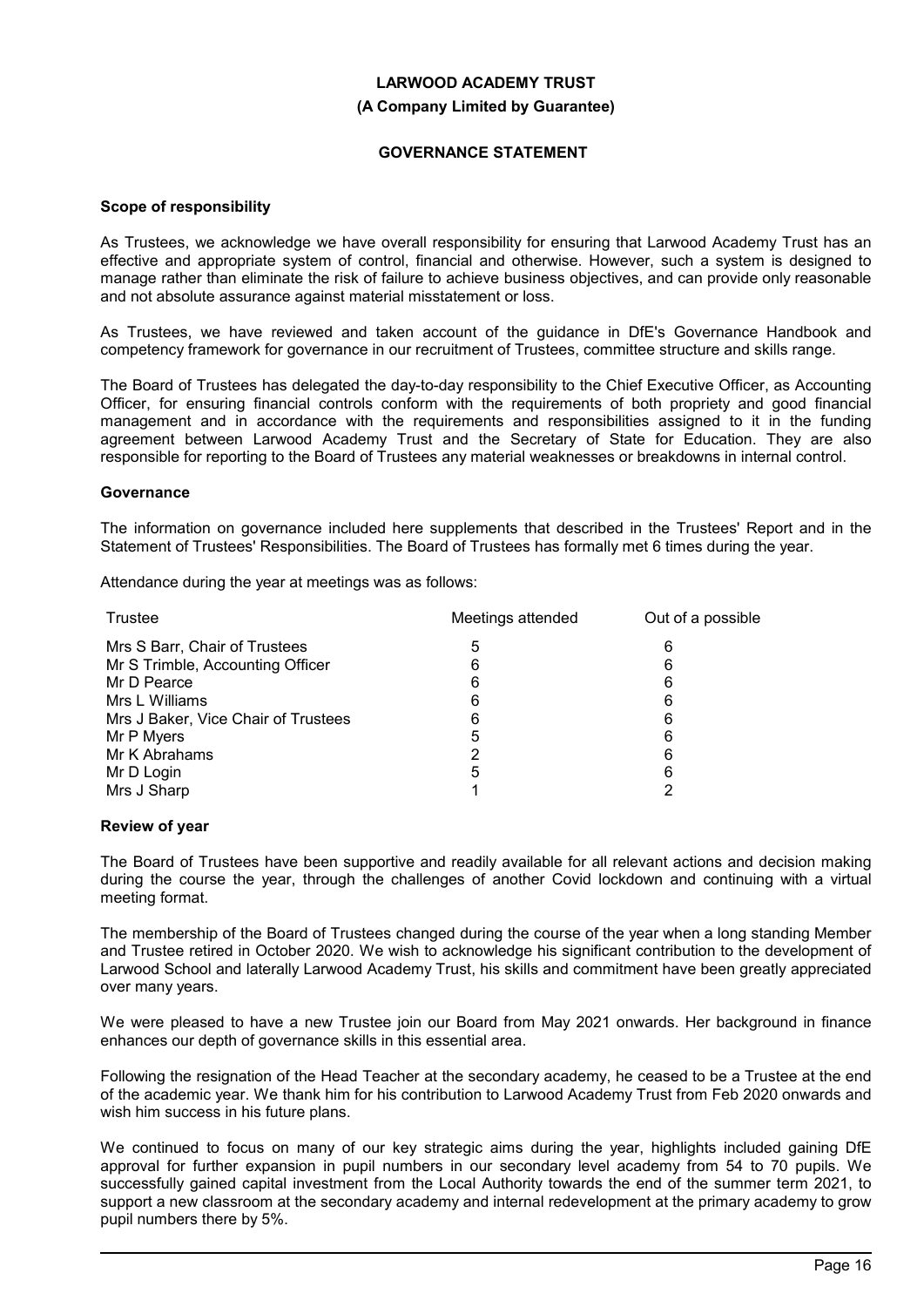**LARWOOD ACADEMY TRUST**
**(A Company Limited by Guarantee)**

## GOVERNANCE STATEMENT

### Scope of responsibility

As Trustees, we acknowledge we have overall responsibility for ensuring that Larwood Academy Trust has an effective and appropriate system of control, financial and otherwise. However, such a system is designed to manage rather than eliminate the risk of failure to achieve business objectives, and can provide only reasonable and not absolute assurance against material misstatement or loss.

As Trustees, we have reviewed and taken account of the guidance in DfE's Governance Handbook and competency framework for governance in our recruitment of Trustees, committee structure and skills range.

The Board of Trustees has delegated the day-to-day responsibility to the Chief Executive Officer, as Accounting Officer, for ensuring financial controls conform with the requirements of both propriety and good financial management and in accordance with the requirements and responsibilities assigned to it in the funding agreement between Larwood Academy Trust and the Secretary of State for Education. They are also responsible for reporting to the Board of Trustees any material weaknesses or breakdowns in internal control.

### Governance

The information on governance included here supplements that described in the Trustees' Report and in the Statement of Trustees' Responsibilities. The Board of Trustees has formally met 6 times during the year.

Attendance during the year at meetings was as follows:

| Trustee | Meetings attended | Out of a possible |
|---|---|---|
| Mrs S Barr, Chair of Trustees | 5 | 6 |
| Mr S Trimble, Accounting Officer | 6 | 6 |
| Mr D Pearce | 6 | 6 |
| Mrs L Williams | 6 | 6 |
| Mrs J Baker, Vice Chair of Trustees | 6 | 6 |
| Mr P Myers | 5 | 6 |
| Mr K Abrahams | 2 | 6 |
| Mr D Login | 5 | 6 |
| Mrs J Sharp | 1 | 2 |

### Review of year

The Board of Trustees have been supportive and readily available for all relevant actions and decision making during the course the year, through the challenges of another Covid lockdown and continuing with a virtual meeting format.

The membership of the Board of Trustees changed during the course of the year when a long standing Member and Trustee retired in October 2020. We wish to acknowledge his significant contribution to the development of Larwood School and laterally Larwood Academy Trust, his skills and commitment have been greatly appreciated over many years.

We were pleased to have a new Trustee join our Board from May 2021 onwards. Her background in finance enhances our depth of governance skills in this essential area.

Following the resignation of the Head Teacher at the secondary academy, he ceased to be a Trustee at the end of the academic year. We thank him for his contribution to Larwood Academy Trust from Feb 2020 onwards and wish him success in his future plans.

We continued to focus on many of our key strategic aims during the year, highlights included gaining DfE approval for further expansion in pupil numbers in our secondary level academy from 54 to 70 pupils. We successfully gained capital investment from the Local Authority towards the end of the summer term 2021, to support a new classroom at the secondary academy and internal redevelopment at the primary academy to grow pupil numbers there by 5%.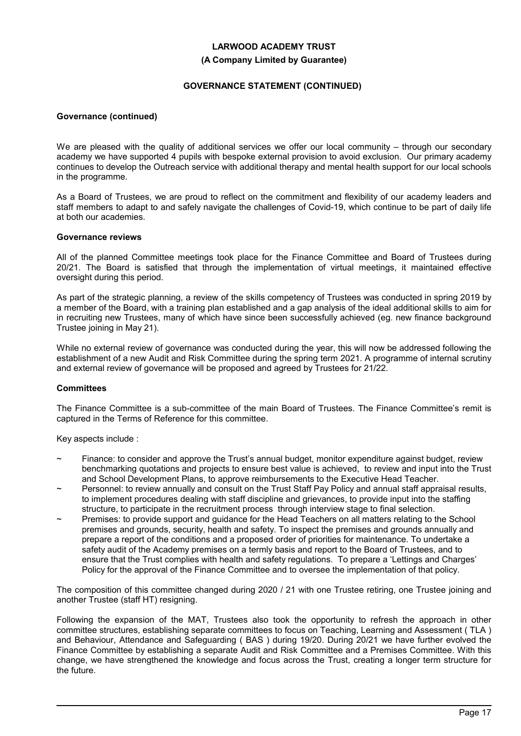# LARWOOD ACADEMY TRUST

**(A Company Limited by Guarantee)**

**GOVERNANCE STATEMENT (CONTINUED)**

### Governance (continued)

We are pleased with the quality of additional services we offer our local community – through our secondary academy we have supported 4 pupils with bespoke external provision to avoid exclusion. Our primary academy continues to develop the Outreach service with additional therapy and mental health support for our local schools in the programme.

As a Board of Trustees, we are proud to reflect on the commitment and flexibility of our academy leaders and staff members to adapt to and safely navigate the challenges of Covid-19, which continue to be part of daily life at both our academies.

### Governance reviews

All of the planned Committee meetings took place for the Finance Committee and Board of Trustees during 20/21. The Board is satisfied that through the implementation of virtual meetings, it maintained effective oversight during this period.

As part of the strategic planning, a review of the skills competency of Trustees was conducted in spring 2019 by a member of the Board, with a training plan established and a gap analysis of the ideal additional skills to aim for in recruiting new Trustees, many of which have since been successfully achieved (eg. new finance background Trustee joining in May 21).

While no external review of governance was conducted during the year, this will now be addressed following the establishment of a new Audit and Risk Committee during the spring term 2021. A programme of internal scrutiny and external review of governance will be proposed and agreed by Trustees for 21/22.

### Committees

The Finance Committee is a sub-committee of the main Board of Trustees. The Finance Committee's remit is captured in the Terms of Reference for this committee.

Key aspects include :

~ Finance: to consider and approve the Trust's annual budget, monitor expenditure against budget, review benchmarking quotations and projects to ensure best value is achieved, to review and input into the Trust and School Development Plans, to approve reimbursements to the Executive Head Teacher.

~ Personnel: to review annually and consult on the Trust Staff Pay Policy and annual staff appraisal results, to implement procedures dealing with staff discipline and grievances, to provide input into the staffing structure, to participate in the recruitment process through interview stage to final selection.

~ Premises: to provide support and guidance for the Head Teachers on all matters relating to the School premises and grounds, security, health and safety. To inspect the premises and grounds annually and prepare a report of the conditions and a proposed order of priorities for maintenance. To undertake a safety audit of the Academy premises on a termly basis and report to the Board of Trustees, and to ensure that the Trust complies with health and safety regulations. To prepare a 'Lettings and Charges' Policy for the approval of the Finance Committee and to oversee the implementation of that policy.

The composition of this committee changed during 2020 / 21 with one Trustee retiring, one Trustee joining and another Trustee (staff HT) resigning.

Following the expansion of the MAT, Trustees also took the opportunity to refresh the approach in other committee structures, establishing separate committees to focus on Teaching, Learning and Assessment ( TLA ) and Behaviour, Attendance and Safeguarding ( BAS ) during 19/20. During 20/21 we have further evolved the Finance Committee by establishing a separate Audit and Risk Committee and a Premises Committee. With this change, we have strengthened the knowledge and focus across the Trust, creating a longer term structure for the future.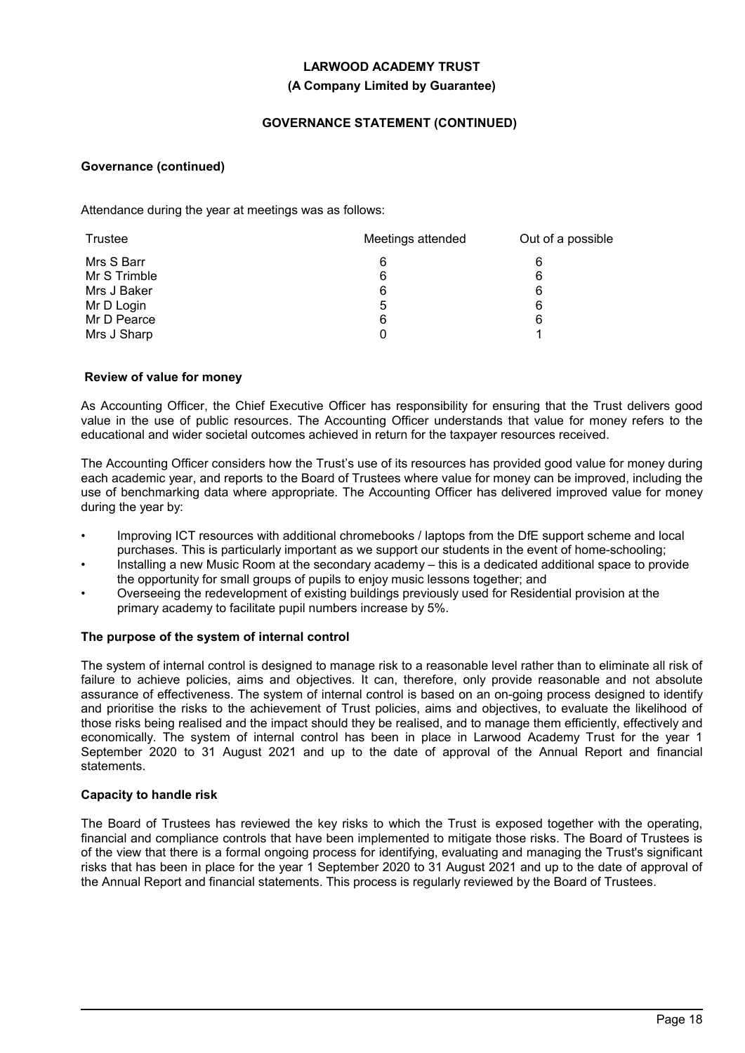# LARWOOD ACADEMY TRUST

**(A Company Limited by Guarantee)**

**GOVERNANCE STATEMENT (CONTINUED)**

### Governance (continued)

Attendance during the year at meetings was as follows:

| Trustee | Meetings attended | Out of a possible |
|---|---|---|
| Mrs S Barr | 6 | 6 |
| Mr S Trimble | 6 | 6 |
| Mrs J Baker | 6 | 6 |
| Mr D Login | 5 | 6 |
| Mr D Pearce | 6 | 6 |
| Mrs J Sharp | 0 | 1 |

### Review of value for money

As Accounting Officer, the Chief Executive Officer has responsibility for ensuring that the Trust delivers good value in the use of public resources. The Accounting Officer understands that value for money refers to the educational and wider societal outcomes achieved in return for the taxpayer resources received.

The Accounting Officer considers how the Trust's use of its resources has provided good value for money during each academic year, and reports to the Board of Trustees where value for money can be improved, including the use of benchmarking data where appropriate. The Accounting Officer has delivered improved value for money during the year by:

- Improving ICT resources with additional chromebooks / laptops from the DfE support scheme and local purchases. This is particularly important as we support our students in the event of home-schooling;
- Installing a new Music Room at the secondary academy – this is a dedicated additional space to provide the opportunity for small groups of pupils to enjoy music lessons together; and
- Overseeing the redevelopment of existing buildings previously used for Residential provision at the primary academy to facilitate pupil numbers increase by 5%.

### The purpose of the system of internal control

The system of internal control is designed to manage risk to a reasonable level rather than to eliminate all risk of failure to achieve policies, aims and objectives. It can, therefore, only provide reasonable and not absolute assurance of effectiveness. The system of internal control is based on an on-going process designed to identify and prioritise the risks to the achievement of Trust policies, aims and objectives, to evaluate the likelihood of those risks being realised and the impact should they be realised, and to manage them efficiently, effectively and economically. The system of internal control has been in place in Larwood Academy Trust for the year 1 September 2020 to 31 August 2021 and up to the date of approval of the Annual Report and financial statements.

### Capacity to handle risk

The Board of Trustees has reviewed the key risks to which the Trust is exposed together with the operating, financial and compliance controls that have been implemented to mitigate those risks. The Board of Trustees is of the view that there is a formal ongoing process for identifying, evaluating and managing the Trust's significant risks that has been in place for the year 1 September 2020 to 31 August 2021 and up to the date of approval of the Annual Report and financial statements. This process is regularly reviewed by the Board of Trustees.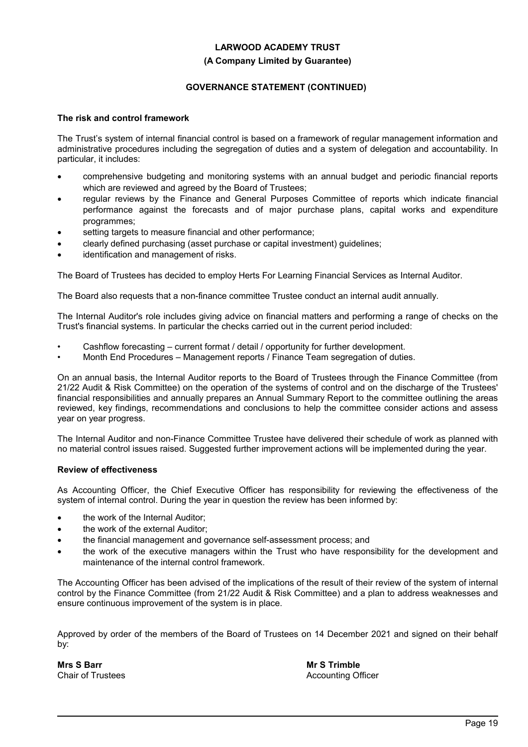## The risk and control framework

The Trust's system of internal financial control is based on a framework of regular management information and administrative procedures including the segregation of duties and a system of delegation and accountability. In particular, it includes:

- comprehensive budgeting and monitoring systems with an annual budget and periodic financial reports which are reviewed and agreed by the Board of Trustees;
- regular reviews by the Finance and General Purposes Committee of reports which indicate financial performance against the forecasts and of major purchase plans, capital works and expenditure programmes;
- setting targets to measure financial and other performance;
- clearly defined purchasing (asset purchase or capital investment) guidelines;
- identification and management of risks.

The Board of Trustees has decided to employ Herts For Learning Financial Services as Internal Auditor.

The Board also requests that a non-finance committee Trustee conduct an internal audit annually.

The Internal Auditor's role includes giving advice on financial matters and performing a range of checks on the Trust's financial systems. In particular the checks carried out in the current period included:

- Cashflow forecasting – current format / detail / opportunity for further development.
- Month End Procedures – Management reports / Finance Team segregation of duties.

On an annual basis, the Internal Auditor reports to the Board of Trustees through the Finance Committee (from 21/22 Audit & Risk Committee) on the operation of the systems of control and on the discharge of the Trustees' financial responsibilities and annually prepares an Annual Summary Report to the committee outlining the areas reviewed, key findings, recommendations and conclusions to help the committee consider actions and assess year on year progress.

The Internal Auditor and non-Finance Committee Trustee have delivered their schedule of work as planned with no material control issues raised. Suggested further improvement actions will be implemented during the year.

## Review of effectiveness

As Accounting Officer, the Chief Executive Officer has responsibility for reviewing the effectiveness of the system of internal control. During the year in question the review has been informed by:

- the work of the Internal Auditor;
- the work of the external Auditor;
- the financial management and governance self-assessment process; and
- the work of the executive managers within the Trust who have responsibility for the development and maintenance of the internal control framework.

The Accounting Officer has been advised of the implications of the result of their review of the system of internal control by the Finance Committee (from 21/22 Audit & Risk Committee) and a plan to address weaknesses and ensure continuous improvement of the system is in place.

Approved by order of the members of the Board of Trustees on 14 December 2021 and signed on their behalf by:

**Mrs S Barr**
Chair of Trustees

**Mr S Trimble**
Accounting Officer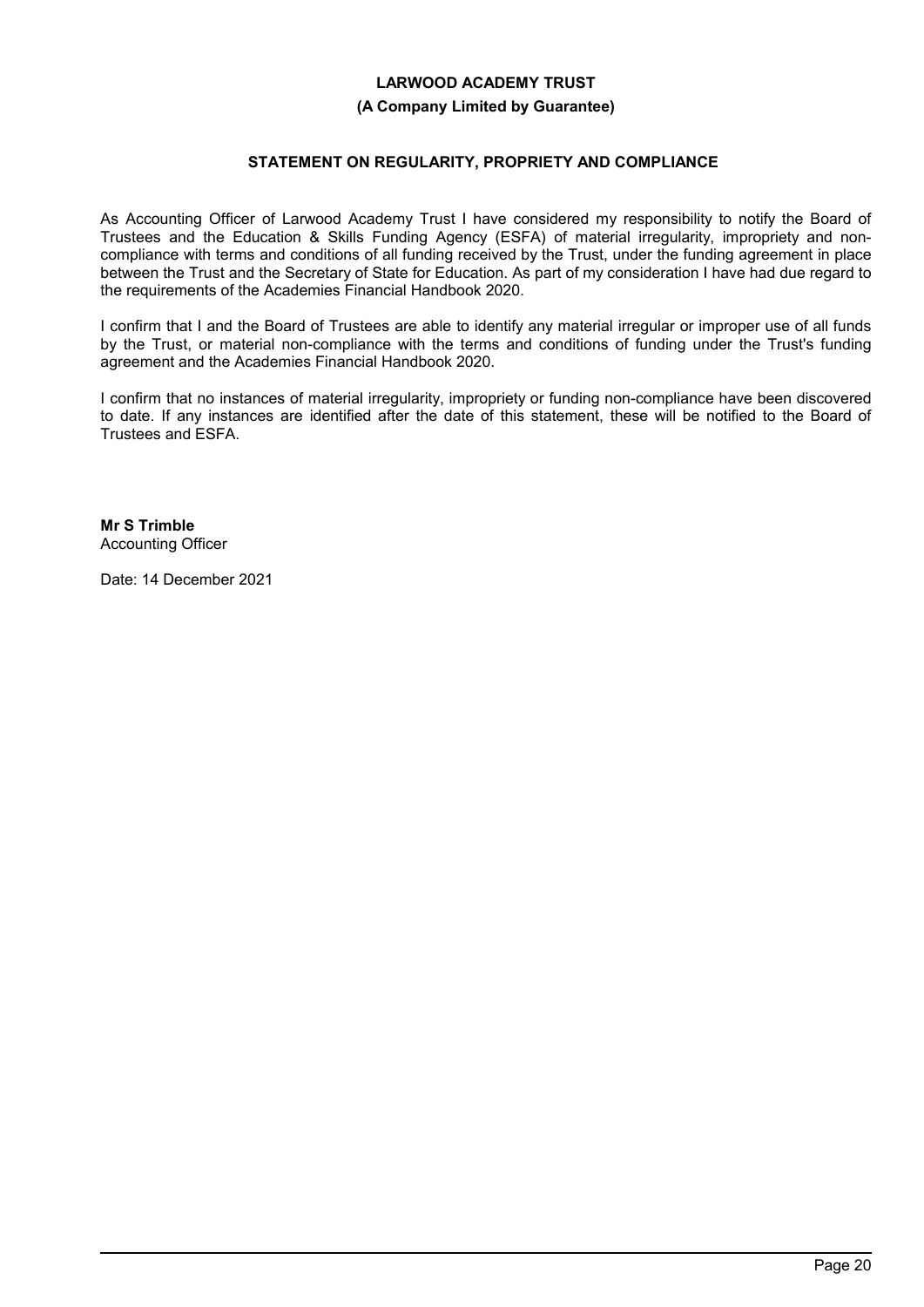**LARWOOD ACADEMY TRUST**

**(A Company Limited by Guarantee)**

## STATEMENT ON REGULARITY, PROPRIETY AND COMPLIANCE

As Accounting Officer of Larwood Academy Trust I have considered my responsibility to notify the Board of Trustees and the Education & Skills Funding Agency (ESFA) of material irregularity, impropriety and non-compliance with terms and conditions of all funding received by the Trust, under the funding agreement in place between the Trust and the Secretary of State for Education. As part of my consideration I have had due regard to the requirements of the Academies Financial Handbook 2020.

I confirm that I and the Board of Trustees are able to identify any material irregular or improper use of all funds by the Trust, or material non-compliance with the terms and conditions of funding under the Trust's funding agreement and the Academies Financial Handbook 2020.

I confirm that no instances of material irregularity, impropriety or funding non-compliance have been discovered to date. If any instances are identified after the date of this statement, these will be notified to the Board of Trustees and ESFA.

**Mr S Trimble**
Accounting Officer

Date: 14 December 2021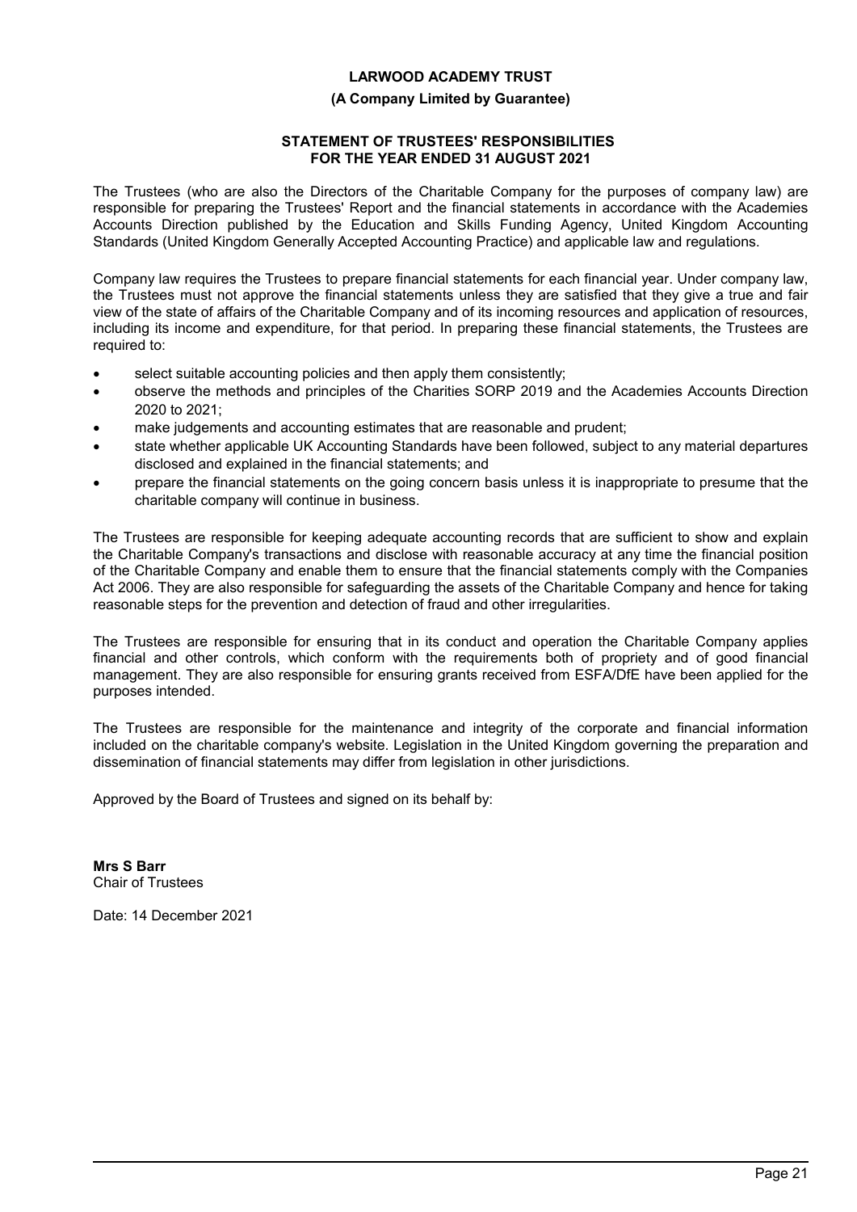**LARWOOD ACADEMY TRUST**

**(A Company Limited by Guarantee)**

## STATEMENT OF TRUSTEES' RESPONSIBILITIES FOR THE YEAR ENDED 31 AUGUST 2021

The Trustees (who are also the Directors of the Charitable Company for the purposes of company law) are responsible for preparing the Trustees' Report and the financial statements in accordance with the Academies Accounts Direction published by the Education and Skills Funding Agency, United Kingdom Accounting Standards (United Kingdom Generally Accepted Accounting Practice) and applicable law and regulations.

Company law requires the Trustees to prepare financial statements for each financial year. Under company law, the Trustees must not approve the financial statements unless they are satisfied that they give a true and fair view of the state of affairs of the Charitable Company and of its incoming resources and application of resources, including its income and expenditure, for that period. In preparing these financial statements, the Trustees are required to:

- select suitable accounting policies and then apply them consistently;
- observe the methods and principles of the Charities SORP 2019 and the Academies Accounts Direction 2020 to 2021;
- make judgements and accounting estimates that are reasonable and prudent;
- state whether applicable UK Accounting Standards have been followed, subject to any material departures disclosed and explained in the financial statements; and
- prepare the financial statements on the going concern basis unless it is inappropriate to presume that the charitable company will continue in business.

The Trustees are responsible for keeping adequate accounting records that are sufficient to show and explain the Charitable Company's transactions and disclose with reasonable accuracy at any time the financial position of the Charitable Company and enable them to ensure that the financial statements comply with the Companies Act 2006. They are also responsible for safeguarding the assets of the Charitable Company and hence for taking reasonable steps for the prevention and detection of fraud and other irregularities.

The Trustees are responsible for ensuring that in its conduct and operation the Charitable Company applies financial and other controls, which conform with the requirements both of propriety and of good financial management. They are also responsible for ensuring grants received from ESFA/DfE have been applied for the purposes intended.

The Trustees are responsible for the maintenance and integrity of the corporate and financial information included on the charitable company's website. Legislation in the United Kingdom governing the preparation and dissemination of financial statements may differ from legislation in other jurisdictions.

Approved by the Board of Trustees and signed on its behalf by:

**Mrs S Barr**
Chair of Trustees

Date: 14 December 2021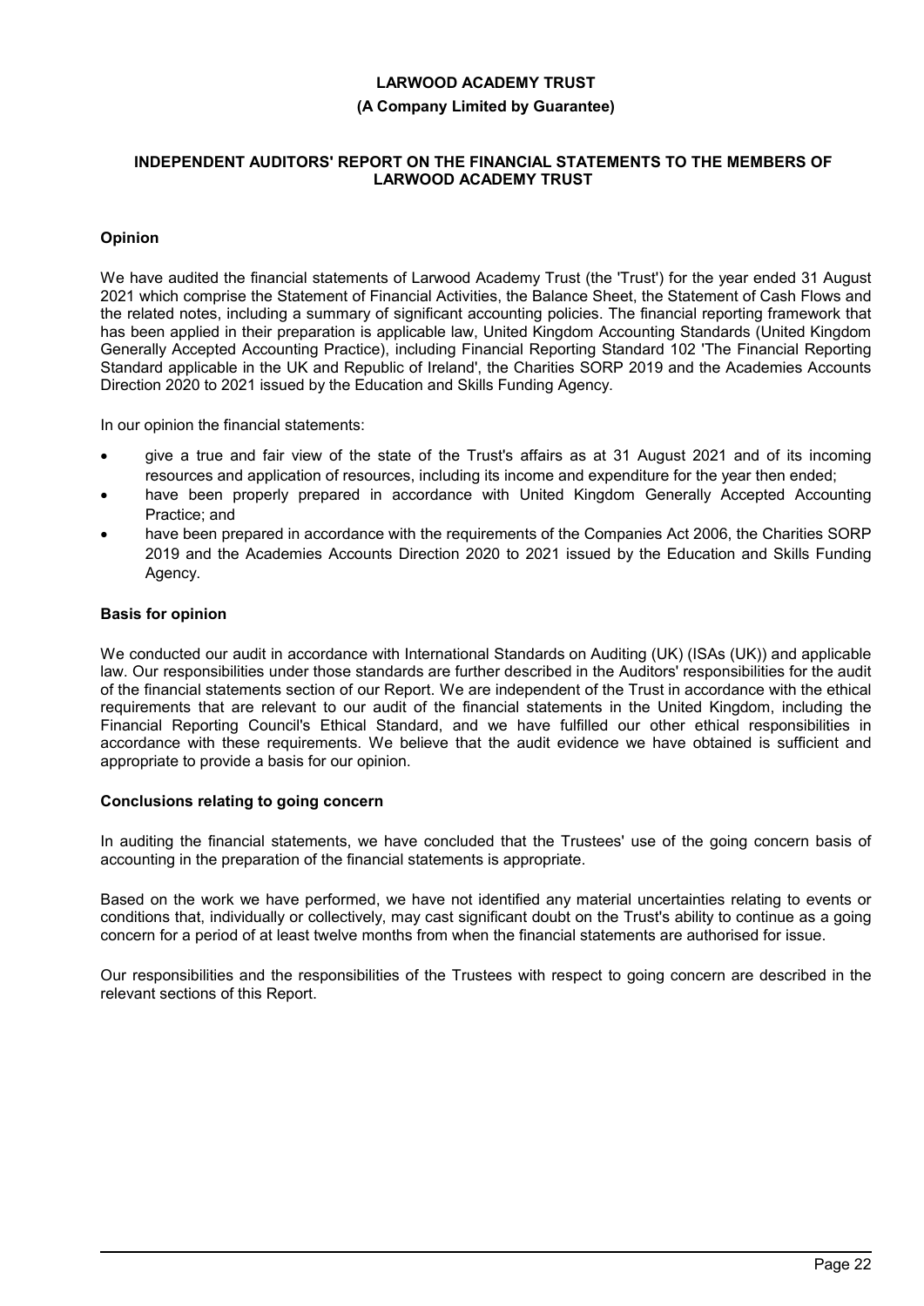**LARWOOD ACADEMY TRUST**

**(A Company Limited by Guarantee)**

**INDEPENDENT AUDITORS' REPORT ON THE FINANCIAL STATEMENTS TO THE MEMBERS OF LARWOOD ACADEMY TRUST**

### Opinion

We have audited the financial statements of Larwood Academy Trust (the 'Trust') for the year ended 31 August 2021 which comprise the Statement of Financial Activities, the Balance Sheet, the Statement of Cash Flows and the related notes, including a summary of significant accounting policies. The financial reporting framework that has been applied in their preparation is applicable law, United Kingdom Accounting Standards (United Kingdom Generally Accepted Accounting Practice), including Financial Reporting Standard 102 'The Financial Reporting Standard applicable in the UK and Republic of Ireland', the Charities SORP 2019 and the Academies Accounts Direction 2020 to 2021 issued by the Education and Skills Funding Agency.

In our opinion the financial statements:

- give a true and fair view of the state of the Trust's affairs as at 31 August 2021 and of its incoming resources and application of resources, including its income and expenditure for the year then ended;
- have been properly prepared in accordance with United Kingdom Generally Accepted Accounting Practice; and
- have been prepared in accordance with the requirements of the Companies Act 2006, the Charities SORP 2019 and the Academies Accounts Direction 2020 to 2021 issued by the Education and Skills Funding Agency.

### Basis for opinion

We conducted our audit in accordance with International Standards on Auditing (UK) (ISAs (UK)) and applicable law. Our responsibilities under those standards are further described in the Auditors' responsibilities for the audit of the financial statements section of our Report. We are independent of the Trust in accordance with the ethical requirements that are relevant to our audit of the financial statements in the United Kingdom, including the Financial Reporting Council's Ethical Standard, and we have fulfilled our other ethical responsibilities in accordance with these requirements. We believe that the audit evidence we have obtained is sufficient and appropriate to provide a basis for our opinion.

### Conclusions relating to going concern

In auditing the financial statements, we have concluded that the Trustees' use of the going concern basis of accounting in the preparation of the financial statements is appropriate.

Based on the work we have performed, we have not identified any material uncertainties relating to events or conditions that, individually or collectively, may cast significant doubt on the Trust's ability to continue as a going concern for a period of at least twelve months from when the financial statements are authorised for issue.

Our responsibilities and the responsibilities of the Trustees with respect to going concern are described in the relevant sections of this Report.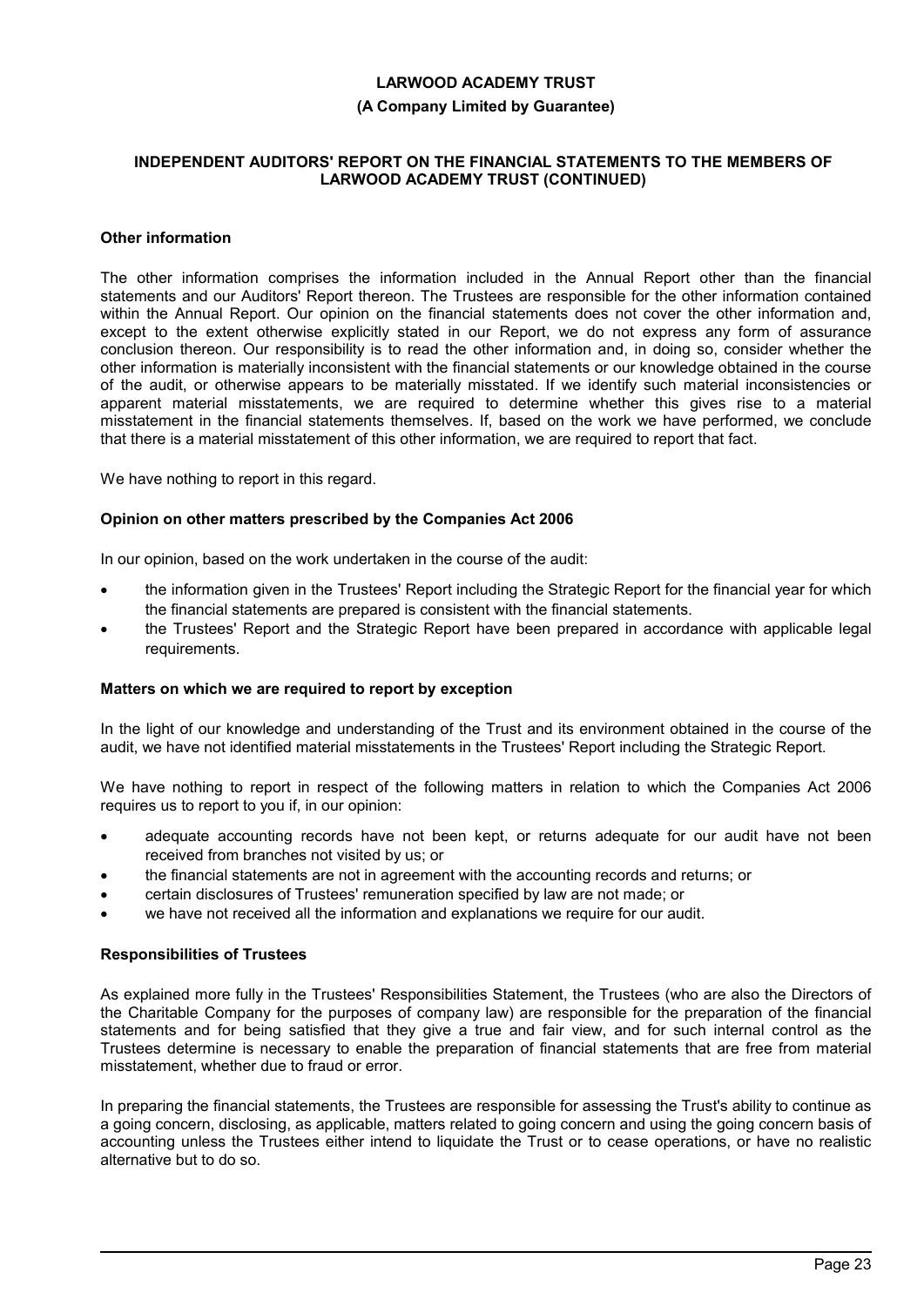**Other information**

The other information comprises the information included in the Annual Report other than the financial statements and our Auditors' Report thereon. The Trustees are responsible for the other information contained within the Annual Report. Our opinion on the financial statements does not cover the other information and, except to the extent otherwise explicitly stated in our Report, we do not express any form of assurance conclusion thereon. Our responsibility is to read the other information and, in doing so, consider whether the other information is materially inconsistent with the financial statements or our knowledge obtained in the course of the audit, or otherwise appears to be materially misstated. If we identify such material inconsistencies or apparent material misstatements, we are required to determine whether this gives rise to a material misstatement in the financial statements themselves. If, based on the work we have performed, we conclude that there is a material misstatement of this other information, we are required to report that fact.

We have nothing to report in this regard.

**Opinion on other matters prescribed by the Companies Act 2006**

In our opinion, based on the work undertaken in the course of the audit:

- the information given in the Trustees' Report including the Strategic Report for the financial year for which the financial statements are prepared is consistent with the financial statements.
- the Trustees' Report and the Strategic Report have been prepared in accordance with applicable legal requirements.

**Matters on which we are required to report by exception**

In the light of our knowledge and understanding of the Trust and its environment obtained in the course of the audit, we have not identified material misstatements in the Trustees' Report including the Strategic Report.

We have nothing to report in respect of the following matters in relation to which the Companies Act 2006 requires us to report to you if, in our opinion:

- adequate accounting records have not been kept, or returns adequate for our audit have not been received from branches not visited by us; or
- the financial statements are not in agreement with the accounting records and returns; or
- certain disclosures of Trustees' remuneration specified by law are not made; or
- we have not received all the information and explanations we require for our audit.

**Responsibilities of Trustees**

As explained more fully in the Trustees' Responsibilities Statement, the Trustees (who are also the Directors of the Charitable Company for the purposes of company law) are responsible for the preparation of the financial statements and for being satisfied that they give a true and fair view, and for such internal control as the Trustees determine is necessary to enable the preparation of financial statements that are free from material misstatement, whether due to fraud or error.

In preparing the financial statements, the Trustees are responsible for assessing the Trust's ability to continue as a going concern, disclosing, as applicable, matters related to going concern and using the going concern basis of accounting unless the Trustees either intend to liquidate the Trust or to cease operations, or have no realistic alternative but to do so.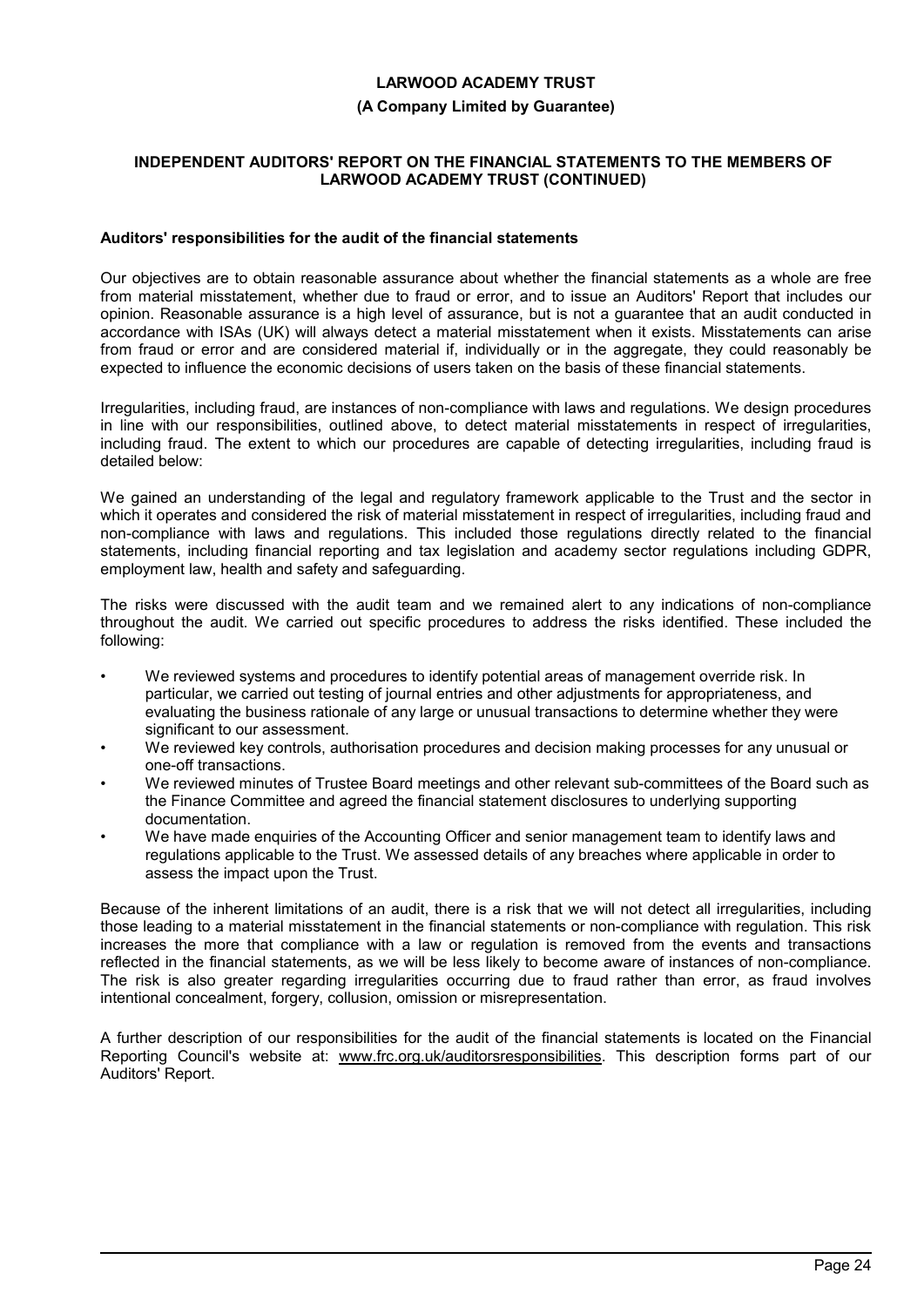**LARWOOD ACADEMY TRUST**

**(A Company Limited by Guarantee)**

**INDEPENDENT AUDITORS' REPORT ON THE FINANCIAL STATEMENTS TO THE MEMBERS OF LARWOOD ACADEMY TRUST (CONTINUED)**

**Auditors' responsibilities for the audit of the financial statements**

Our objectives are to obtain reasonable assurance about whether the financial statements as a whole are free from material misstatement, whether due to fraud or error, and to issue an Auditors' Report that includes our opinion. Reasonable assurance is a high level of assurance, but is not a guarantee that an audit conducted in accordance with ISAs (UK) will always detect a material misstatement when it exists. Misstatements can arise from fraud or error and are considered material if, individually or in the aggregate, they could reasonably be expected to influence the economic decisions of users taken on the basis of these financial statements.

Irregularities, including fraud, are instances of non-compliance with laws and regulations. We design procedures in line with our responsibilities, outlined above, to detect material misstatements in respect of irregularities, including fraud. The extent to which our procedures are capable of detecting irregularities, including fraud is detailed below:

We gained an understanding of the legal and regulatory framework applicable to the Trust and the sector in which it operates and considered the risk of material misstatement in respect of irregularities, including fraud and non-compliance with laws and regulations. This included those regulations directly related to the financial statements, including financial reporting and tax legislation and academy sector regulations including GDPR, employment law, health and safety and safeguarding.

The risks were discussed with the audit team and we remained alert to any indications of non-compliance throughout the audit. We carried out specific procedures to address the risks identified. These included the following:

- We reviewed systems and procedures to identify potential areas of management override risk. In particular, we carried out testing of journal entries and other adjustments for appropriateness, and evaluating the business rationale of any large or unusual transactions to determine whether they were significant to our assessment.
- We reviewed key controls, authorisation procedures and decision making processes for any unusual or one-off transactions.
- We reviewed minutes of Trustee Board meetings and other relevant sub-committees of the Board such as the Finance Committee and agreed the financial statement disclosures to underlying supporting documentation.
- We have made enquiries of the Accounting Officer and senior management team to identify laws and regulations applicable to the Trust. We assessed details of any breaches where applicable in order to assess the impact upon the Trust.

Because of the inherent limitations of an audit, there is a risk that we will not detect all irregularities, including those leading to a material misstatement in the financial statements or non-compliance with regulation. This risk increases the more that compliance with a law or regulation is removed from the events and transactions reflected in the financial statements, as we will be less likely to become aware of instances of non-compliance. The risk is also greater regarding irregularities occurring due to fraud rather than error, as fraud involves intentional concealment, forgery, collusion, omission or misrepresentation.

A further description of our responsibilities for the audit of the financial statements is located on the Financial Reporting Council's website at: www.frc.org.uk/auditorsresponsibilities. This description forms part of our Auditors' Report.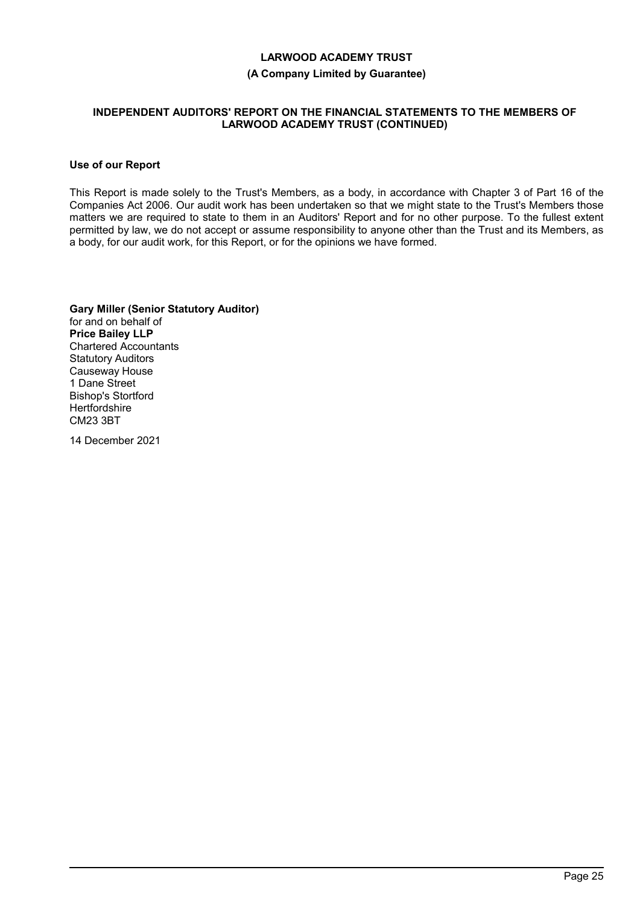## Use of our Report

This Report is made solely to the Trust's Members, as a body, in accordance with Chapter 3 of Part 16 of the Companies Act 2006. Our audit work has been undertaken so that we might state to the Trust's Members those matters we are required to state to them in an Auditors' Report and for no other purpose. To the fullest extent permitted by law, we do not accept or assume responsibility to anyone other than the Trust and its Members, as a body, for our audit work, for this Report, or for the opinions we have formed.

**Gary Miller (Senior Statutory Auditor)**
for and on behalf of
**Price Bailey LLP**
Chartered Accountants
Statutory Auditors
Causeway House
1 Dane Street
Bishop's Stortford
Hertfordshire
CM23 3BT

14 December 2021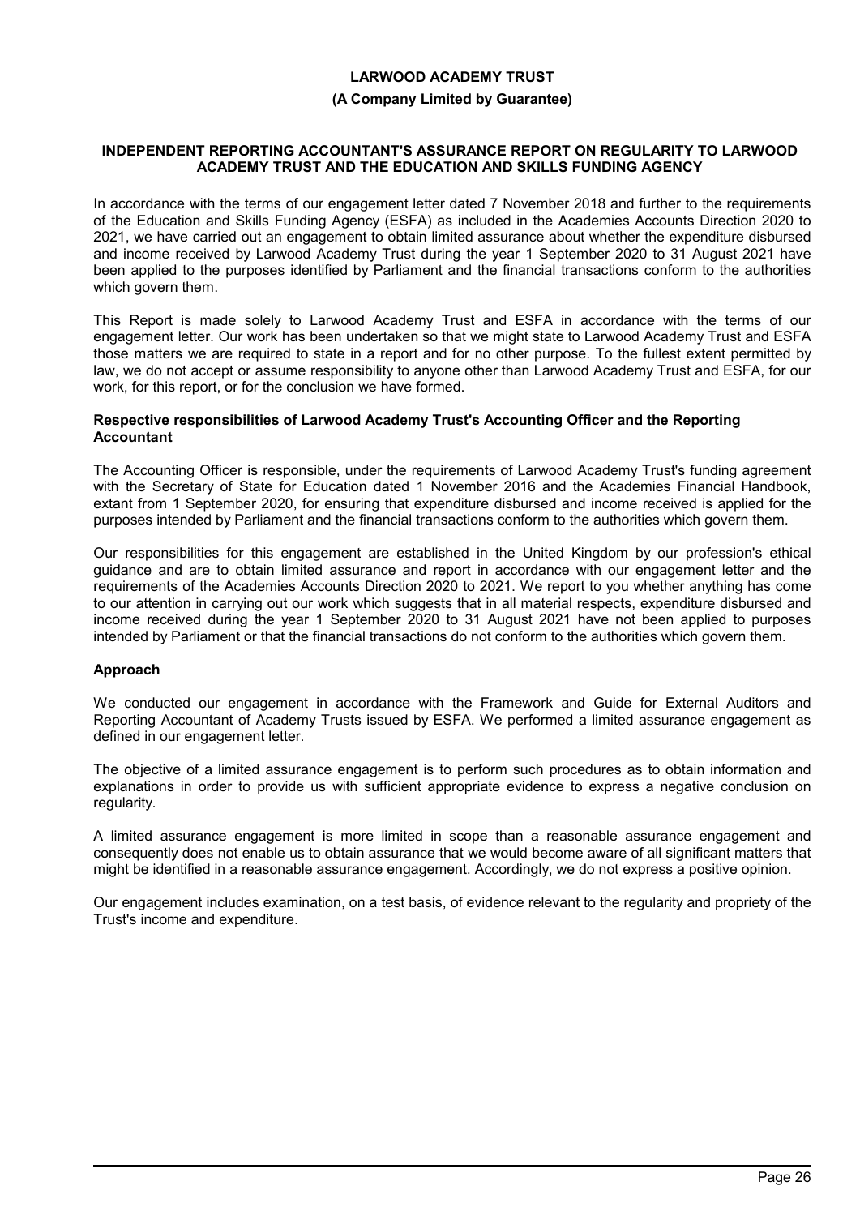**LARWOOD ACADEMY TRUST**

**(A Company Limited by Guarantee)**

**INDEPENDENT REPORTING ACCOUNTANT'S ASSURANCE REPORT ON REGULARITY TO LARWOOD ACADEMY TRUST AND THE EDUCATION AND SKILLS FUNDING AGENCY**

In accordance with the terms of our engagement letter dated 7 November 2018 and further to the requirements of the Education and Skills Funding Agency (ESFA) as included in the Academies Accounts Direction 2020 to 2021, we have carried out an engagement to obtain limited assurance about whether the expenditure disbursed and income received by Larwood Academy Trust during the year 1 September 2020 to 31 August 2021 have been applied to the purposes identified by Parliament and the financial transactions conform to the authorities which govern them.

This Report is made solely to Larwood Academy Trust and ESFA in accordance with the terms of our engagement letter. Our work has been undertaken so that we might state to Larwood Academy Trust and ESFA those matters we are required to state in a report and for no other purpose. To the fullest extent permitted by law, we do not accept or assume responsibility to anyone other than Larwood Academy Trust and ESFA, for our work, for this report, or for the conclusion we have formed.

**Respective responsibilities of Larwood Academy Trust's Accounting Officer and the Reporting Accountant**

The Accounting Officer is responsible, under the requirements of Larwood Academy Trust's funding agreement with the Secretary of State for Education dated 1 November 2016 and the Academies Financial Handbook, extant from 1 September 2020, for ensuring that expenditure disbursed and income received is applied for the purposes intended by Parliament and the financial transactions conform to the authorities which govern them.

Our responsibilities for this engagement are established in the United Kingdom by our profession's ethical guidance and are to obtain limited assurance and report in accordance with our engagement letter and the requirements of the Academies Accounts Direction 2020 to 2021. We report to you whether anything has come to our attention in carrying out our work which suggests that in all material respects, expenditure disbursed and income received during the year 1 September 2020 to 31 August 2021 have not been applied to purposes intended by Parliament or that the financial transactions do not conform to the authorities which govern them.

**Approach**

We conducted our engagement in accordance with the Framework and Guide for External Auditors and Reporting Accountant of Academy Trusts issued by ESFA. We performed a limited assurance engagement as defined in our engagement letter.

The objective of a limited assurance engagement is to perform such procedures as to obtain information and explanations in order to provide us with sufficient appropriate evidence to express a negative conclusion on regularity.

A limited assurance engagement is more limited in scope than a reasonable assurance engagement and consequently does not enable us to obtain assurance that we would become aware of all significant matters that might be identified in a reasonable assurance engagement. Accordingly, we do not express a positive opinion.

Our engagement includes examination, on a test basis, of evidence relevant to the regularity and propriety of the Trust's income and expenditure.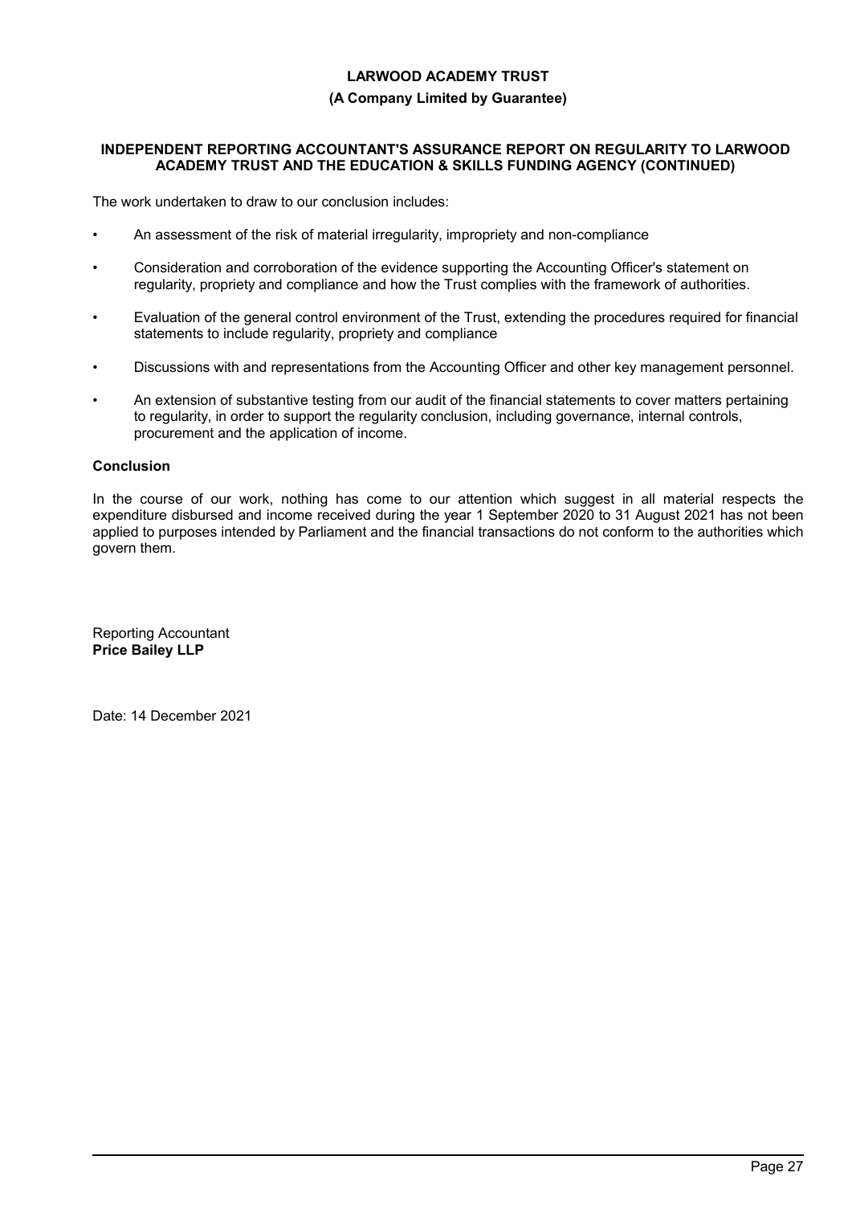**LARWOOD ACADEMY TRUST**

**(A Company Limited by Guarantee)**

**INDEPENDENT REPORTING ACCOUNTANT'S ASSURANCE REPORT ON REGULARITY TO LARWOOD ACADEMY TRUST AND THE EDUCATION & SKILLS FUNDING AGENCY (CONTINUED)**

The work undertaken to draw to our conclusion includes:

- An assessment of the risk of material irregularity, impropriety and non-compliance
- Consideration and corroboration of the evidence supporting the Accounting Officer's statement on regularity, propriety and compliance and how the Trust complies with the framework of authorities.
- Evaluation of the general control environment of the Trust, extending the procedures required for financial statements to include regularity, propriety and compliance
- Discussions with and representations from the Accounting Officer and other key management personnel.
- An extension of substantive testing from our audit of the financial statements to cover matters pertaining to regularity, in order to support the regularity conclusion, including governance, internal controls, procurement and the application of income.

**Conclusion**

In the course of our work, nothing has come to our attention which suggest in all material respects the expenditure disbursed and income received during the year 1 September 2020 to 31 August 2021 has not been applied to purposes intended by Parliament and the financial transactions do not conform to the authorities which govern them.

Reporting Accountant
**Price Bailey LLP**

Date: 14 December 2021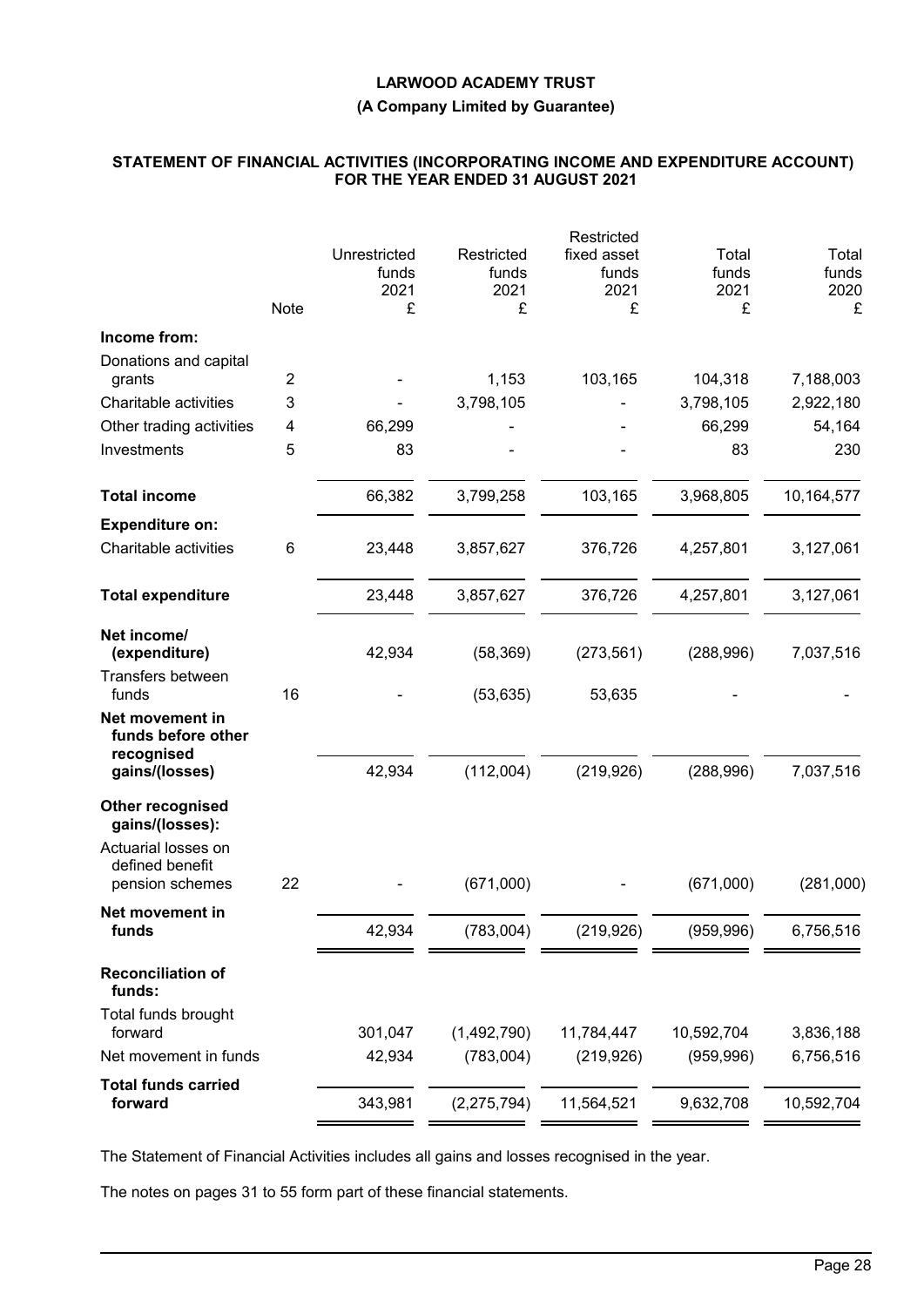# LARWOOD ACADEMY TRUST

**(A Company Limited by Guarantee)**

## STATEMENT OF FINANCIAL ACTIVITIES (INCORPORATING INCOME AND EXPENDITURE ACCOUNT) FOR THE YEAR ENDED 31 AUGUST 2021

| | Note | Unrestricted funds 2021 £ | Restricted funds 2021 £ | Restricted fixed asset funds 2021 £ | Total funds 2021 £ | Total funds 2020 £ |
|---|---|---|---|---|---|---|
| **Income from:** | | | | | | |
| Donations and capital grants | 2 | - | 1,153 | 103,165 | 104,318 | 7,188,003 |
| Charitable activities | 3 | - | 3,798,105 | - | 3,798,105 | 2,922,180 |
| Other trading activities | 4 | 66,299 | - | - | 66,299 | 54,164 |
| Investments | 5 | 83 | - | - | 83 | 230 |
| **Total income** | | 66,382 | 3,799,258 | 103,165 | 3,968,805 | 10,164,577 |
| **Expenditure on:** | | | | | | |
| Charitable activities | 6 | 23,448 | 3,857,627 | 376,726 | 4,257,801 | 3,127,061 |
| **Total expenditure** | | 23,448 | 3,857,627 | 376,726 | 4,257,801 | 3,127,061 |
| **Net income/ (expenditure)** | | 42,934 | (58,369) | (273,561) | (288,996) | 7,037,516 |
| Transfers between funds | 16 | - | (53,635) | 53,635 | - | - |
| **Net movement in funds before other recognised gains/(losses)** | | 42,934 | (112,004) | (219,926) | (288,996) | 7,037,516 |
| **Other recognised gains/(losses):** | | | | | | |
| Actuarial losses on defined benefit pension schemes | 22 | - | (671,000) | - | (671,000) | (281,000) |
| **Net movement in funds** | | 42,934 | (783,004) | (219,926) | (959,996) | 6,756,516 |
| **Reconciliation of funds:** | | | | | | |
| Total funds brought forward | | 301,047 | (1,492,790) | 11,784,447 | 10,592,704 | 3,836,188 |
| Net movement in funds | | 42,934 | (783,004) | (219,926) | (959,996) | 6,756,516 |
| **Total funds carried forward** | | 343,981 | (2,275,794) | 11,564,521 | 9,632,708 | 10,592,704 |

The Statement of Financial Activities includes all gains and losses recognised in the year.

The notes on pages 31 to 55 form part of these financial statements.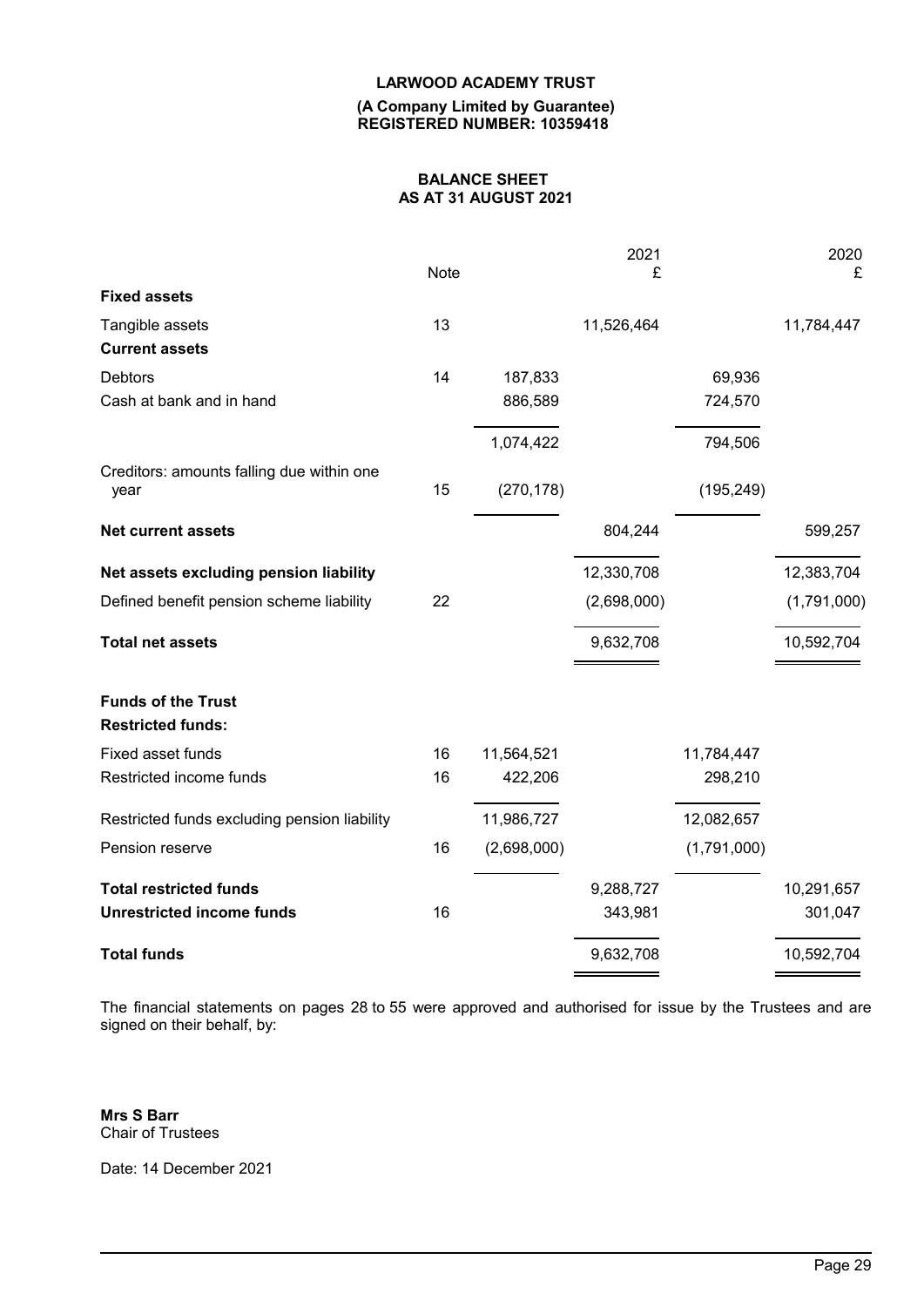**LARWOOD ACADEMY TRUST**

**(A Company Limited by Guarantee)**
**REGISTERED NUMBER: 10359418**

## BALANCE SHEET
## AS AT 31 AUGUST 2021

| | Note | | 2021 £ | | 2020 £ |
|---|---|---|---|---|---|
| **Fixed assets** | | | | | |
| Tangible assets | 13 | | 11,526,464 | | 11,784,447 |
| **Current assets** | | | | | |
| Debtors | 14 | 187,833 | | 69,936 | |
| Cash at bank and in hand | | 886,589 | | 724,570 | |
| | | 1,074,422 | | 794,506 | |
| Creditors: amounts falling due within one year | 15 | (270,178) | | (195,249) | |
| **Net current assets** | | | 804,244 | | 599,257 |
| **Net assets excluding pension liability** | | | 12,330,708 | | 12,383,704 |
| Defined benefit pension scheme liability | 22 | | (2,698,000) | | (1,791,000) |
| **Total net assets** | | | 9,632,708 | | 10,592,704 |
| **Funds of the Trust** | | | | | |
| **Restricted funds:** | | | | | |
| Fixed asset funds | 16 | 11,564,521 | | 11,784,447 | |
| Restricted income funds | 16 | 422,206 | | 298,210 | |
| Restricted funds excluding pension liability | | 11,986,727 | | 12,082,657 | |
| Pension reserve | 16 | (2,698,000) | | (1,791,000) | |
| **Total restricted funds** | | | 9,288,727 | | 10,291,657 |
| **Unrestricted income funds** | 16 | | 343,981 | | 301,047 |
| **Total funds** | | | 9,632,708 | | 10,592,704 |

The financial statements on pages 28 to 55 were approved and authorised for issue by the Trustees and are signed on their behalf, by:

**Mrs S Barr**
Chair of Trustees

Date: 14 December 2021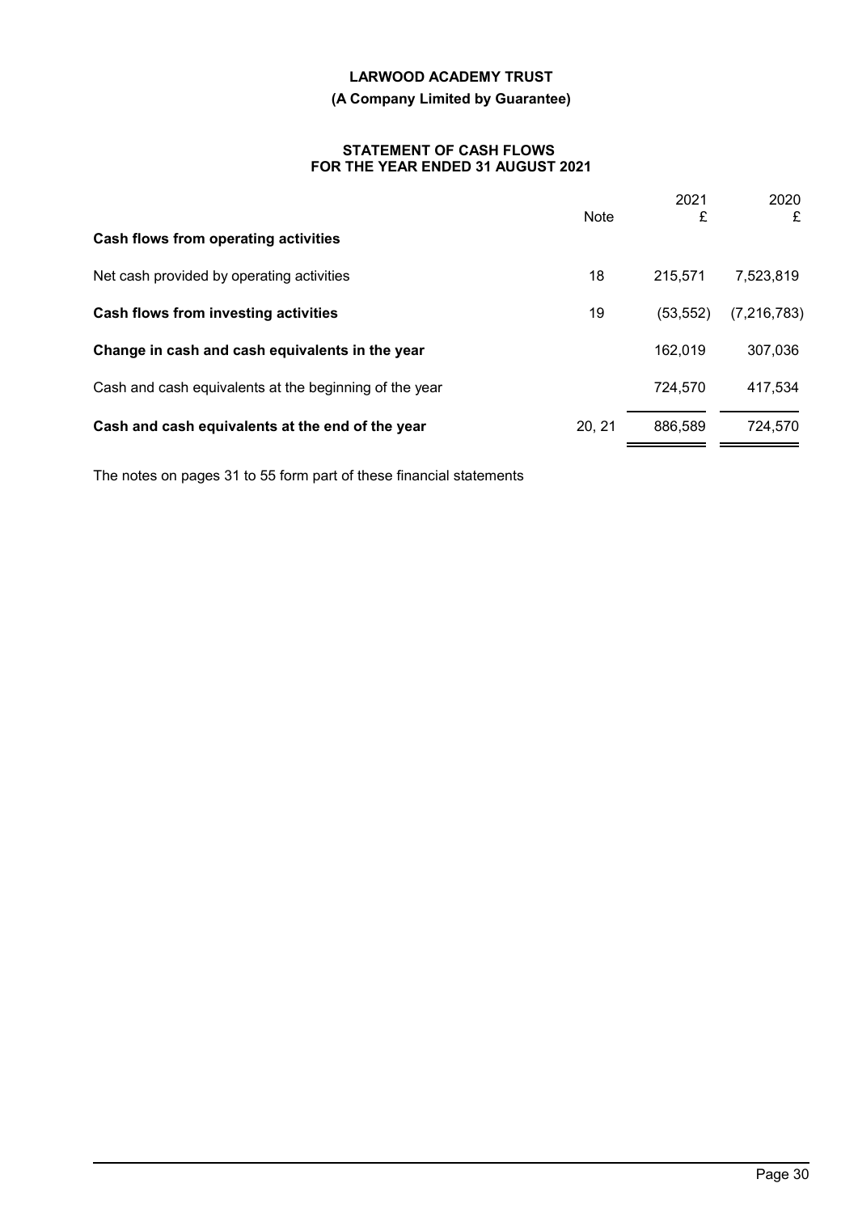**LARWOOD ACADEMY TRUST**

**(A Company Limited by Guarantee)**

**STATEMENT OF CASH FLOWS**
**FOR THE YEAR ENDED 31 AUGUST 2021**

| | Note | 2021 £ | 2020 £ |
|---|---|---|---|
| **Cash flows from operating activities** | | | |
| Net cash provided by operating activities | 18 | 215,571 | 7,523,819 |
| **Cash flows from investing activities** | 19 | (53,552) | (7,216,783) |
| **Change in cash and cash equivalents in the year** | | 162,019 | 307,036 |
| Cash and cash equivalents at the beginning of the year | | 724,570 | 417,534 |
| **Cash and cash equivalents at the end of the year** | 20, 21 | 886,589 | 724,570 |

The notes on pages 31 to 55 form part of these financial statements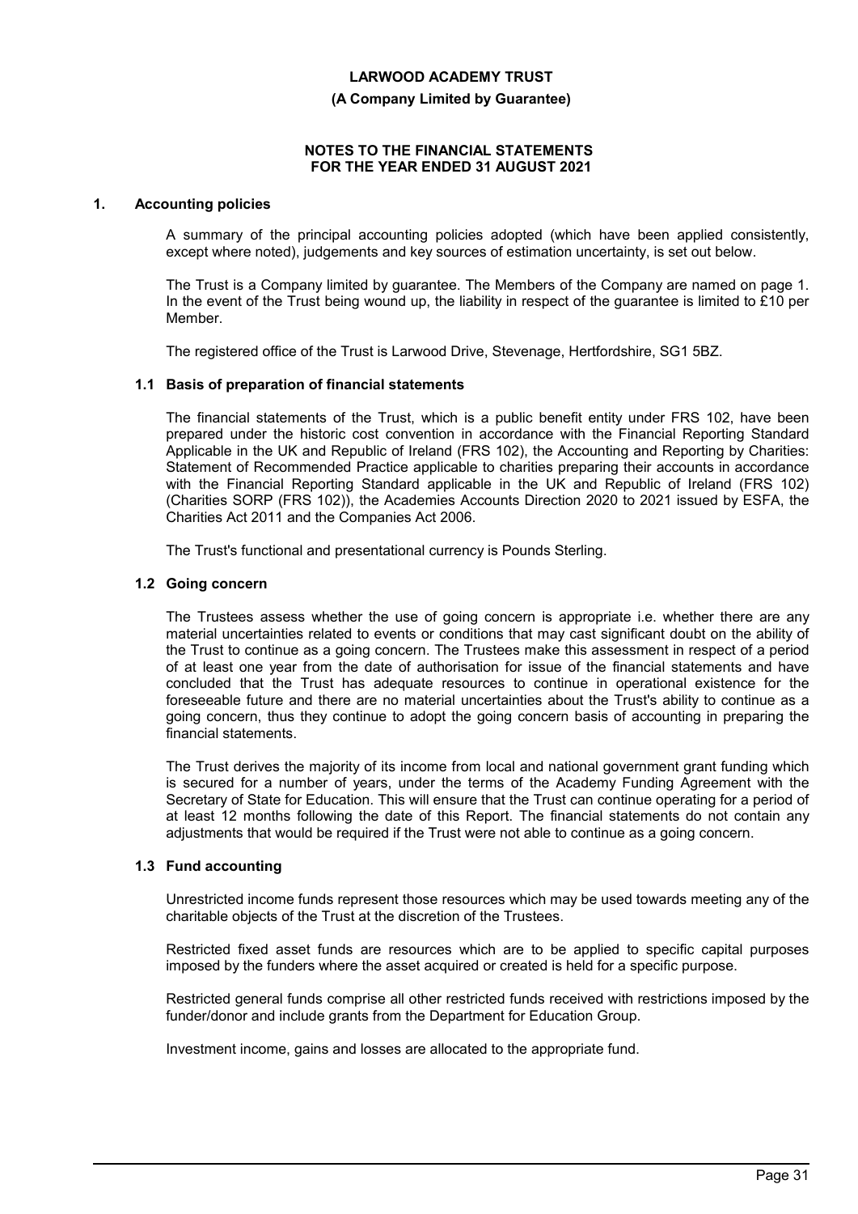# LARWOOD ACADEMY TRUST

**(A Company Limited by Guarantee)**

**NOTES TO THE FINANCIAL STATEMENTS FOR THE YEAR ENDED 31 AUGUST 2021**

## 1. Accounting policies

A summary of the principal accounting policies adopted (which have been applied consistently, except where noted), judgements and key sources of estimation uncertainty, is set out below.

The Trust is a Company limited by guarantee. The Members of the Company are named on page 1. In the event of the Trust being wound up, the liability in respect of the guarantee is limited to £10 per Member.

The registered office of the Trust is Larwood Drive, Stevenage, Hertfordshire, SG1 5BZ.

### 1.1 Basis of preparation of financial statements

The financial statements of the Trust, which is a public benefit entity under FRS 102, have been prepared under the historic cost convention in accordance with the Financial Reporting Standard Applicable in the UK and Republic of Ireland (FRS 102), the Accounting and Reporting by Charities: Statement of Recommended Practice applicable to charities preparing their accounts in accordance with the Financial Reporting Standard applicable in the UK and Republic of Ireland (FRS 102) (Charities SORP (FRS 102)), the Academies Accounts Direction 2020 to 2021 issued by ESFA, the Charities Act 2011 and the Companies Act 2006.

The Trust's functional and presentational currency is Pounds Sterling.

### 1.2 Going concern

The Trustees assess whether the use of going concern is appropriate i.e. whether there are any material uncertainties related to events or conditions that may cast significant doubt on the ability of the Trust to continue as a going concern. The Trustees make this assessment in respect of a period of at least one year from the date of authorisation for issue of the financial statements and have concluded that the Trust has adequate resources to continue in operational existence for the foreseeable future and there are no material uncertainties about the Trust's ability to continue as a going concern, thus they continue to adopt the going concern basis of accounting in preparing the financial statements.

The Trust derives the majority of its income from local and national government grant funding which is secured for a number of years, under the terms of the Academy Funding Agreement with the Secretary of State for Education. This will ensure that the Trust can continue operating for a period of at least 12 months following the date of this Report. The financial statements do not contain any adjustments that would be required if the Trust were not able to continue as a going concern.

### 1.3 Fund accounting

Unrestricted income funds represent those resources which may be used towards meeting any of the charitable objects of the Trust at the discretion of the Trustees.

Restricted fixed asset funds are resources which are to be applied to specific capital purposes imposed by the funders where the asset acquired or created is held for a specific purpose.

Restricted general funds comprise all other restricted funds received with restrictions imposed by the funder/donor and include grants from the Department for Education Group.

Investment income, gains and losses are allocated to the appropriate fund.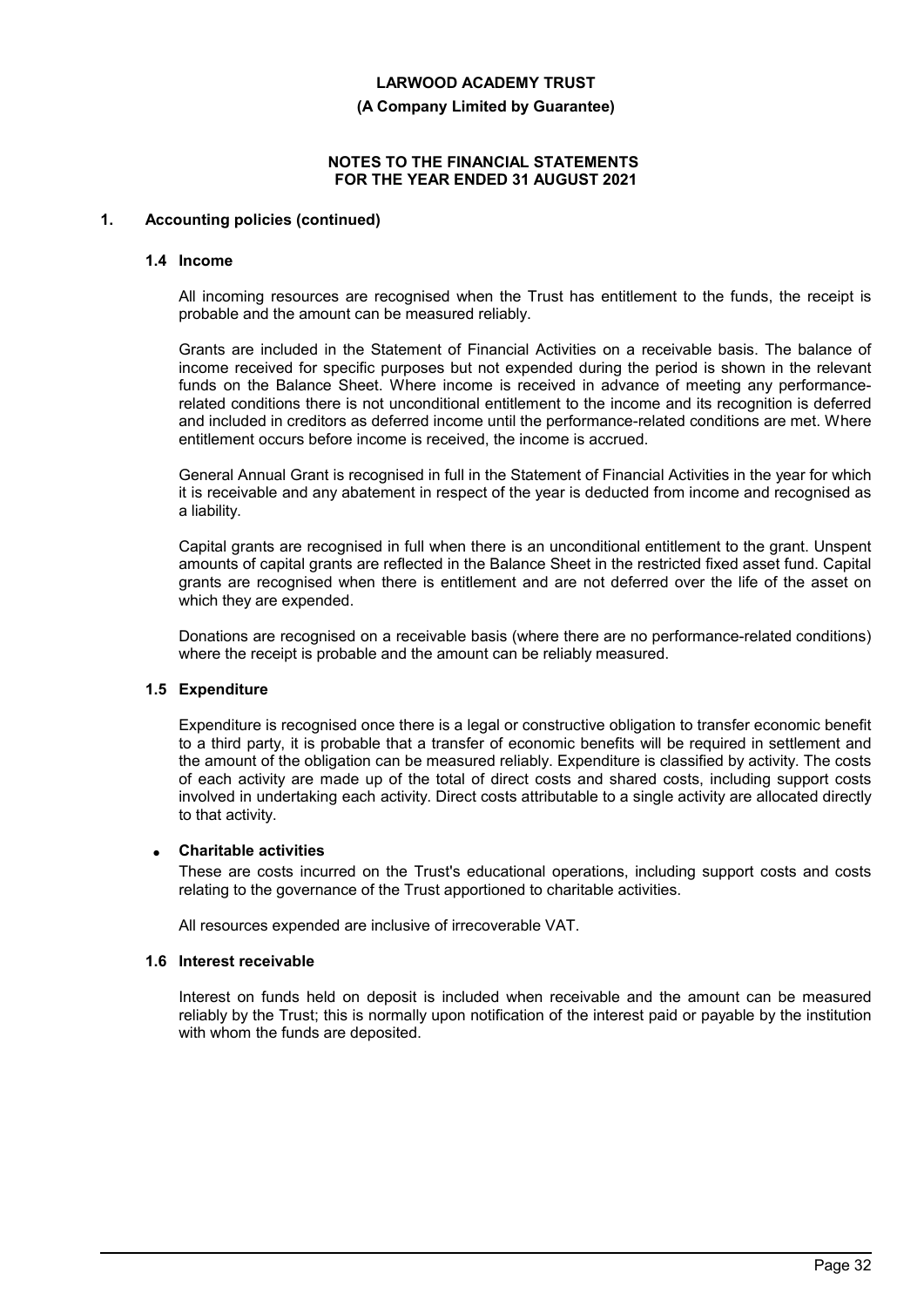## 1. Accounting policies (continued)

### 1.4 Income

All incoming resources are recognised when the Trust has entitlement to the funds, the receipt is probable and the amount can be measured reliably.

Grants are included in the Statement of Financial Activities on a receivable basis. The balance of income received for specific purposes but not expended during the period is shown in the relevant funds on the Balance Sheet. Where income is received in advance of meeting any performance-related conditions there is not unconditional entitlement to the income and its recognition is deferred and included in creditors as deferred income until the performance-related conditions are met. Where entitlement occurs before income is received, the income is accrued.

General Annual Grant is recognised in full in the Statement of Financial Activities in the year for which it is receivable and any abatement in respect of the year is deducted from income and recognised as a liability.

Capital grants are recognised in full when there is an unconditional entitlement to the grant. Unspent amounts of capital grants are reflected in the Balance Sheet in the restricted fixed asset fund. Capital grants are recognised when there is entitlement and are not deferred over the life of the asset on which they are expended.

Donations are recognised on a receivable basis (where there are no performance-related conditions) where the receipt is probable and the amount can be reliably measured.

### 1.5 Expenditure

Expenditure is recognised once there is a legal or constructive obligation to transfer economic benefit to a third party, it is probable that a transfer of economic benefits will be required in settlement and the amount of the obligation can be measured reliably. Expenditure is classified by activity. The costs of each activity are made up of the total of direct costs and shared costs, including support costs involved in undertaking each activity. Direct costs attributable to a single activity are allocated directly to that activity.

- **Charitable activities**

These are costs incurred on the Trust's educational operations, including support costs and costs relating to the governance of the Trust apportioned to charitable activities.

All resources expended are inclusive of irrecoverable VAT.

### 1.6 Interest receivable

Interest on funds held on deposit is included when receivable and the amount can be measured reliably by the Trust; this is normally upon notification of the interest paid or payable by the institution with whom the funds are deposited.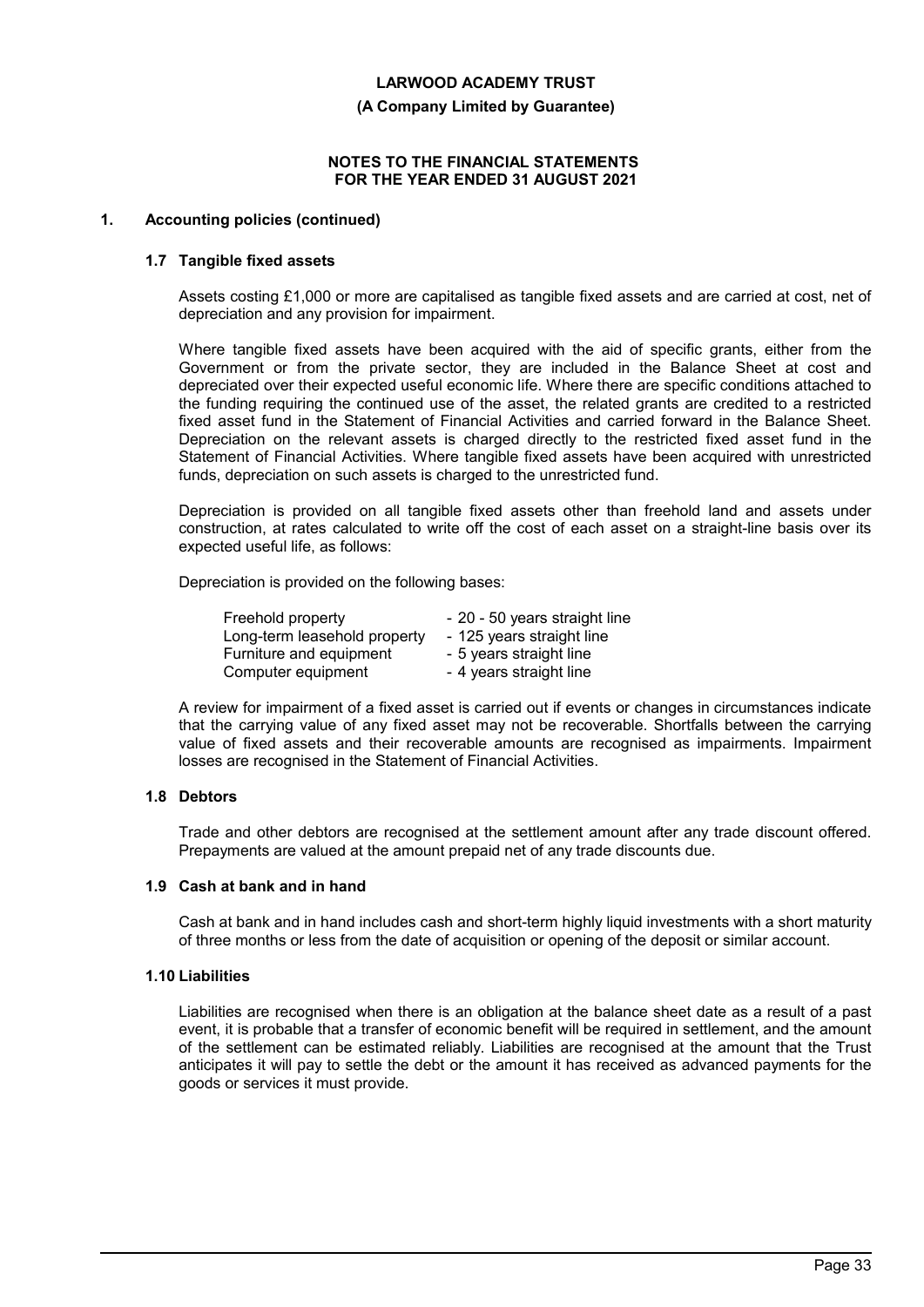## 1. Accounting policies (continued)

### 1.7 Tangible fixed assets

Assets costing £1,000 or more are capitalised as tangible fixed assets and are carried at cost, net of depreciation and any provision for impairment.

Where tangible fixed assets have been acquired with the aid of specific grants, either from the Government or from the private sector, they are included in the Balance Sheet at cost and depreciated over their expected useful economic life. Where there are specific conditions attached to the funding requiring the continued use of the asset, the related grants are credited to a restricted fixed asset fund in the Statement of Financial Activities and carried forward in the Balance Sheet. Depreciation on the relevant assets is charged directly to the restricted fixed asset fund in the Statement of Financial Activities. Where tangible fixed assets have been acquired with unrestricted funds, depreciation on such assets is charged to the unrestricted fund.

Depreciation is provided on all tangible fixed assets other than freehold land and assets under construction, at rates calculated to write off the cost of each asset on a straight-line basis over its expected useful life, as follows:

Depreciation is provided on the following bases:

| | |
|---|---|
| Freehold property | - 20 - 50 years straight line |
| Long-term leasehold property | - 125 years straight line |
| Furniture and equipment | - 5 years straight line |
| Computer equipment | - 4 years straight line |

A review for impairment of a fixed asset is carried out if events or changes in circumstances indicate that the carrying value of any fixed asset may not be recoverable. Shortfalls between the carrying value of fixed assets and their recoverable amounts are recognised as impairments. Impairment losses are recognised in the Statement of Financial Activities.

### 1.8 Debtors

Trade and other debtors are recognised at the settlement amount after any trade discount offered. Prepayments are valued at the amount prepaid net of any trade discounts due.

### 1.9 Cash at bank and in hand

Cash at bank and in hand includes cash and short-term highly liquid investments with a short maturity of three months or less from the date of acquisition or opening of the deposit or similar account.

### 1.10 Liabilities

Liabilities are recognised when there is an obligation at the balance sheet date as a result of a past event, it is probable that a transfer of economic benefit will be required in settlement, and the amount of the settlement can be estimated reliably. Liabilities are recognised at the amount that the Trust anticipates it will pay to settle the debt or the amount it has received as advanced payments for the goods or services it must provide.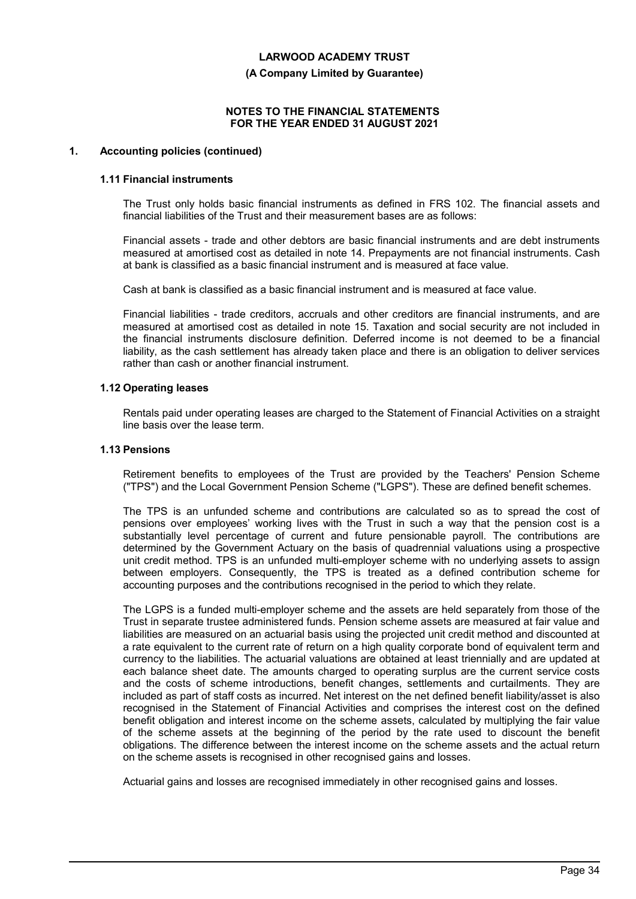## 1. Accounting policies (continued)

### 1.11 Financial instruments

The Trust only holds basic financial instruments as defined in FRS 102. The financial assets and financial liabilities of the Trust and their measurement bases are as follows:

Financial assets - trade and other debtors are basic financial instruments and are debt instruments measured at amortised cost as detailed in note 14. Prepayments are not financial instruments. Cash at bank is classified as a basic financial instrument and is measured at face value.

Cash at bank is classified as a basic financial instrument and is measured at face value.

Financial liabilities - trade creditors, accruals and other creditors are financial instruments, and are measured at amortised cost as detailed in note 15. Taxation and social security are not included in the financial instruments disclosure definition. Deferred income is not deemed to be a financial liability, as the cash settlement has already taken place and there is an obligation to deliver services rather than cash or another financial instrument.

### 1.12 Operating leases

Rentals paid under operating leases are charged to the Statement of Financial Activities on a straight line basis over the lease term.

### 1.13 Pensions

Retirement benefits to employees of the Trust are provided by the Teachers' Pension Scheme ("TPS") and the Local Government Pension Scheme ("LGPS"). These are defined benefit schemes.

The TPS is an unfunded scheme and contributions are calculated so as to spread the cost of pensions over employees' working lives with the Trust in such a way that the pension cost is a substantially level percentage of current and future pensionable payroll. The contributions are determined by the Government Actuary on the basis of quadrennial valuations using a prospective unit credit method. TPS is an unfunded multi-employer scheme with no underlying assets to assign between employers. Consequently, the TPS is treated as a defined contribution scheme for accounting purposes and the contributions recognised in the period to which they relate.

The LGPS is a funded multi-employer scheme and the assets are held separately from those of the Trust in separate trustee administered funds. Pension scheme assets are measured at fair value and liabilities are measured on an actuarial basis using the projected unit credit method and discounted at a rate equivalent to the current rate of return on a high quality corporate bond of equivalent term and currency to the liabilities. The actuarial valuations are obtained at least triennially and are updated at each balance sheet date. The amounts charged to operating surplus are the current service costs and the costs of scheme introductions, benefit changes, settlements and curtailments. They are included as part of staff costs as incurred. Net interest on the net defined benefit liability/asset is also recognised in the Statement of Financial Activities and comprises the interest cost on the defined benefit obligation and interest income on the scheme assets, calculated by multiplying the fair value of the scheme assets at the beginning of the period by the rate used to discount the benefit obligations. The difference between the interest income on the scheme assets and the actual return on the scheme assets is recognised in other recognised gains and losses.

Actuarial gains and losses are recognised immediately in other recognised gains and losses.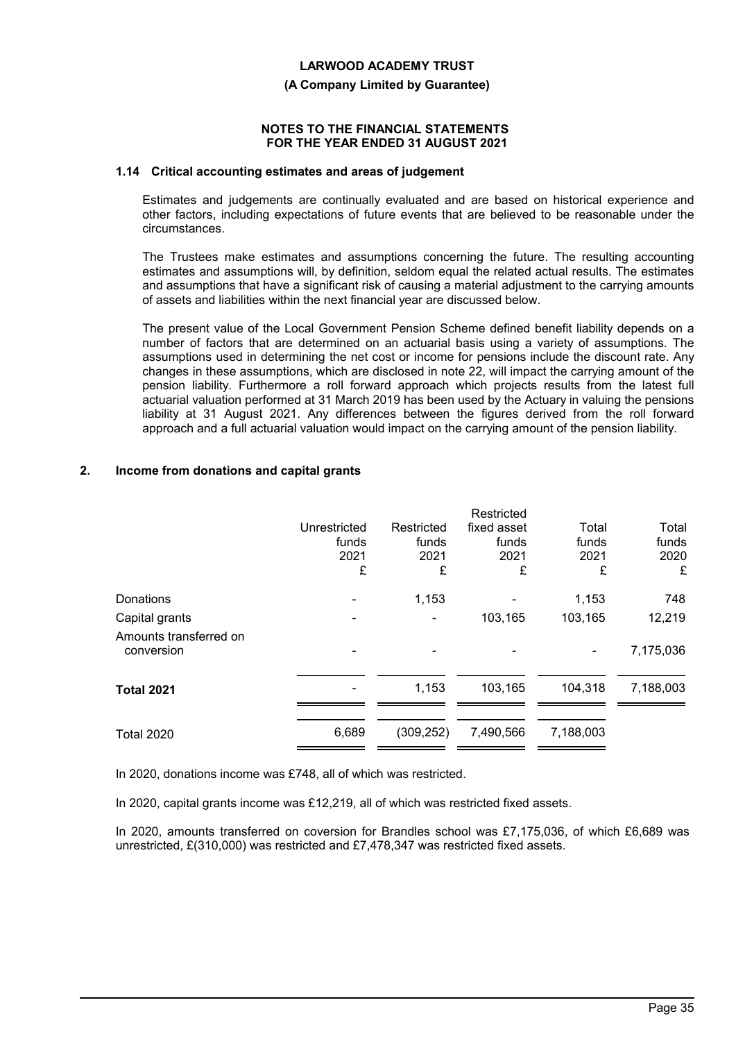**NOTES TO THE FINANCIAL STATEMENTS FOR THE YEAR ENDED 31 AUGUST 2021**

### 1.14 Critical accounting estimates and areas of judgement

Estimates and judgements are continually evaluated and are based on historical experience and other factors, including expectations of future events that are believed to be reasonable under the circumstances.

The Trustees make estimates and assumptions concerning the future. The resulting accounting estimates and assumptions will, by definition, seldom equal the related actual results. The estimates and assumptions that have a significant risk of causing a material adjustment to the carrying amounts of assets and liabilities within the next financial year are discussed below.

The present value of the Local Government Pension Scheme defined benefit liability depends on a number of factors that are determined on an actuarial basis using a variety of assumptions. The assumptions used in determining the net cost or income for pensions include the discount rate. Any changes in these assumptions, which are disclosed in note 22, will impact the carrying amount of the pension liability. Furthermore a roll forward approach which projects results from the latest full actuarial valuation performed at 31 March 2019 has been used by the Actuary in valuing the pensions liability at 31 August 2021. Any differences between the figures derived from the roll forward approach and a full actuarial valuation would impact on the carrying amount of the pension liability.

## 2. Income from donations and capital grants

| | Unrestricted funds 2021 £ | Restricted funds 2021 £ | Restricted fixed asset funds 2021 £ | Total funds 2021 £ | Total funds 2020 £ |
|---|---|---|---|---|---|
| Donations | - | 1,153 | - | 1,153 | 748 |
| Capital grants | - | - | 103,165 | 103,165 | 12,219 |
| Amounts transferred on conversion | - | - | - | - | 7,175,036 |
| **Total 2021** | - | 1,153 | 103,165 | 104,318 | 7,188,003 |
| Total 2020 | 6,689 | (309,252) | 7,490,566 | 7,188,003 | |

In 2020, donations income was £748, all of which was restricted.

In 2020, capital grants income was £12,219, all of which was restricted fixed assets.

In 2020, amounts transferred on coversion for Brandles school was £7,175,036, of which £6,689 was unrestricted, £(310,000) was restricted and £7,478,347 was restricted fixed assets.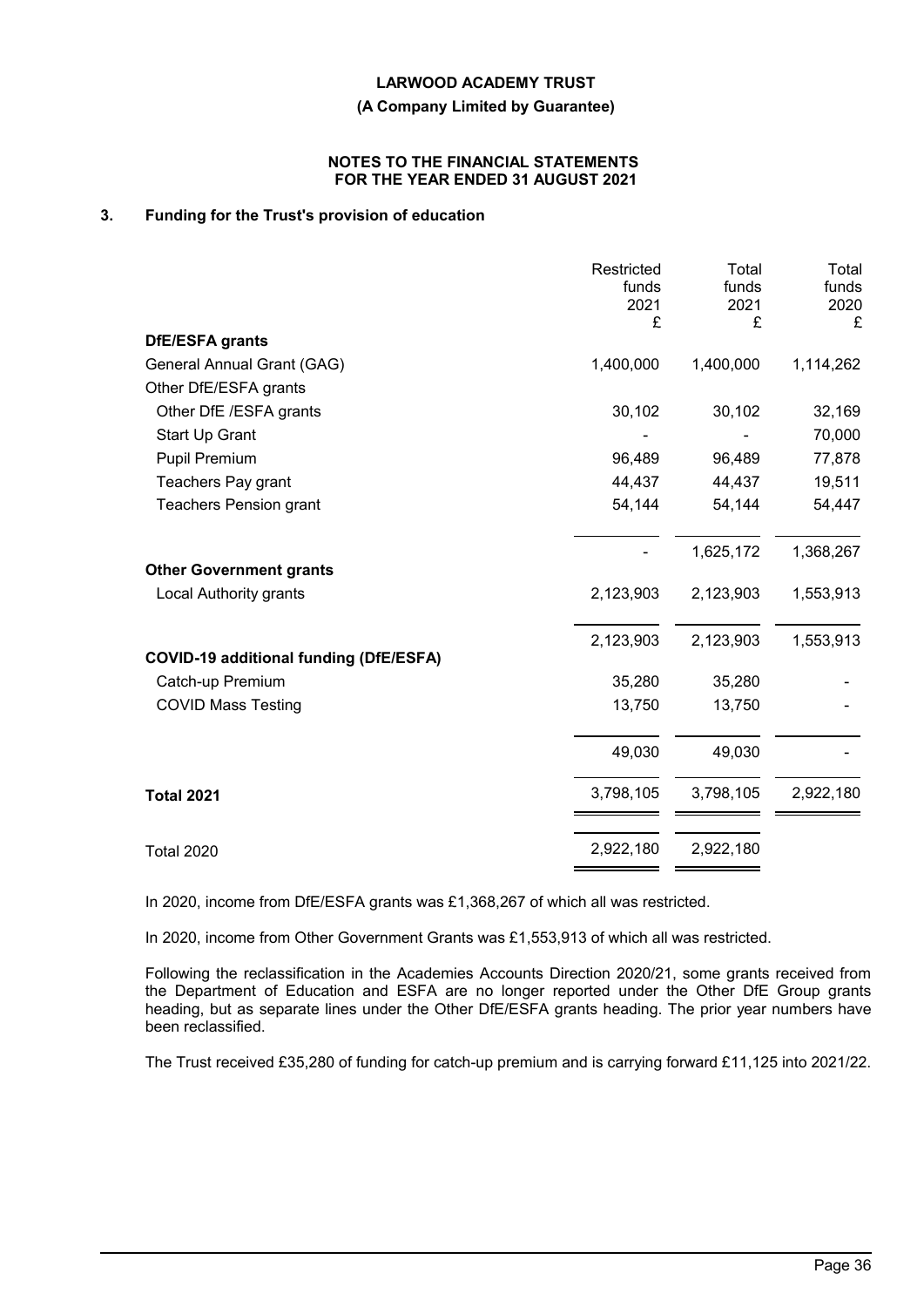**LARWOOD ACADEMY TRUST**

**(A Company Limited by Guarantee)**

**NOTES TO THE FINANCIAL STATEMENTS FOR THE YEAR ENDED 31 AUGUST 2021**

## 3. Funding for the Trust's provision of education

| | Restricted funds 2021 £ | Total funds 2021 £ | Total funds 2020 £ |
|---|---|---|---|
| **DfE/ESFA grants** | | | |
| General Annual Grant (GAG) | 1,400,000 | 1,400,000 | 1,114,262 |
| Other DfE/ESFA grants | | | |
| Other DfE /ESFA grants | 30,102 | 30,102 | 32,169 |
| Start Up Grant | - | - | 70,000 |
| Pupil Premium | 96,489 | 96,489 | 77,878 |
| Teachers Pay grant | 44,437 | 44,437 | 19,511 |
| Teachers Pension grant | 54,144 | 54,144 | 54,447 |
| | - | 1,625,172 | 1,368,267 |
| **Other Government grants** | | | |
| Local Authority grants | 2,123,903 | 2,123,903 | 1,553,913 |
| | 2,123,903 | 2,123,903 | 1,553,913 |
| **COVID-19 additional funding (DfE/ESFA)** | | | |
| Catch-up Premium | 35,280 | 35,280 | - |
| COVID Mass Testing | 13,750 | 13,750 | - |
| | 49,030 | 49,030 | - |
| **Total 2021** | 3,798,105 | 3,798,105 | 2,922,180 |
| Total 2020 | 2,922,180 | 2,922,180 | |

In 2020, income from DfE/ESFA grants was £1,368,267 of which all was restricted.

In 2020, income from Other Government Grants was £1,553,913 of which all was restricted.

Following the reclassification in the Academies Accounts Direction 2020/21, some grants received from the Department of Education and ESFA are no longer reported under the Other DfE Group grants heading, but as separate lines under the Other DfE/ESFA grants heading. The prior year numbers have been reclassified.

The Trust received £35,280 of funding for catch-up premium and is carrying forward £11,125 into 2021/22.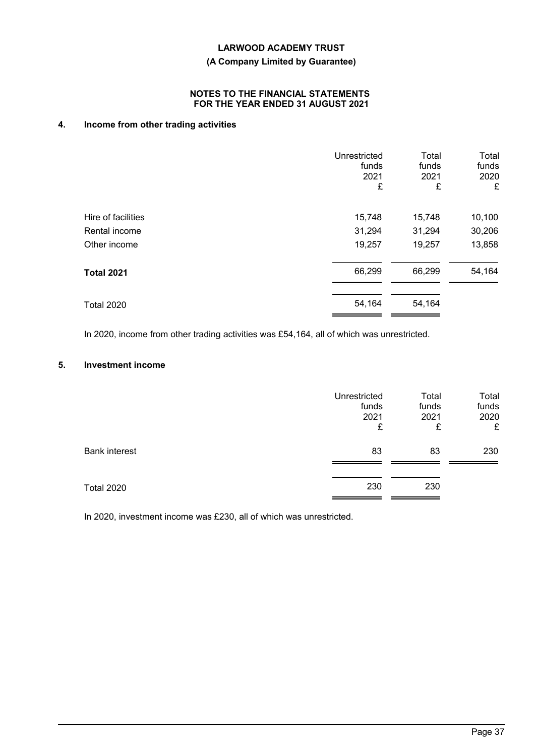## 4. Income from other trading activities

| | Unrestricted funds 2021 £ | Total funds 2021 £ | Total funds 2020 £ |
|---|---|---|---|
| Hire of facilities | 15,748 | 15,748 | 10,100 |
| Rental income | 31,294 | 31,294 | 30,206 |
| Other income | 19,257 | 19,257 | 13,858 |
| **Total 2021** | 66,299 | 66,299 | 54,164 |
| Total 2020 | 54,164 | 54,164 | |

In 2020, income from other trading activities was £54,164, all of which was unrestricted.

## 5. Investment income

| | Unrestricted funds 2021 £ | Total funds 2021 £ | Total funds 2020 £ |
|---|---|---|---|
| Bank interest | 83 | 83 | 230 |
| Total 2020 | 230 | 230 | |

In 2020, investment income was £230, all of which was unrestricted.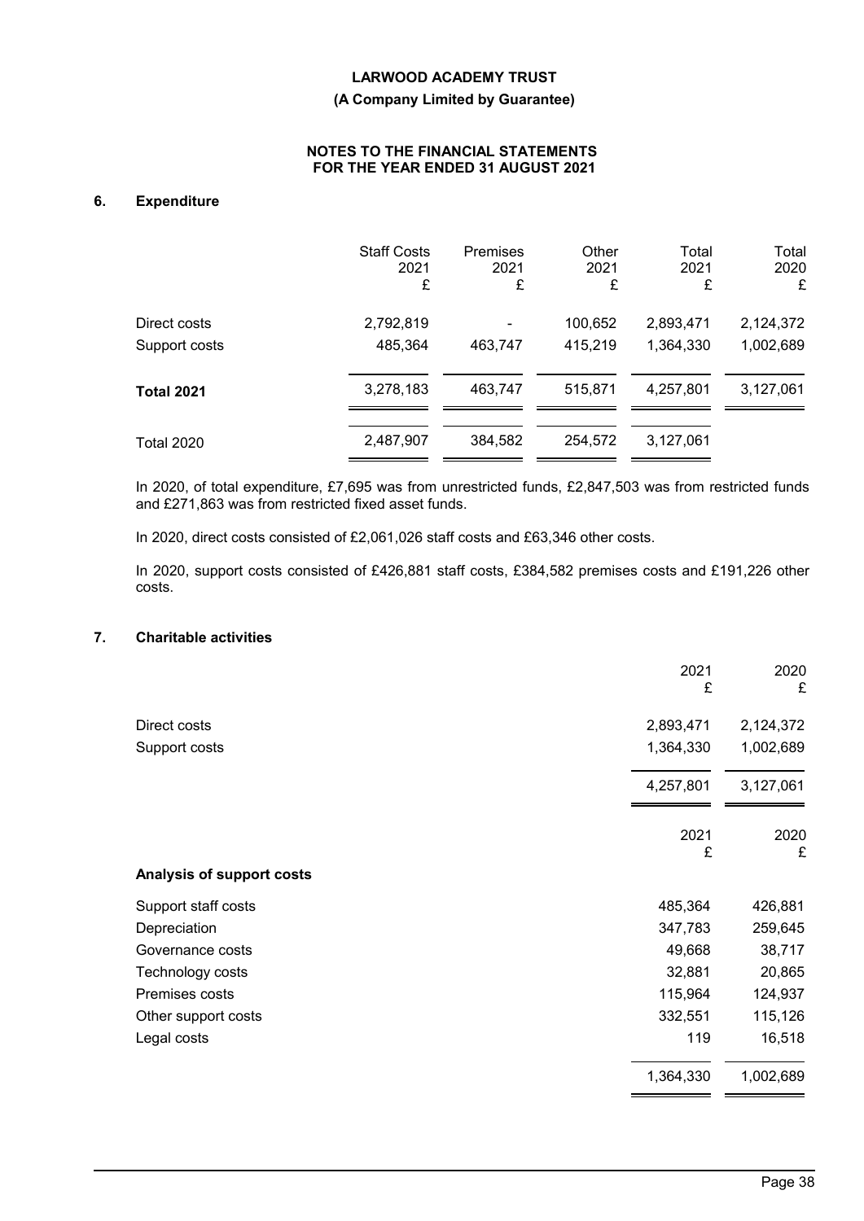**LARWOOD ACADEMY TRUST**

**(A Company Limited by Guarantee)**

**NOTES TO THE FINANCIAL STATEMENTS FOR THE YEAR ENDED 31 AUGUST 2021**

## 6. Expenditure

| | Staff Costs 2021 £ | Premises 2021 £ | Other 2021 £ | Total 2021 £ | Total 2020 £ |
|---|---|---|---|---|---|
| Direct costs | 2,792,819 | - | 100,652 | 2,893,471 | 2,124,372 |
| Support costs | 485,364 | 463,747 | 415,219 | 1,364,330 | 1,002,689 |
| **Total 2021** | 3,278,183 | 463,747 | 515,871 | 4,257,801 | 3,127,061 |
| Total 2020 | 2,487,907 | 384,582 | 254,572 | 3,127,061 | |

In 2020, of total expenditure, £7,695 was from unrestricted funds, £2,847,503 was from restricted funds and £271,863 was from restricted fixed asset funds.

In 2020, direct costs consisted of £2,061,026 staff costs and £63,346 other costs.

In 2020, support costs consisted of £426,881 staff costs, £384,582 premises costs and £191,226 other costs.

## 7. Charitable activities

| | 2021 £ | 2020 £ |
|---|---|---|
| Direct costs | 2,893,471 | 2,124,372 |
| Support costs | 1,364,330 | 1,002,689 |
| | 4,257,801 | 3,127,061 |

| | 2021 £ | 2020 £ |
|---|---|---|
| **Analysis of support costs** | | |
| Support staff costs | 485,364 | 426,881 |
| Depreciation | 347,783 | 259,645 |
| Governance costs | 49,668 | 38,717 |
| Technology costs | 32,881 | 20,865 |
| Premises costs | 115,964 | 124,937 |
| Other support costs | 332,551 | 115,126 |
| Legal costs | 119 | 16,518 |
| | 1,364,330 | 1,002,689 |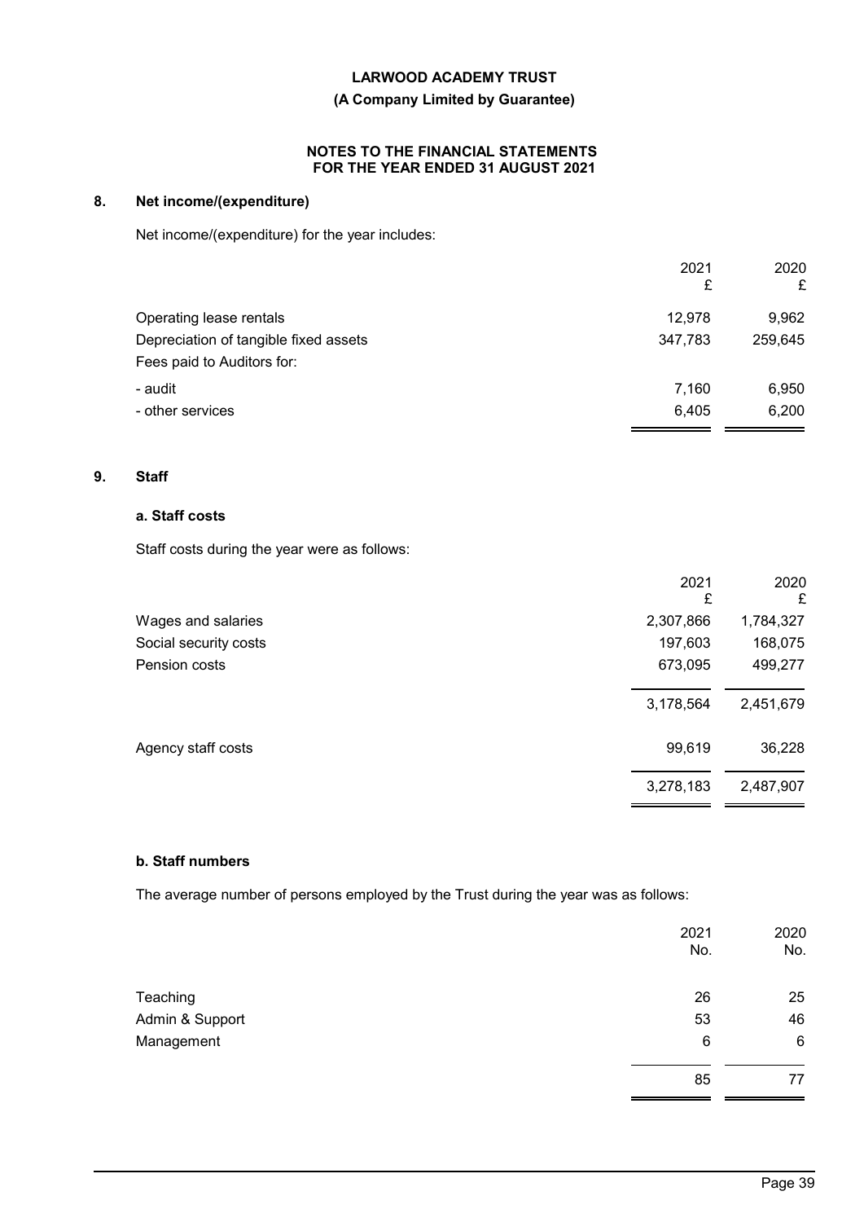# LARWOOD ACADEMY TRUST

**(A Company Limited by Guarantee)**

**NOTES TO THE FINANCIAL STATEMENTS FOR THE YEAR ENDED 31 AUGUST 2021**

## 8. Net income/(expenditure)

Net income/(expenditure) for the year includes:

| | 2021 £ | 2020 £ |
|---|---|---|
| Operating lease rentals | 12,978 | 9,962 |
| Depreciation of tangible fixed assets | 347,783 | 259,645 |
| Fees paid to Auditors for: | | |
| - audit | 7,160 | 6,950 |
| - other services | 6,405 | 6,200 |

## 9. Staff

### a. Staff costs

Staff costs during the year were as follows:

| | 2021 £ | 2020 £ |
|---|---|---|
| Wages and salaries | 2,307,866 | 1,784,327 |
| Social security costs | 197,603 | 168,075 |
| Pension costs | 673,095 | 499,277 |
| | 3,178,564 | 2,451,679 |
| Agency staff costs | 99,619 | 36,228 |
| | 3,278,183 | 2,487,907 |

### b. Staff numbers

The average number of persons employed by the Trust during the year was as follows:

| | 2021 No. | 2020 No. |
|---|---|---|
| Teaching | 26 | 25 |
| Admin & Support | 53 | 46 |
| Management | 6 | 6 |
| | 85 | 77 |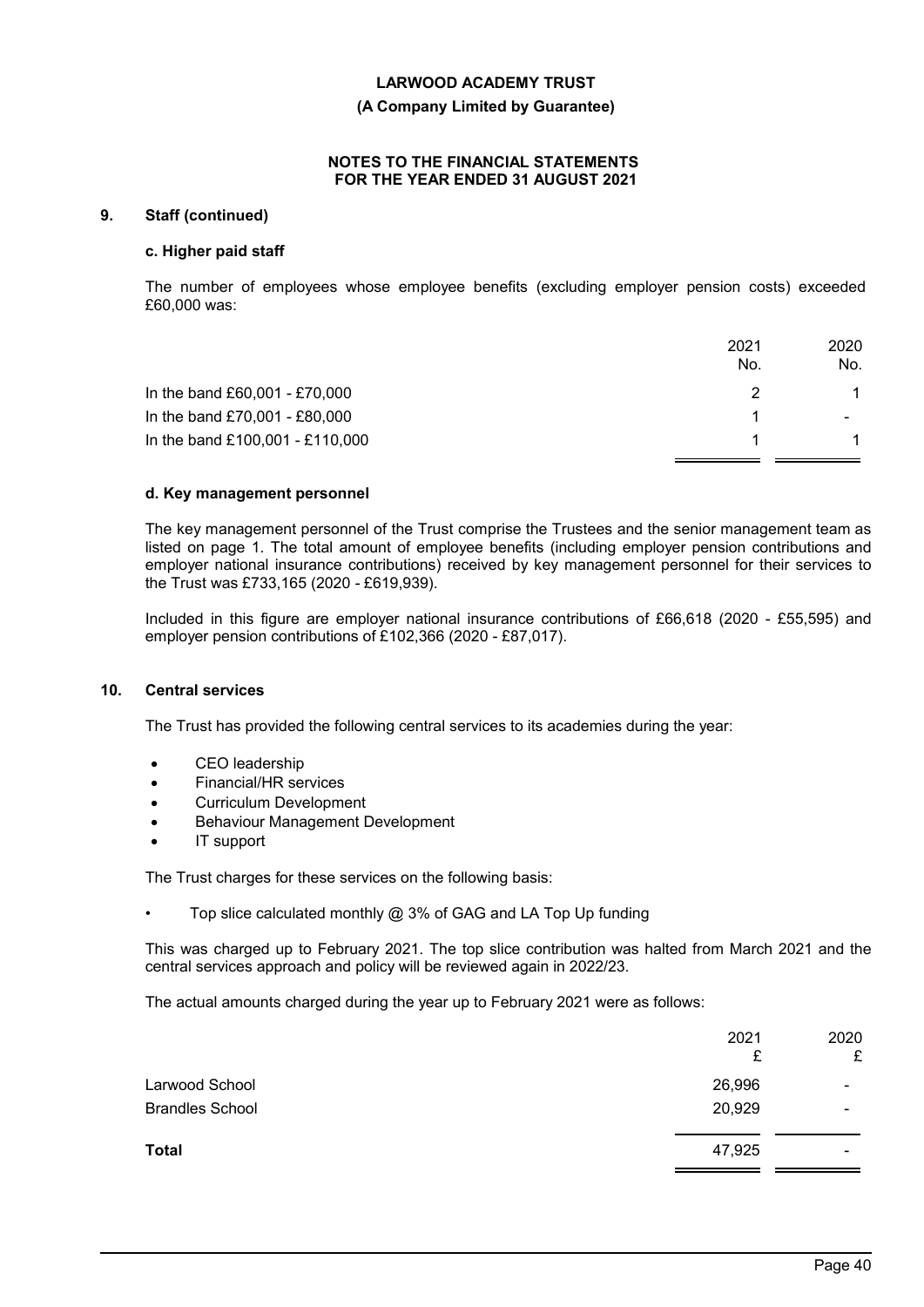## 9. Staff (continued)

### c. Higher paid staff

The number of employees whose employee benefits (excluding employer pension costs) exceeded £60,000 was:

| | 2021 No. | 2020 No. |
|---|---|---|
| In the band £60,001 - £70,000 | 2 | 1 |
| In the band £70,001 - £80,000 | 1 | - |
| In the band £100,001 - £110,000 | 1 | 1 |

### d. Key management personnel

The key management personnel of the Trust comprise the Trustees and the senior management team as listed on page 1. The total amount of employee benefits (including employer pension contributions and employer national insurance contributions) received by key management personnel for their services to the Trust was £733,165 (2020 - £619,939).

Included in this figure are employer national insurance contributions of £66,618 (2020 - £55,595) and employer pension contributions of £102,366 (2020 - £87,017).

## 10. Central services

The Trust has provided the following central services to its academies during the year:

- CEO leadership
- Financial/HR services
- Curriculum Development
- Behaviour Management Development
- IT support

The Trust charges for these services on the following basis:

- Top slice calculated monthly @ 3% of GAG and LA Top Up funding

This was charged up to February 2021. The top slice contribution was halted from March 2021 and the central services approach and policy will be reviewed again in 2022/23.

The actual amounts charged during the year up to February 2021 were as follows:

| | 2021 £ | 2020 £ |
|---|---|---|
| Larwood School | 26,996 | - |
| Brandles School | 20,929 | - |
| **Total** | 47,925 | - |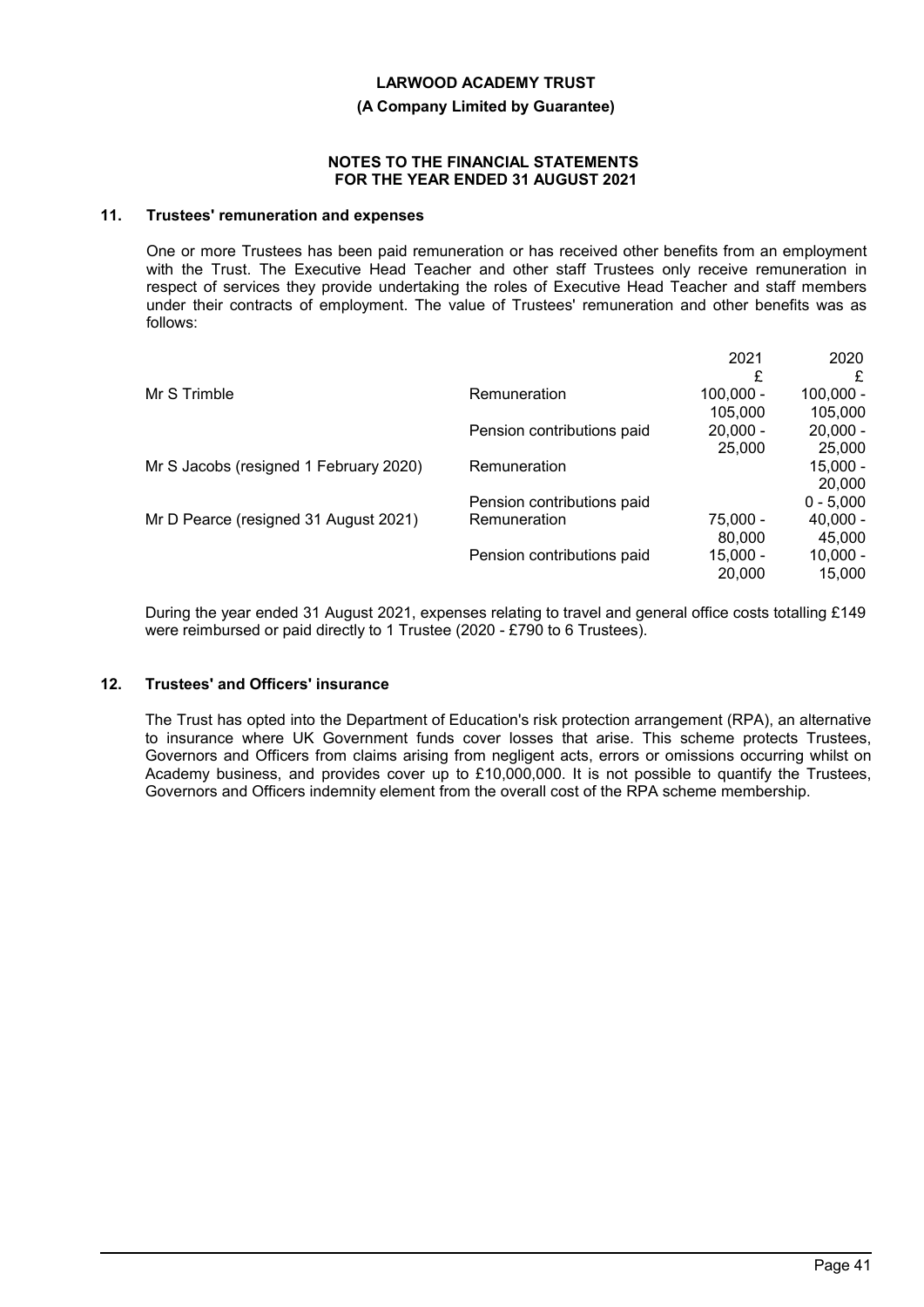**LARWOOD ACADEMY TRUST**

**(A Company Limited by Guarantee)**

**NOTES TO THE FINANCIAL STATEMENTS FOR THE YEAR ENDED 31 AUGUST 2021**

## 11. Trustees' remuneration and expenses

One or more Trustees has been paid remuneration or has received other benefits from an employment with the Trust. The Executive Head Teacher and other staff Trustees only receive remuneration in respect of services they provide undertaking the roles of Executive Head Teacher and staff members under their contracts of employment. The value of Trustees' remuneration and other benefits was as follows:

| | | 2021 £ | 2020 £ |
|---|---|---|---|
| Mr S Trimble | Remuneration | 100,000 - 105,000 | 100,000 - 105,000 |
| | Pension contributions paid | 20,000 - 25,000 | 20,000 - 25,000 |
| Mr S Jacobs (resigned 1 February 2020) | Remuneration | | 15,000 - 20,000 |
| | Pension contributions paid | | 0 - 5,000 |
| Mr D Pearce (resigned 31 August 2021) | Remuneration | 75,000 - 80,000 | 40,000 - 45,000 |
| | Pension contributions paid | 15,000 - 20,000 | 10,000 - 15,000 |

During the year ended 31 August 2021, expenses relating to travel and general office costs totalling £149 were reimbursed or paid directly to 1 Trustee (2020 - £790 to 6 Trustees).

## 12. Trustees' and Officers' insurance

The Trust has opted into the Department of Education's risk protection arrangement (RPA), an alternative to insurance where UK Government funds cover losses that arise. This scheme protects Trustees, Governors and Officers from claims arising from negligent acts, errors or omissions occurring whilst on Academy business, and provides cover up to £10,000,000. It is not possible to quantify the Trustees, Governors and Officers indemnity element from the overall cost of the RPA scheme membership.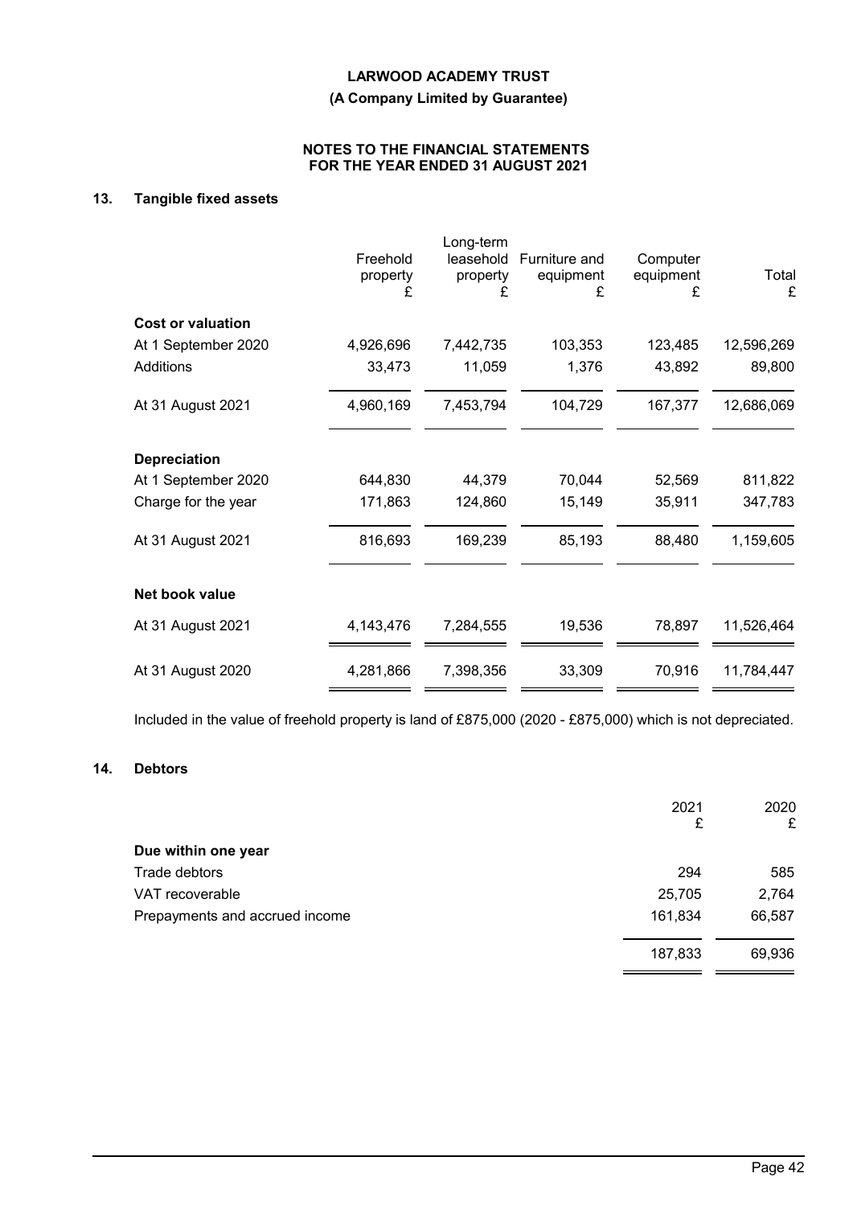# LARWOOD ACADEMY TRUST

**(A Company Limited by Guarantee)**

**NOTES TO THE FINANCIAL STATEMENTS FOR THE YEAR ENDED 31 AUGUST 2021**

## 13. Tangible fixed assets

| | Freehold property £ | Long-term leasehold property £ | Furniture and equipment £ | Computer equipment £ | Total £ |
|---|---|---|---|---|---|
| **Cost or valuation** | | | | | |
| At 1 September 2020 | 4,926,696 | 7,442,735 | 103,353 | 123,485 | 12,596,269 |
| Additions | 33,473 | 11,059 | 1,376 | 43,892 | 89,800 |
| At 31 August 2021 | 4,960,169 | 7,453,794 | 104,729 | 167,377 | 12,686,069 |
| **Depreciation** | | | | | |
| At 1 September 2020 | 644,830 | 44,379 | 70,044 | 52,569 | 811,822 |
| Charge for the year | 171,863 | 124,860 | 15,149 | 35,911 | 347,783 |
| At 31 August 2021 | 816,693 | 169,239 | 85,193 | 88,480 | 1,159,605 |
| **Net book value** | | | | | |
| At 31 August 2021 | 4,143,476 | 7,284,555 | 19,536 | 78,897 | 11,526,464 |
| At 31 August 2020 | 4,281,866 | 7,398,356 | 33,309 | 70,916 | 11,784,447 |

Included in the value of freehold property is land of £875,000 (2020 - £875,000) which is not depreciated.

## 14. Debtors

| | 2021 £ | 2020 £ |
|---|---|---|
| **Due within one year** | | |
| Trade debtors | 294 | 585 |
| VAT recoverable | 25,705 | 2,764 |
| Prepayments and accrued income | 161,834 | 66,587 |
| | 187,833 | 69,936 |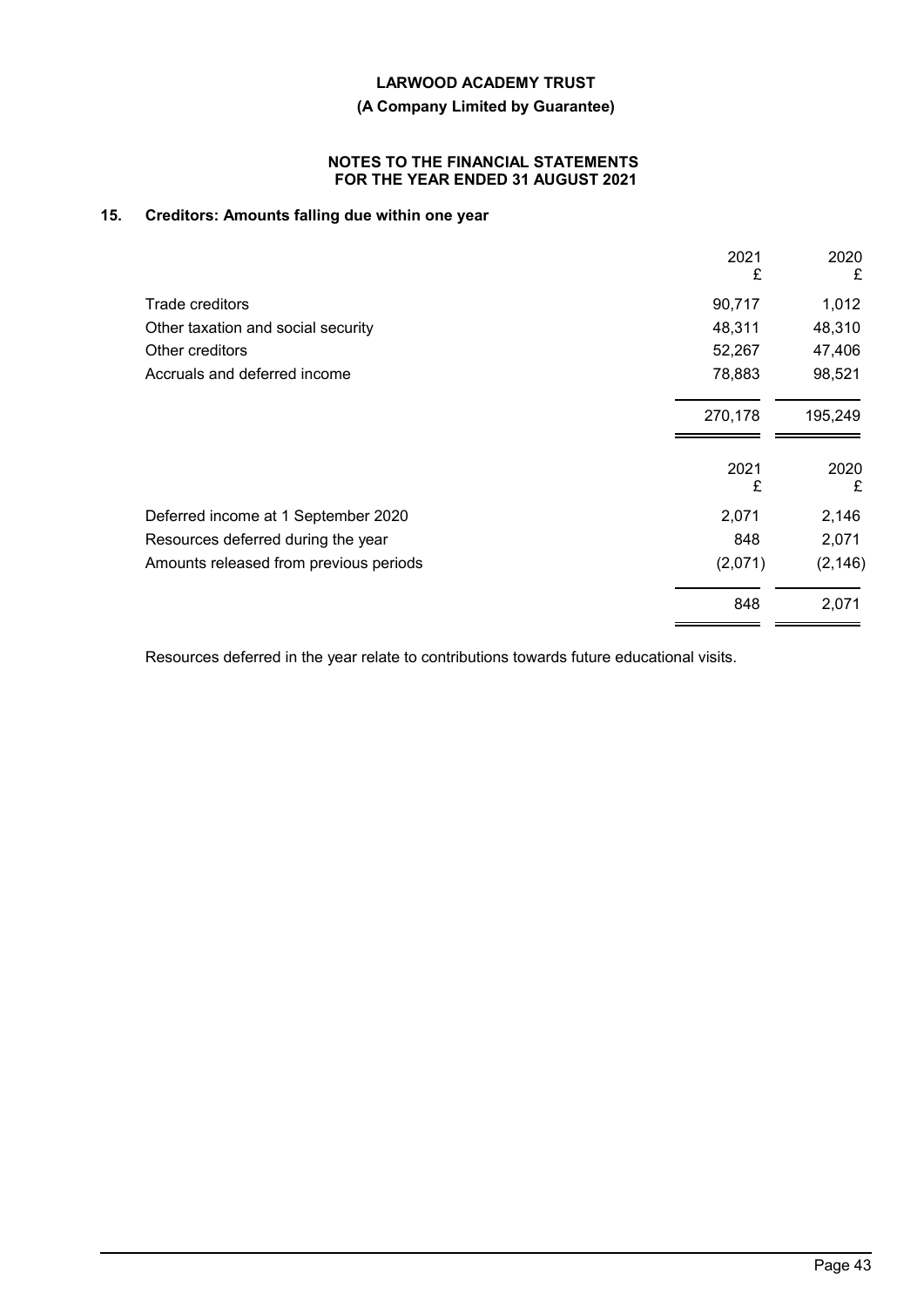## 15. Creditors: Amounts falling due within one year

| | 2021<br>£ | 2020<br>£ |
|---|---|---|
| Trade creditors | 90,717 | 1,012 |
| Other taxation and social security | 48,311 | 48,310 |
| Other creditors | 52,267 | 47,406 |
| Accruals and deferred income | 78,883 | 98,521 |
| | 270,178 | 195,249 |

| | 2021<br>£ | 2020<br>£ |
|---|---|---|
| Deferred income at 1 September 2020 | 2,071 | 2,146 |
| Resources deferred during the year | 848 | 2,071 |
| Amounts released from previous periods | (2,071) | (2,146) |
| | 848 | 2,071 |

Resources deferred in the year relate to contributions towards future educational visits.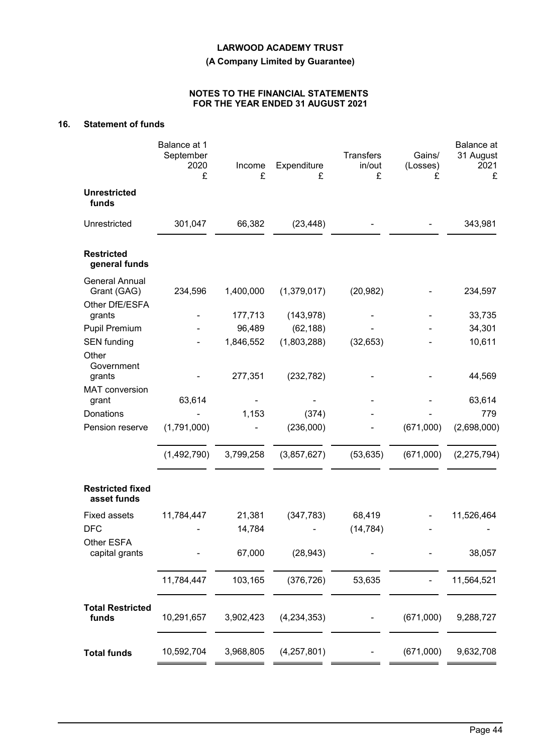**LARWOOD ACADEMY TRUST**

**(A Company Limited by Guarantee)**

**NOTES TO THE FINANCIAL STATEMENTS FOR THE YEAR ENDED 31 AUGUST 2021**

## 16. Statement of funds

| | Balance at 1 September 2020 £ | Income £ | Expenditure £ | Transfers in/out £ | Gains/ (Losses) £ | Balance at 31 August 2021 £ |
|---|---|---|---|---|---|---|
| **Unrestricted funds** | | | | | | |
| Unrestricted | 301,047 | 66,382 | (23,448) | - | - | 343,981 |
| **Restricted general funds** | | | | | | |
| General Annual Grant (GAG) | 234,596 | 1,400,000 | (1,379,017) | (20,982) | - | 234,597 |
| Other DfE/ESFA grants | - | 177,713 | (143,978) | - | - | 33,735 |
| Pupil Premium | - | 96,489 | (62,188) | - | - | 34,301 |
| SEN funding | - | 1,846,552 | (1,803,288) | (32,653) | - | 10,611 |
| Other Government grants | - | 277,351 | (232,782) | - | - | 44,569 |
| MAT conversion grant | 63,614 | - | - | - | - | 63,614 |
| Donations | - | 1,153 | (374) | - | - | 779 |
| Pension reserve | (1,791,000) | - | (236,000) | - | (671,000) | (2,698,000) |
| | (1,492,790) | 3,799,258 | (3,857,627) | (53,635) | (671,000) | (2,275,794) |
| **Restricted fixed asset funds** | | | | | | |
| Fixed assets | 11,784,447 | 21,381 | (347,783) | 68,419 | - | 11,526,464 |
| DFC | - | 14,784 | - | (14,784) | - | - |
| Other ESFA capital grants | - | 67,000 | (28,943) | - | - | 38,057 |
| | 11,784,447 | 103,165 | (376,726) | 53,635 | - | 11,564,521 |
| **Total Restricted funds** | 10,291,657 | 3,902,423 | (4,234,353) | - | (671,000) | 9,288,727 |
| **Total funds** | 10,592,704 | 3,968,805 | (4,257,801) | - | (671,000) | 9,632,708 |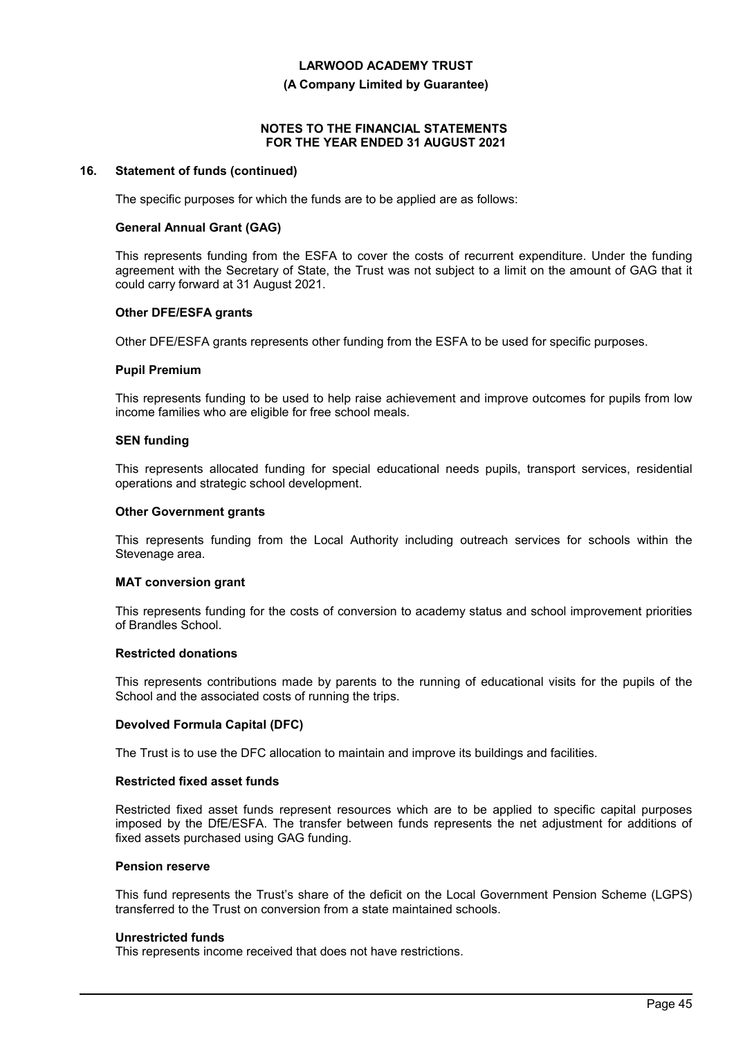## 16. Statement of funds (continued)

The specific purposes for which the funds are to be applied are as follows:

**General Annual Grant (GAG)**

This represents funding from the ESFA to cover the costs of recurrent expenditure. Under the funding agreement with the Secretary of State, the Trust was not subject to a limit on the amount of GAG that it could carry forward at 31 August 2021.

**Other DFE/ESFA grants**

Other DFE/ESFA grants represents other funding from the ESFA to be used for specific purposes.

**Pupil Premium**

This represents funding to be used to help raise achievement and improve outcomes for pupils from low income families who are eligible for free school meals.

**SEN funding**

This represents allocated funding for special educational needs pupils, transport services, residential operations and strategic school development.

**Other Government grants**

This represents funding from the Local Authority including outreach services for schools within the Stevenage area.

**MAT conversion grant**

This represents funding for the costs of conversion to academy status and school improvement priorities of Brandles School.

**Restricted donations**

This represents contributions made by parents to the running of educational visits for the pupils of the School and the associated costs of running the trips.

**Devolved Formula Capital (DFC)**

The Trust is to use the DFC allocation to maintain and improve its buildings and facilities.

**Restricted fixed asset funds**

Restricted fixed asset funds represent resources which are to be applied to specific capital purposes imposed by the DfE/ESFA. The transfer between funds represents the net adjustment for additions of fixed assets purchased using GAG funding.

**Pension reserve**

This fund represents the Trust's share of the deficit on the Local Government Pension Scheme (LGPS) transferred to the Trust on conversion from a state maintained schools.

**Unrestricted funds**

This represents income received that does not have restrictions.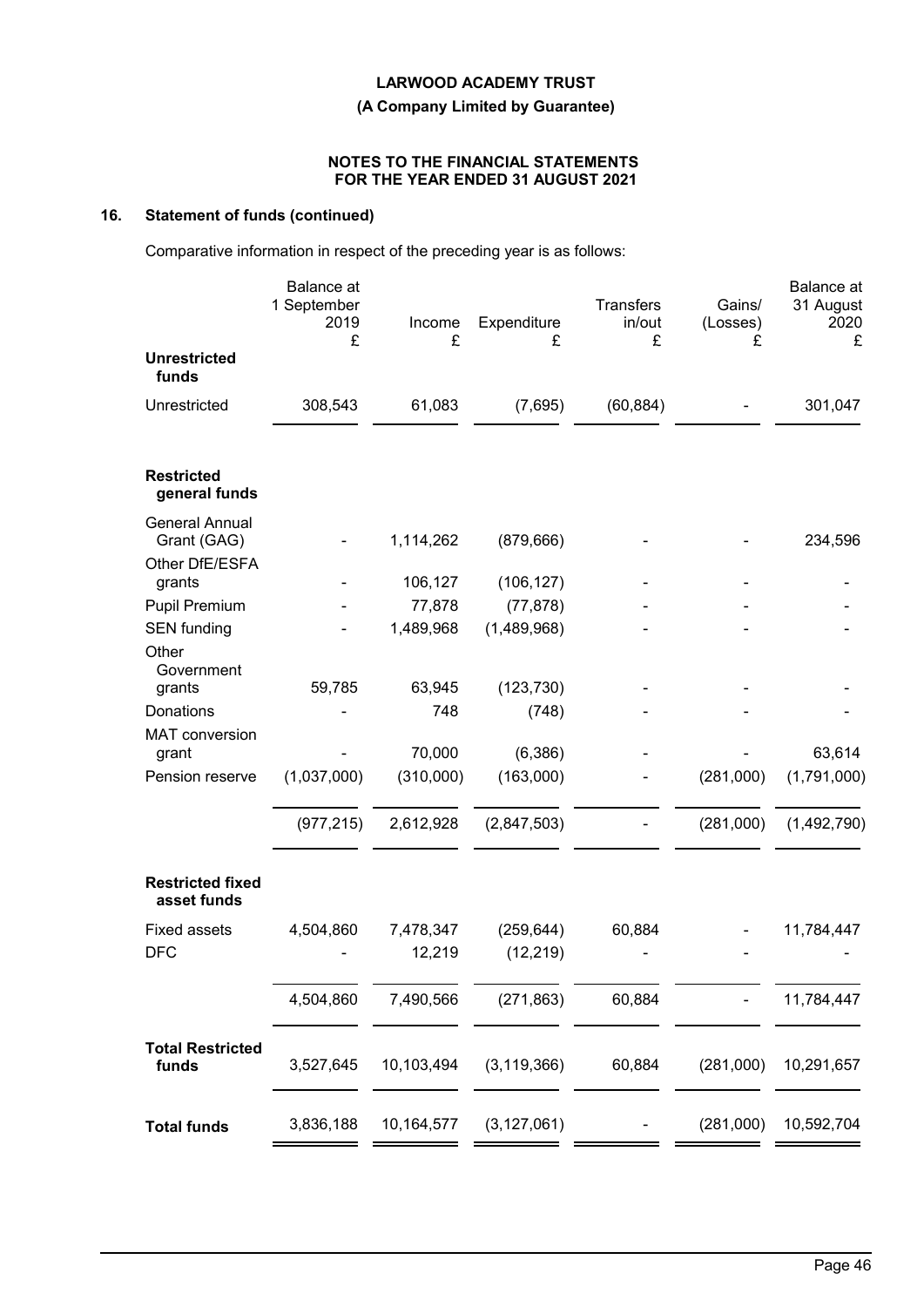## 16. Statement of funds (continued)

Comparative information in respect of the preceding year is as follows:

| | Balance at 1 September 2019 £ | Income £ | Expenditure £ | Transfers in/out £ | Gains/ (Losses) £ | Balance at 31 August 2020 £ |
|---|---|---|---|---|---|---|
| **Unrestricted funds** | | | | | | |
| Unrestricted | 308,543 | 61,083 | (7,695) | (60,884) | - | 301,047 |
| **Restricted general funds** | | | | | | |
| General Annual Grant (GAG) | - | 1,114,262 | (879,666) | - | - | 234,596 |
| Other DfE/ESFA grants | - | 106,127 | (106,127) | - | - | - |
| Pupil Premium | - | 77,878 | (77,878) | - | - | - |
| SEN funding | - | 1,489,968 | (1,489,968) | - | - | - |
| Other Government grants | 59,785 | 63,945 | (123,730) | - | - | - |
| Donations | - | 748 | (748) | - | - | - |
| MAT conversion grant | - | 70,000 | (6,386) | - | - | 63,614 |
| Pension reserve | (1,037,000) | (310,000) | (163,000) | - | (281,000) | (1,791,000) |
| | (977,215) | 2,612,928 | (2,847,503) | - | (281,000) | (1,492,790) |
| **Restricted fixed asset funds** | | | | | | |
| Fixed assets | 4,504,860 | 7,478,347 | (259,644) | 60,884 | - | 11,784,447 |
| DFC | - | 12,219 | (12,219) | - | - | - |
| | 4,504,860 | 7,490,566 | (271,863) | 60,884 | - | 11,784,447 |
| **Total Restricted funds** | 3,527,645 | 10,103,494 | (3,119,366) | 60,884 | (281,000) | 10,291,657 |
| **Total funds** | 3,836,188 | 10,164,577 | (3,127,061) | - | (281,000) | 10,592,704 |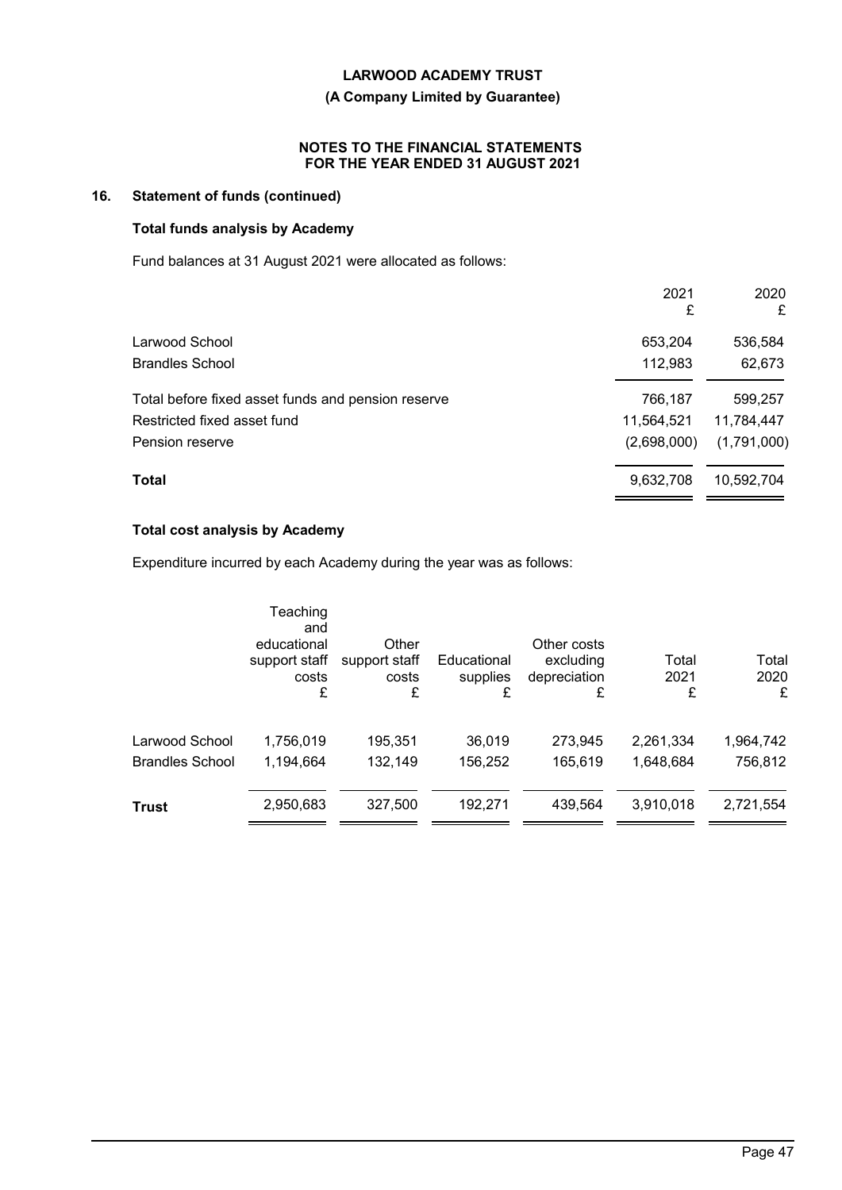## 16. Statement of funds (continued)

### Total funds analysis by Academy

Fund balances at 31 August 2021 were allocated as follows:

| | 2021 £ | 2020 £ |
|---|---|---|
| Larwood School | 653,204 | 536,584 |
| Brandles School | 112,983 | 62,673 |
| Total before fixed asset funds and pension reserve | 766,187 | 599,257 |
| Restricted fixed asset fund | 11,564,521 | 11,784,447 |
| Pension reserve | (2,698,000) | (1,791,000) |
| **Total** | 9,632,708 | 10,592,704 |

### Total cost analysis by Academy

Expenditure incurred by each Academy during the year was as follows:

| | Teaching and educational support staff costs £ | Other support staff costs £ | Educational supplies £ | Other costs excluding depreciation £ | Total 2021 £ | Total 2020 £ |
|---|---|---|---|---|---|---|
| Larwood School | 1,756,019 | 195,351 | 36,019 | 273,945 | 2,261,334 | 1,964,742 |
| Brandles School | 1,194,664 | 132,149 | 156,252 | 165,619 | 1,648,684 | 756,812 |
| **Trust** | 2,950,683 | 327,500 | 192,271 | 439,564 | 3,910,018 | 2,721,554 |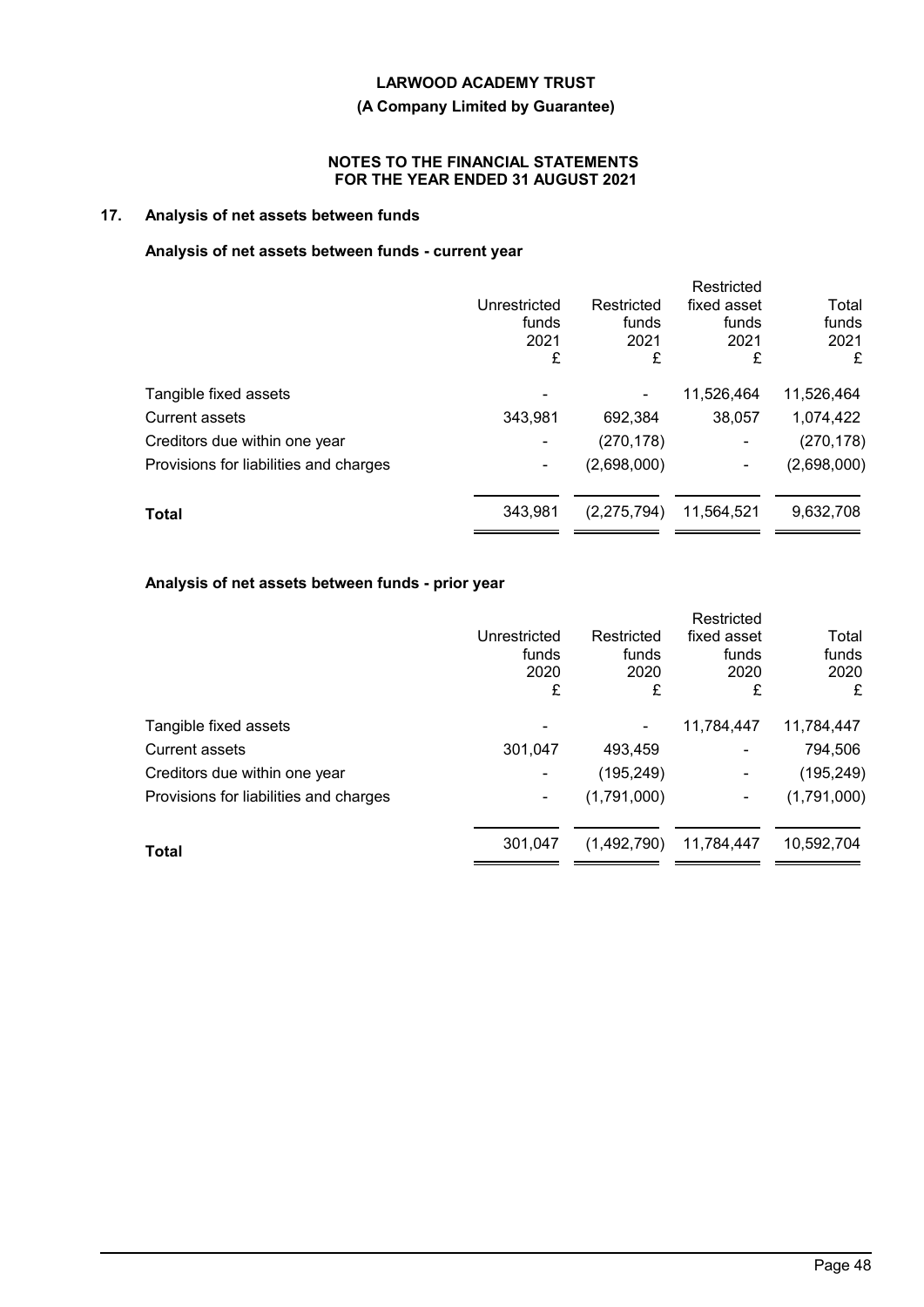## 17. Analysis of net assets between funds

### Analysis of net assets between funds - current year

| | Unrestricted funds 2021 £ | Restricted funds 2021 £ | Restricted fixed asset funds 2021 £ | Total funds 2021 £ |
|---|---|---|---|---|
| Tangible fixed assets | - | - | 11,526,464 | 11,526,464 |
| Current assets | 343,981 | 692,384 | 38,057 | 1,074,422 |
| Creditors due within one year | - | (270,178) | - | (270,178) |
| Provisions for liabilities and charges | - | (2,698,000) | - | (2,698,000) |
| **Total** | 343,981 | (2,275,794) | 11,564,521 | 9,632,708 |

### Analysis of net assets between funds - prior year

| | Unrestricted funds 2020 £ | Restricted funds 2020 £ | Restricted fixed asset funds 2020 £ | Total funds 2020 £ |
|---|---|---|---|---|
| Tangible fixed assets | - | - | 11,784,447 | 11,784,447 |
| Current assets | 301,047 | 493,459 | - | 794,506 |
| Creditors due within one year | - | (195,249) | - | (195,249) |
| Provisions for liabilities and charges | - | (1,791,000) | - | (1,791,000) |
| **Total** | 301,047 | (1,492,790) | 11,784,447 | 10,592,704 |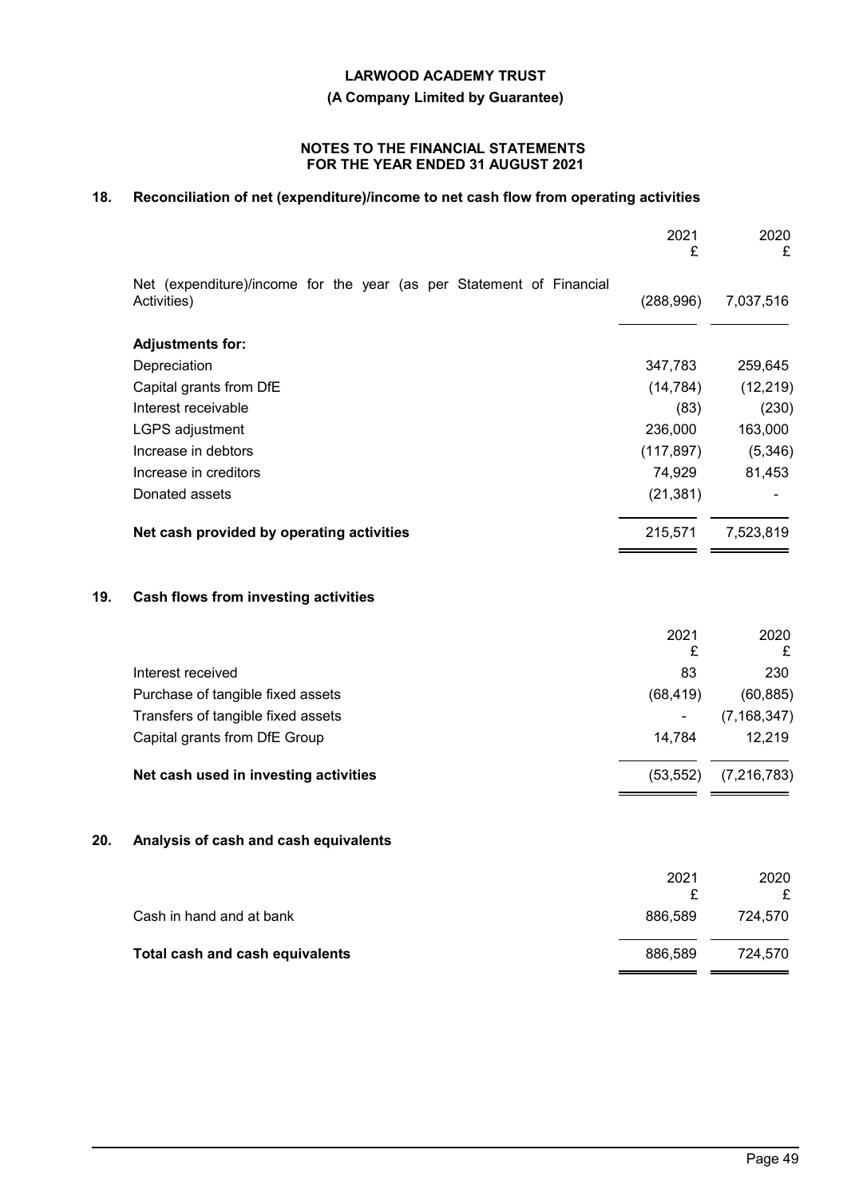# LARWOOD ACADEMY TRUST

**(A Company Limited by Guarantee)**

**NOTES TO THE FINANCIAL STATEMENTS FOR THE YEAR ENDED 31 AUGUST 2021**

## 18. Reconciliation of net (expenditure)/income to net cash flow from operating activities

| | 2021 £ | 2020 £ |
|---|---|---|
| Net (expenditure)/income for the year (as per Statement of Financial Activities) | (288,996) | 7,037,516 |
| **Adjustments for:** | | |
| Depreciation | 347,783 | 259,645 |
| Capital grants from DfE | (14,784) | (12,219) |
| Interest receivable | (83) | (230) |
| LGPS adjustment | 236,000 | 163,000 |
| Increase in debtors | (117,897) | (5,346) |
| Increase in creditors | 74,929 | 81,453 |
| Donated assets | (21,381) | - |
| **Net cash provided by operating activities** | 215,571 | 7,523,819 |

## 19. Cash flows from investing activities

| | 2021 £ | 2020 £ |
|---|---|---|
| Interest received | 83 | 230 |
| Purchase of tangible fixed assets | (68,419) | (60,885) |
| Transfers of tangible fixed assets | - | (7,168,347) |
| Capital grants from DfE Group | 14,784 | 12,219 |
| **Net cash used in investing activities** | (53,552) | (7,216,783) |

## 20. Analysis of cash and cash equivalents

| | 2021 £ | 2020 £ |
|---|---|---|
| Cash in hand and at bank | 886,589 | 724,570 |
| **Total cash and cash equivalents** | 886,589 | 724,570 |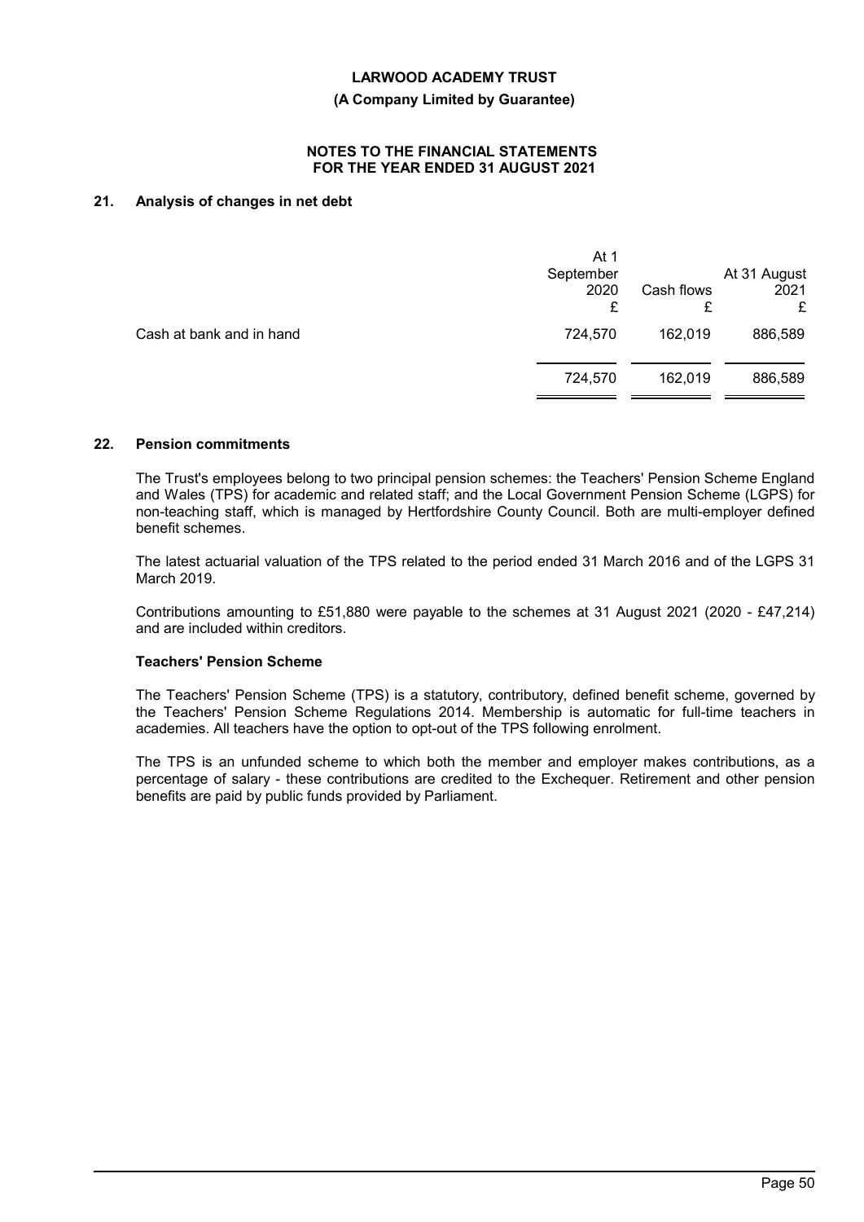## 21. Analysis of changes in net debt

| | At 1 September 2020 £ | Cash flows £ | At 31 August 2021 £ |
|---|---|---|---|
| Cash at bank and in hand | 724,570 | 162,019 | 886,589 |
| | 724,570 | 162,019 | 886,589 |

## 22. Pension commitments

The Trust's employees belong to two principal pension schemes: the Teachers' Pension Scheme England and Wales (TPS) for academic and related staff; and the Local Government Pension Scheme (LGPS) for non-teaching staff, which is managed by Hertfordshire County Council. Both are multi-employer defined benefit schemes.

The latest actuarial valuation of the TPS related to the period ended 31 March 2016 and of the LGPS 31 March 2019.

Contributions amounting to £51,880 were payable to the schemes at 31 August 2021 (2020 - £47,214) and are included within creditors.

### Teachers' Pension Scheme

The Teachers' Pension Scheme (TPS) is a statutory, contributory, defined benefit scheme, governed by the Teachers' Pension Scheme Regulations 2014. Membership is automatic for full-time teachers in academies. All teachers have the option to opt-out of the TPS following enrolment.

The TPS is an unfunded scheme to which both the member and employer makes contributions, as a percentage of salary - these contributions are credited to the Exchequer. Retirement and other pension benefits are paid by public funds provided by Parliament.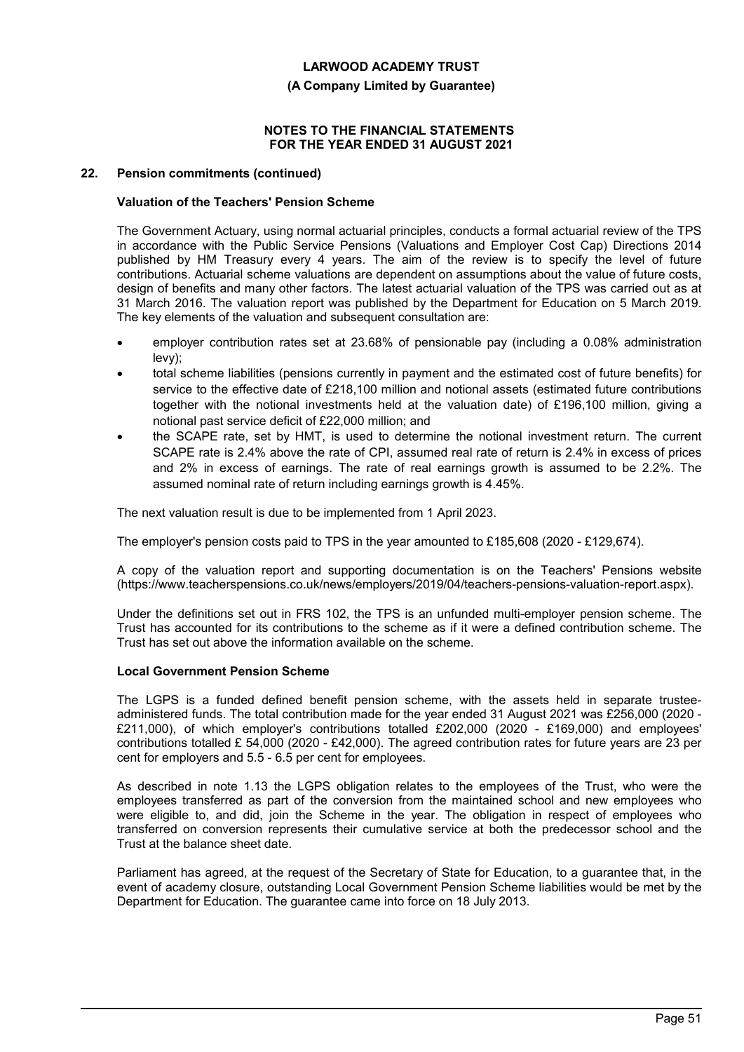## 22. Pension commitments (continued)

### Valuation of the Teachers' Pension Scheme

The Government Actuary, using normal actuarial principles, conducts a formal actuarial review of the TPS in accordance with the Public Service Pensions (Valuations and Employer Cost Cap) Directions 2014 published by HM Treasury every 4 years. The aim of the review is to specify the level of future contributions. Actuarial scheme valuations are dependent on assumptions about the value of future costs, design of benefits and many other factors. The latest actuarial valuation of the TPS was carried out as at 31 March 2016. The valuation report was published by the Department for Education on 5 March 2019. The key elements of the valuation and subsequent consultation are:

- employer contribution rates set at 23.68% of pensionable pay (including a 0.08% administration levy);
- total scheme liabilities (pensions currently in payment and the estimated cost of future benefits) for service to the effective date of £218,100 million and notional assets (estimated future contributions together with the notional investments held at the valuation date) of £196,100 million, giving a notional past service deficit of £22,000 million; and
- the SCAPE rate, set by HMT, is used to determine the notional investment return. The current SCAPE rate is 2.4% above the rate of CPI, assumed real rate of return is 2.4% in excess of prices and 2% in excess of earnings. The rate of real earnings growth is assumed to be 2.2%. The assumed nominal rate of return including earnings growth is 4.45%.

The next valuation result is due to be implemented from 1 April 2023.

The employer's pension costs paid to TPS in the year amounted to £185,608 (2020 - £129,674).

A copy of the valuation report and supporting documentation is on the Teachers' Pensions website (https://www.teacherspensions.co.uk/news/employers/2019/04/teachers-pensions-valuation-report.aspx).

Under the definitions set out in FRS 102, the TPS is an unfunded multi-employer pension scheme. The Trust has accounted for its contributions to the scheme as if it were a defined contribution scheme. The Trust has set out above the information available on the scheme.

### Local Government Pension Scheme

The LGPS is a funded defined benefit pension scheme, with the assets held in separate trustee-administered funds. The total contribution made for the year ended 31 August 2021 was £256,000 (2020 - £211,000), of which employer's contributions totalled £202,000 (2020 - £169,000) and employees' contributions totalled £ 54,000 (2020 - £42,000). The agreed contribution rates for future years are 23 per cent for employers and 5.5 - 6.5 per cent for employees.

As described in note 1.13 the LGPS obligation relates to the employees of the Trust, who were the employees transferred as part of the conversion from the maintained school and new employees who were eligible to, and did, join the Scheme in the year. The obligation in respect of employees who transferred on conversion represents their cumulative service at both the predecessor school and the Trust at the balance sheet date.

Parliament has agreed, at the request of the Secretary of State for Education, to a guarantee that, in the event of academy closure, outstanding Local Government Pension Scheme liabilities would be met by the Department for Education. The guarantee came into force on 18 July 2013.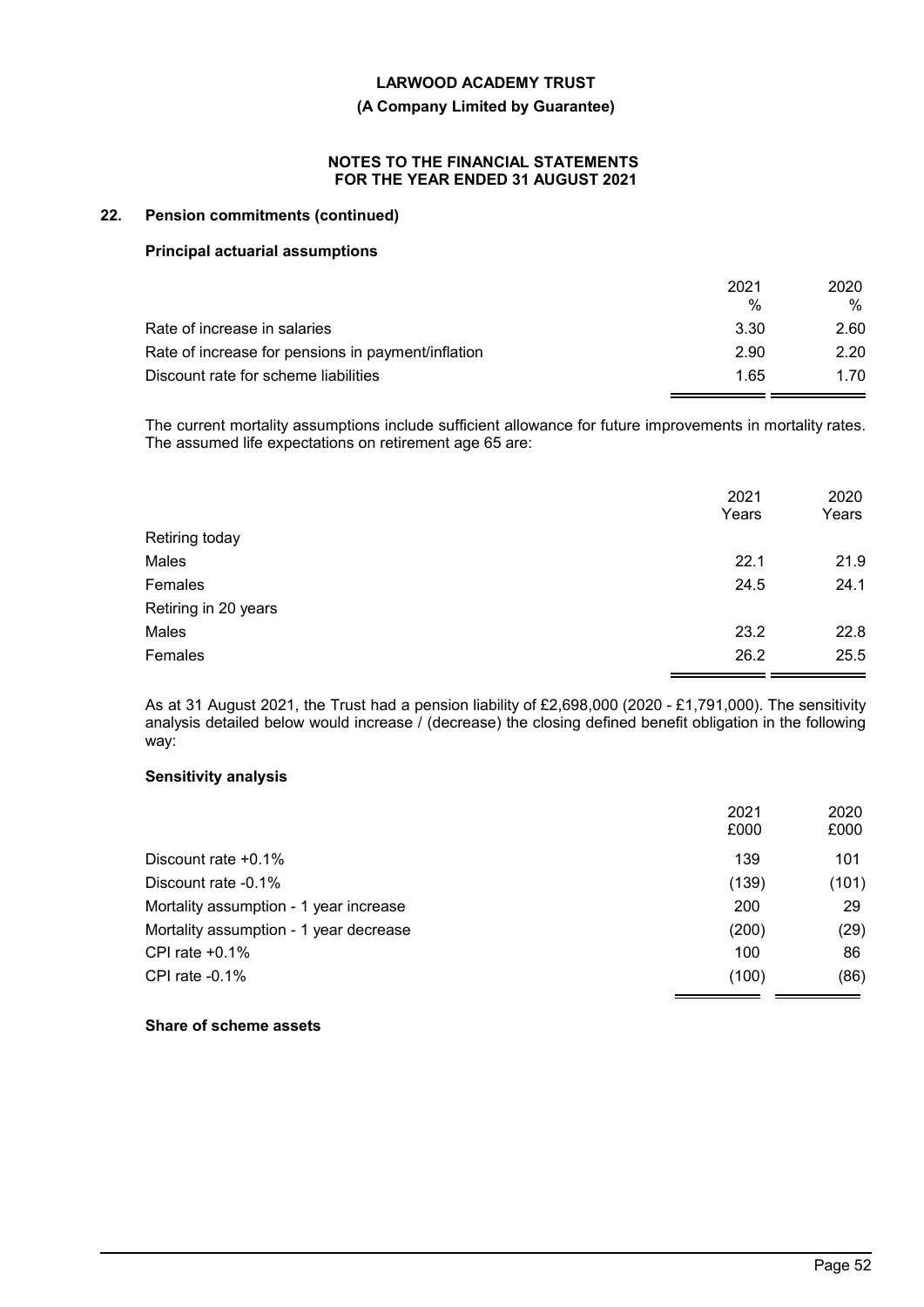## 22. Pension commitments (continued)

### Principal actuarial assumptions

| | 2021 % | 2020 % |
|---|---|---|
| Rate of increase in salaries | 3.30 | 2.60 |
| Rate of increase for pensions in payment/inflation | 2.90 | 2.20 |
| Discount rate for scheme liabilities | 1.65 | 1.70 |

The current mortality assumptions include sufficient allowance for future improvements in mortality rates. The assumed life expectations on retirement age 65 are:

| | 2021 Years | 2020 Years |
|---|---|---|
| Retiring today | | |
| Males | 22.1 | 21.9 |
| Females | 24.5 | 24.1 |
| Retiring in 20 years | | |
| Males | 23.2 | 22.8 |
| Females | 26.2 | 25.5 |

As at 31 August 2021, the Trust had a pension liability of £2,698,000 (2020 - £1,791,000). The sensitivity analysis detailed below would increase / (decrease) the closing defined benefit obligation in the following way:

### Sensitivity analysis

| | 2021 £000 | 2020 £000 |
|---|---|---|
| Discount rate +0.1% | 139 | 101 |
| Discount rate -0.1% | (139) | (101) |
| Mortality assumption - 1 year increase | 200 | 29 |
| Mortality assumption - 1 year decrease | (200) | (29) |
| CPI rate +0.1% | 100 | 86 |
| CPI rate -0.1% | (100) | (86) |

### Share of scheme assets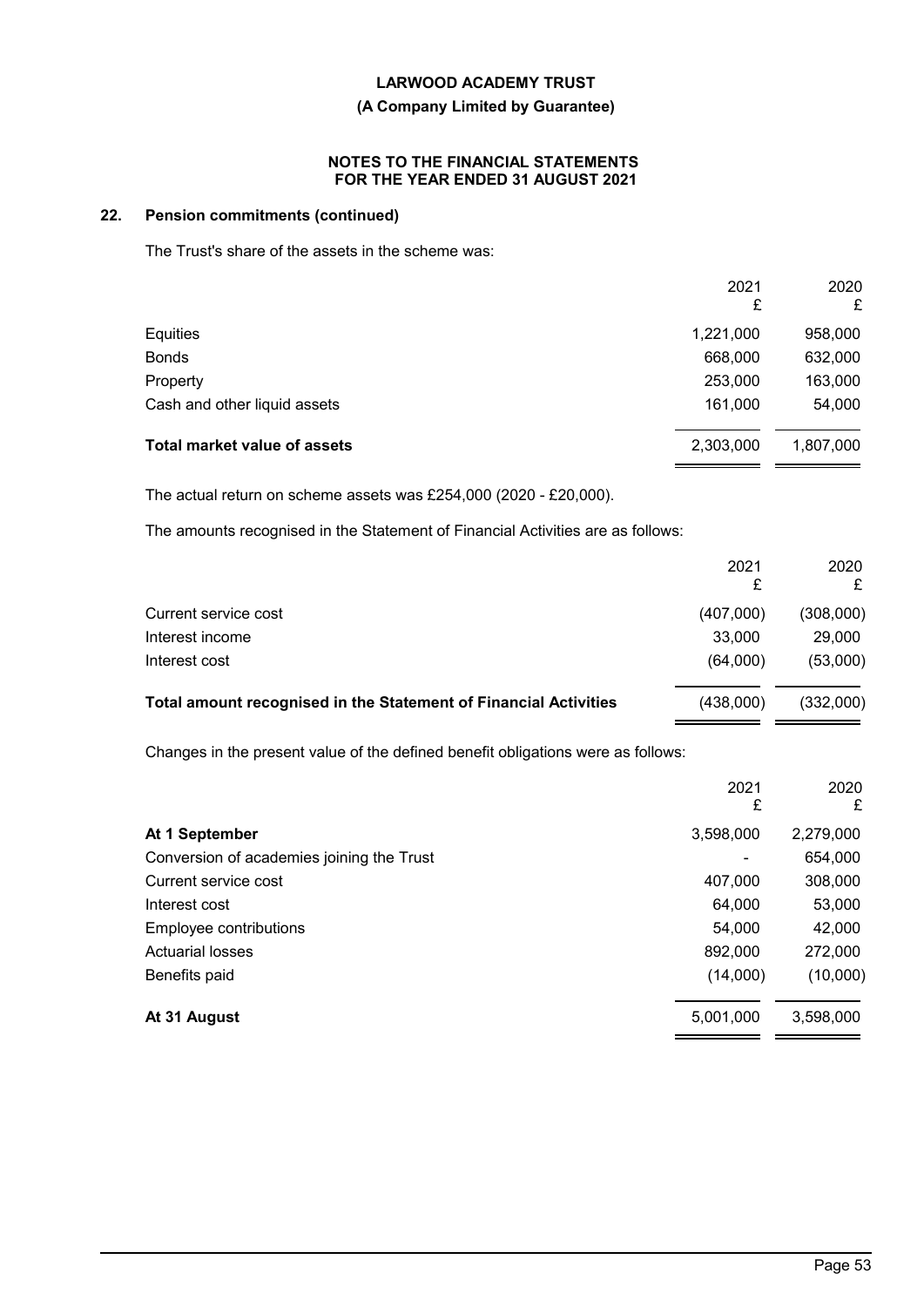## 22. Pension commitments (continued)

The Trust's share of the assets in the scheme was:

| | 2021 £ | 2020 £ |
|---|---|---|
| Equities | 1,221,000 | 958,000 |
| Bonds | 668,000 | 632,000 |
| Property | 253,000 | 163,000 |
| Cash and other liquid assets | 161,000 | 54,000 |
| **Total market value of assets** | 2,303,000 | 1,807,000 |

The actual return on scheme assets was £254,000 (2020 - £20,000).

The amounts recognised in the Statement of Financial Activities are as follows:

| | 2021 £ | 2020 £ |
|---|---|---|
| Current service cost | (407,000) | (308,000) |
| Interest income | 33,000 | 29,000 |
| Interest cost | (64,000) | (53,000) |
| **Total amount recognised in the Statement of Financial Activities** | (438,000) | (332,000) |

Changes in the present value of the defined benefit obligations were as follows:

| | 2021 £ | 2020 £ |
|---|---|---|
| **At 1 September** | 3,598,000 | 2,279,000 |
| Conversion of academies joining the Trust | - | 654,000 |
| Current service cost | 407,000 | 308,000 |
| Interest cost | 64,000 | 53,000 |
| Employee contributions | 54,000 | 42,000 |
| Actuarial losses | 892,000 | 272,000 |
| Benefits paid | (14,000) | (10,000) |
| **At 31 August** | 5,001,000 | 3,598,000 |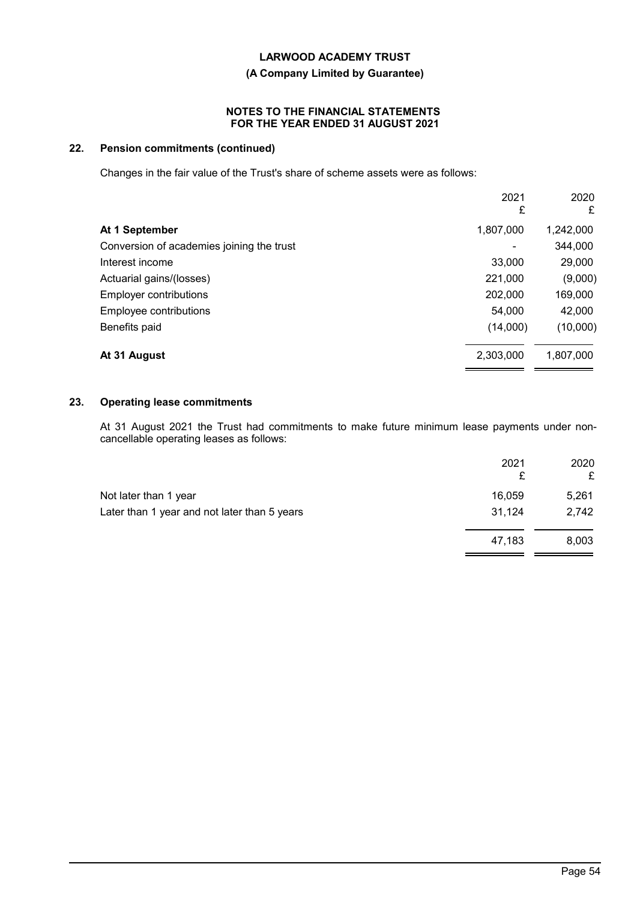## 22. Pension commitments (continued)

Changes in the fair value of the Trust's share of scheme assets were as follows:

| | 2021 £ | 2020 £ |
|---|---|---|
| **At 1 September** | 1,807,000 | 1,242,000 |
| Conversion of academies joining the trust | - | 344,000 |
| Interest income | 33,000 | 29,000 |
| Actuarial gains/(losses) | 221,000 | (9,000) |
| Employer contributions | 202,000 | 169,000 |
| Employee contributions | 54,000 | 42,000 |
| Benefits paid | (14,000) | (10,000) |
| **At 31 August** | 2,303,000 | 1,807,000 |

## 23. Operating lease commitments

At 31 August 2021 the Trust had commitments to make future minimum lease payments under non-cancellable operating leases as follows:

| | 2021 £ | 2020 £ |
|---|---|---|
| Not later than 1 year | 16,059 | 5,261 |
| Later than 1 year and not later than 5 years | 31,124 | 2,742 |
| | 47,183 | 8,003 |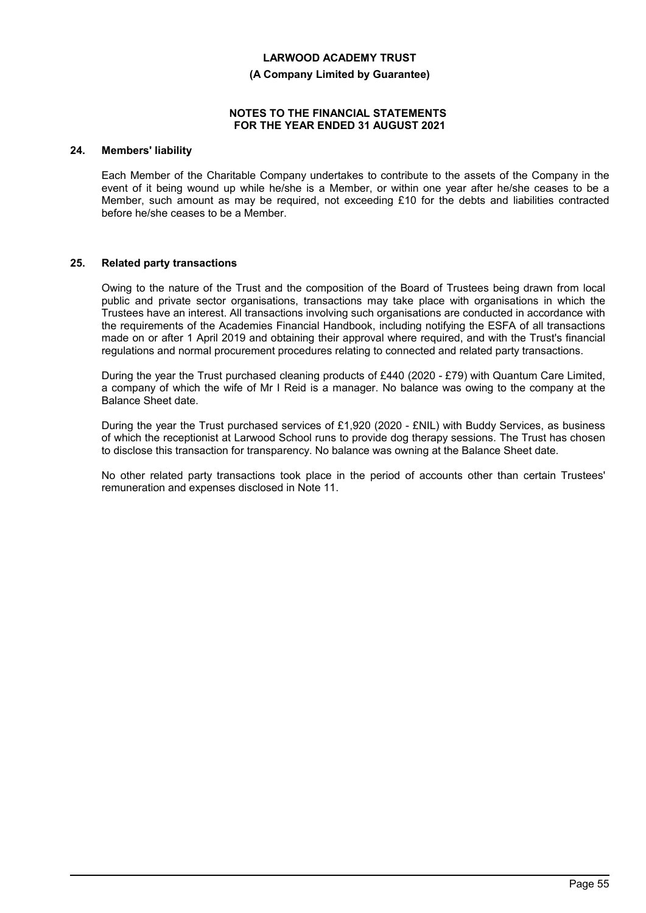**LARWOOD ACADEMY TRUST**

**(A Company Limited by Guarantee)**

**NOTES TO THE FINANCIAL STATEMENTS FOR THE YEAR ENDED 31 AUGUST 2021**

## 24. Members' liability

Each Member of the Charitable Company undertakes to contribute to the assets of the Company in the event of it being wound up while he/she is a Member, or within one year after he/she ceases to be a Member, such amount as may be required, not exceeding £10 for the debts and liabilities contracted before he/she ceases to be a Member.

## 25. Related party transactions

Owing to the nature of the Trust and the composition of the Board of Trustees being drawn from local public and private sector organisations, transactions may take place with organisations in which the Trustees have an interest. All transactions involving such organisations are conducted in accordance with the requirements of the Academies Financial Handbook, including notifying the ESFA of all transactions made on or after 1 April 2019 and obtaining their approval where required, and with the Trust's financial regulations and normal procurement procedures relating to connected and related party transactions.

During the year the Trust purchased cleaning products of £440 (2020 - £79) with Quantum Care Limited, a company of which the wife of Mr I Reid is a manager. No balance was owing to the company at the Balance Sheet date.

During the year the Trust purchased services of £1,920 (2020 - £NIL) with Buddy Services, as business of which the receptionist at Larwood School runs to provide dog therapy sessions. The Trust has chosen to disclose this transaction for transparency. No balance was owning at the Balance Sheet date.

No other related party transactions took place in the period of accounts other than certain Trustees' remuneration and expenses disclosed in Note 11.